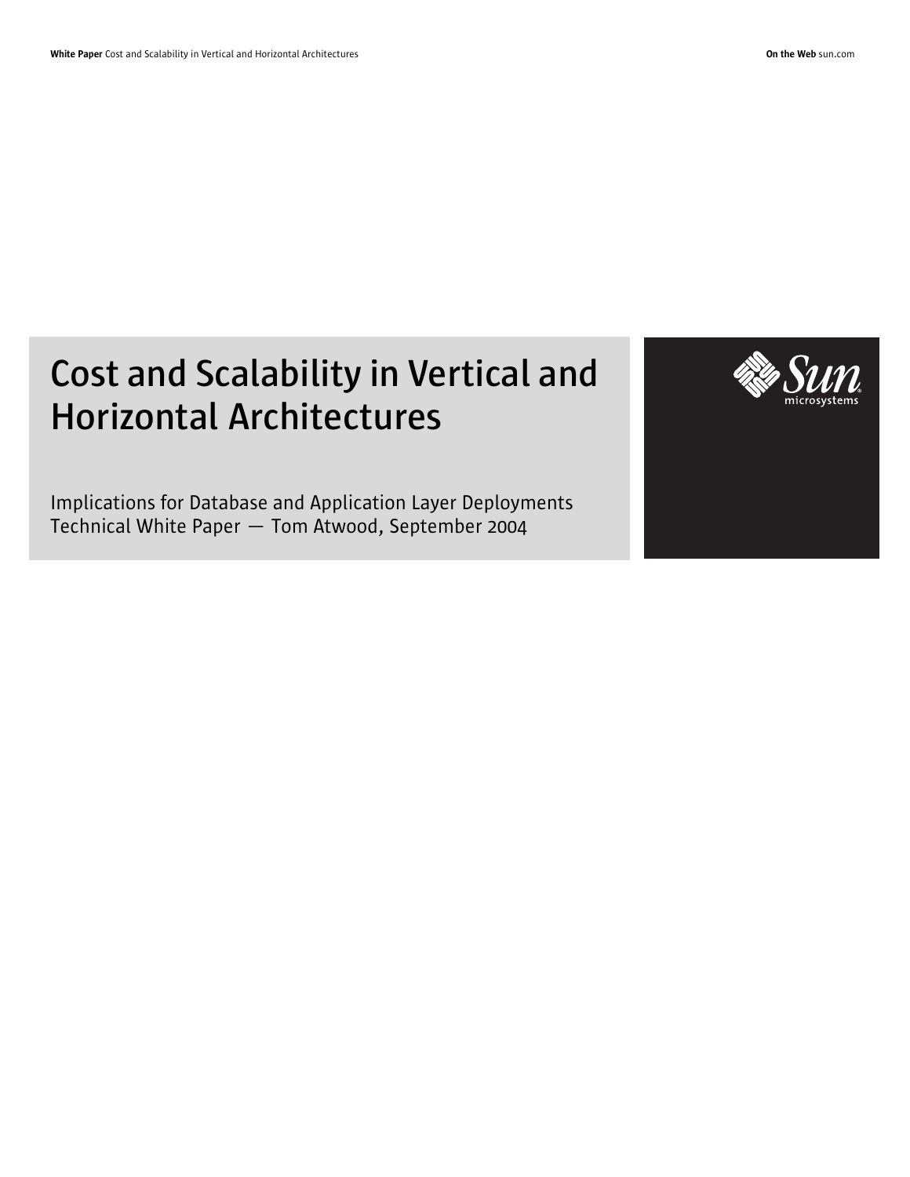# Cost and Scalability in Vertical and Horizontal Architectures

Implications for Database and Application Layer Deployments
Technical White Paper — Tom Atwood, September 2004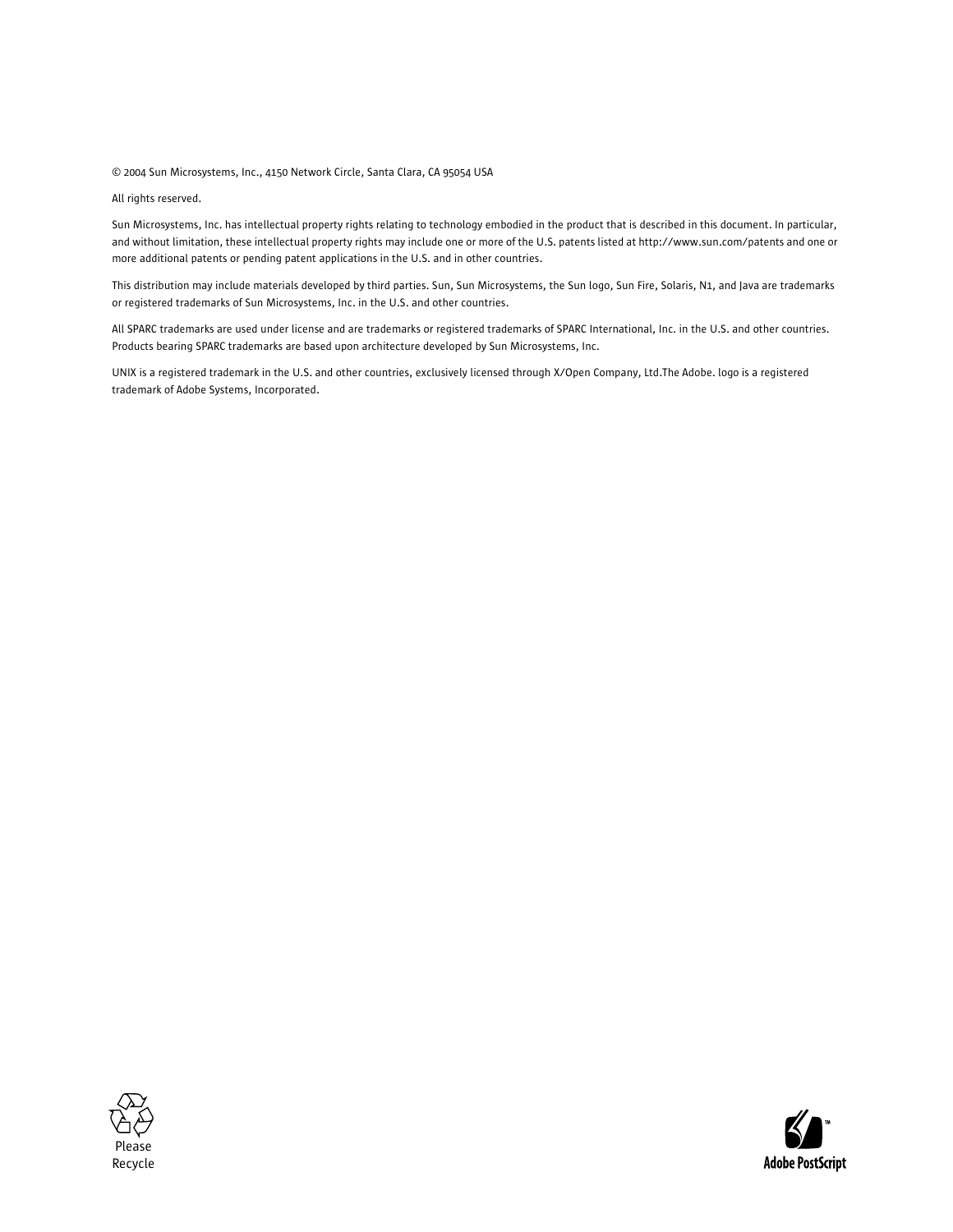© 2004 Sun Microsystems, Inc., 4150 Network Circle, Santa Clara, CA 95054 USA

All rights reserved.

Sun Microsystems, Inc. has intellectual property rights relating to technology embodied in the product that is described in this document. In particular, and without limitation, these intellectual property rights may include one or more of the U.S. patents listed at http://www.sun.com/patents and one or more additional patents or pending patent applications in the U.S. and in other countries.

This distribution may include materials developed by third parties. Sun, Sun Microsystems, the Sun logo, Sun Fire, Solaris, N1, and Java are trademarks or registered trademarks of Sun Microsystems, Inc. in the U.S. and other countries.

All SPARC trademarks are used under license and are trademarks or registered trademarks of SPARC International, Inc. in the U.S. and other countries. Products bearing SPARC trademarks are based upon architecture developed by Sun Microsystems, Inc.

UNIX is a registered trademark in the U.S. and other countries, exclusively licensed through X/Open Company, Ltd.The Adobe. logo is a registered trademark of Adobe Systems, Incorporated.

Please Recycle

Adobe PostScript™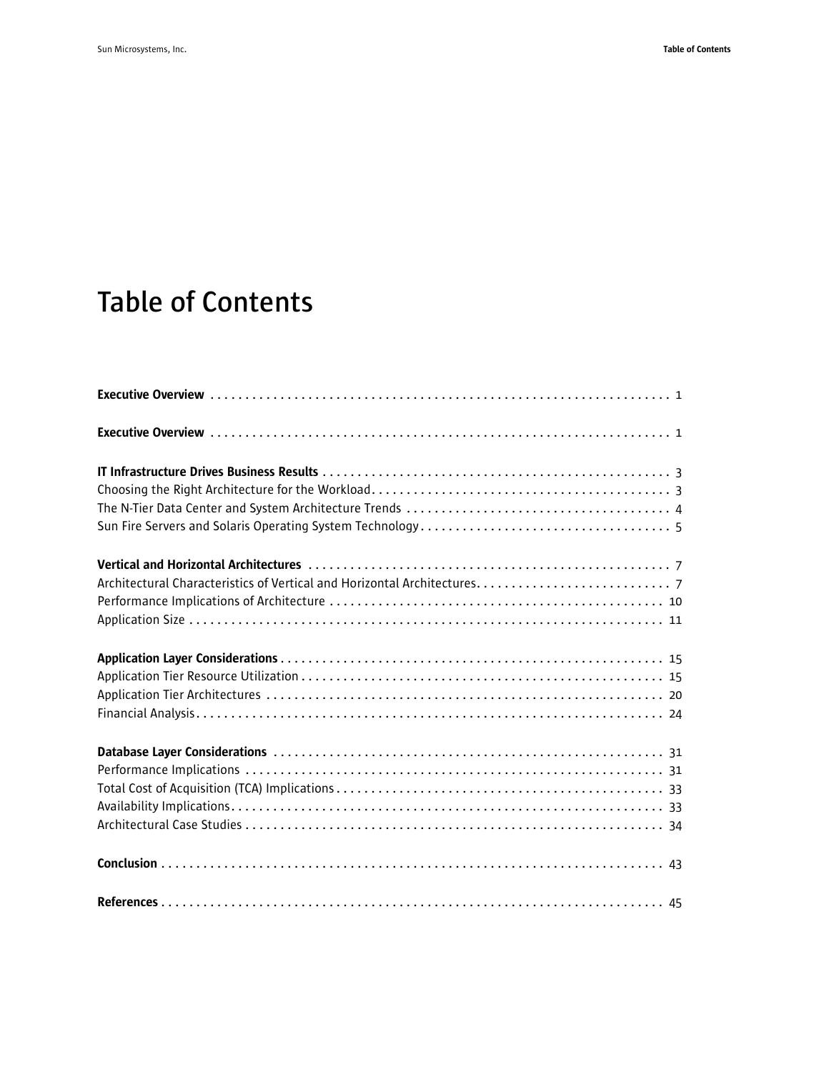# Table of Contents

**Executive Overview** . . . . . . . . . . . . . . . . . . . . . . . . . . . . . . . . . . . . . . . . . . . . . . . . . . . . . . . . . . . . . . . . . 1

**Executive Overview** . . . . . . . . . . . . . . . . . . . . . . . . . . . . . . . . . . . . . . . . . . . . . . . . . . . . . . . . . . . . . . . . . 1

**IT Infrastructure Drives Business Results** . . . . . . . . . . . . . . . . . . . . . . . . . . . . . . . . . . . . . . . . . . . . . . . . . 3
Choosing the Right Architecture for the Workload. . . . . . . . . . . . . . . . . . . . . . . . . . . . . . . . . . . . . . . . . . . . 3
The N-Tier Data Center and System Architecture Trends . . . . . . . . . . . . . . . . . . . . . . . . . . . . . . . . . . . . . 4
Sun Fire Servers and Solaris Operating System Technology . . . . . . . . . . . . . . . . . . . . . . . . . . . . . . . . . . . 5

**Vertical and Horizontal Architectures** . . . . . . . . . . . . . . . . . . . . . . . . . . . . . . . . . . . . . . . . . . . . . . . . . . . 7
Architectural Characteristics of Vertical and Horizontal Architectures. . . . . . . . . . . . . . . . . . . . . . . . . . . . 7
Performance Implications of Architecture . . . . . . . . . . . . . . . . . . . . . . . . . . . . . . . . . . . . . . . . . . . . . . . . 10
Application Size . . . . . . . . . . . . . . . . . . . . . . . . . . . . . . . . . . . . . . . . . . . . . . . . . . . . . . . . . . . . . . . . . . . 11

**Application Layer Considerations** . . . . . . . . . . . . . . . . . . . . . . . . . . . . . . . . . . . . . . . . . . . . . . . . . . . . . 15
Application Tier Resource Utilization . . . . . . . . . . . . . . . . . . . . . . . . . . . . . . . . . . . . . . . . . . . . . . . . . . . . 15
Application Tier Architectures . . . . . . . . . . . . . . . . . . . . . . . . . . . . . . . . . . . . . . . . . . . . . . . . . . . . . . . . . 20
Financial Analysis . . . . . . . . . . . . . . . . . . . . . . . . . . . . . . . . . . . . . . . . . . . . . . . . . . . . . . . . . . . . . . . . . . 24

**Database Layer Considerations** . . . . . . . . . . . . . . . . . . . . . . . . . . . . . . . . . . . . . . . . . . . . . . . . . . . . . . . 31
Performance Implications . . . . . . . . . . . . . . . . . . . . . . . . . . . . . . . . . . . . . . . . . . . . . . . . . . . . . . . . . . . . 31
Total Cost of Acquisition (TCA) Implications . . . . . . . . . . . . . . . . . . . . . . . . . . . . . . . . . . . . . . . . . . . . . . 33
Availability Implications. . . . . . . . . . . . . . . . . . . . . . . . . . . . . . . . . . . . . . . . . . . . . . . . . . . . . . . . . . . . . . 33
Architectural Case Studies . . . . . . . . . . . . . . . . . . . . . . . . . . . . . . . . . . . . . . . . . . . . . . . . . . . . . . . . . . . . 34

**Conclusion** . . . . . . . . . . . . . . . . . . . . . . . . . . . . . . . . . . . . . . . . . . . . . . . . . . . . . . . . . . . . . . . . . . . . . . . 43

**References** . . . . . . . . . . . . . . . . . . . . . . . . . . . . . . . . . . . . . . . . . . . . . . . . . . . . . . . . . . . . . . . . . . . . . . . 45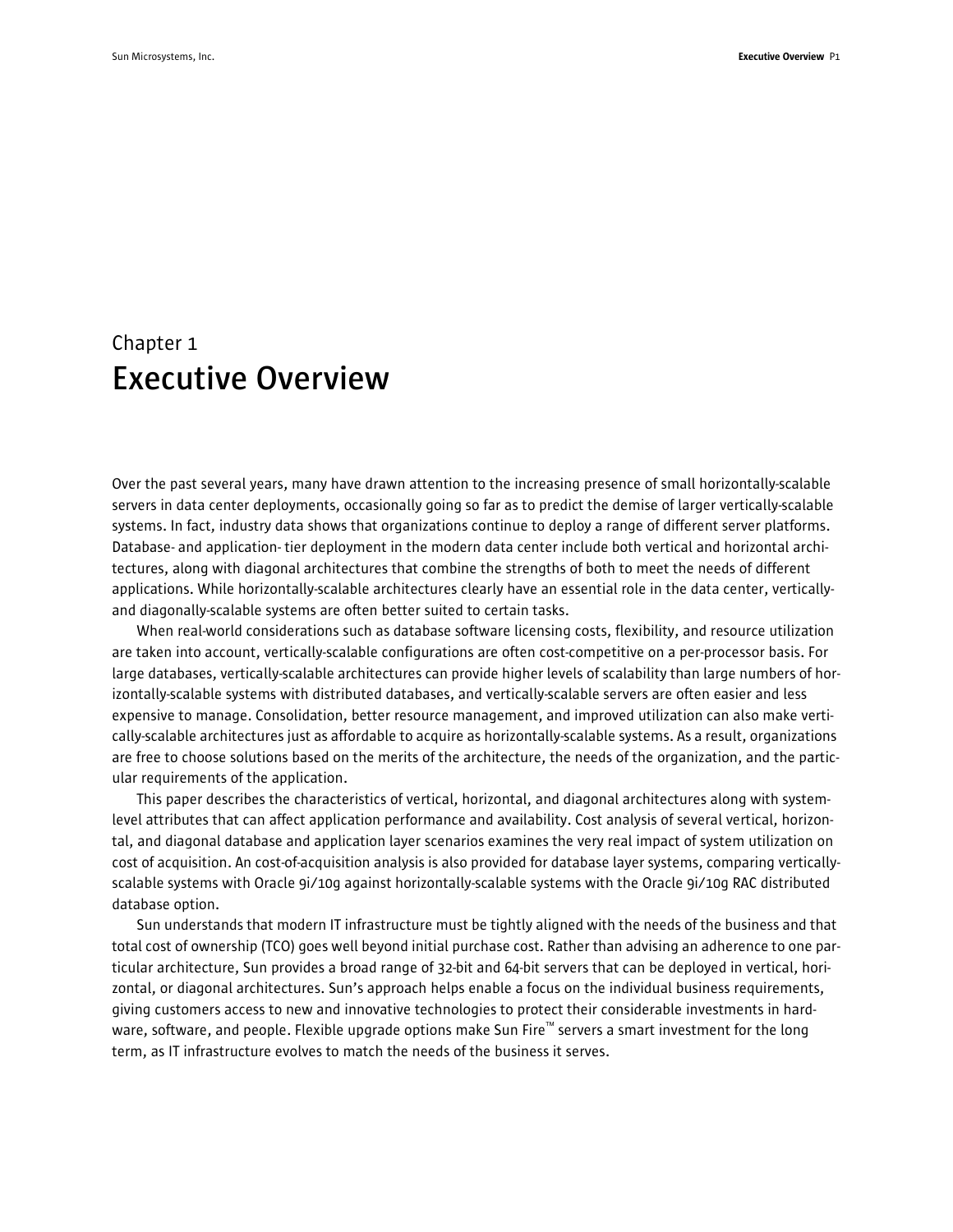# Chapter 1
# Executive Overview

Over the past several years, many have drawn attention to the increasing presence of small horizontally-scalable servers in data center deployments, occasionally going so far as to predict the demise of larger vertically-scalable systems. In fact, industry data shows that organizations continue to deploy a range of different server platforms. Database- and application- tier deployment in the modern data center include both vertical and horizontal architectures, along with diagonal architectures that combine the strengths of both to meet the needs of different applications. While horizontally-scalable architectures clearly have an essential role in the data center, vertically- and diagonally-scalable systems are often better suited to certain tasks.

When real-world considerations such as database software licensing costs, flexibility, and resource utilization are taken into account, vertically-scalable configurations are often cost-competitive on a per-processor basis. For large databases, vertically-scalable architectures can provide higher levels of scalability than large numbers of horizontally-scalable systems with distributed databases, and vertically-scalable servers are often easier and less expensive to manage. Consolidation, better resource management, and improved utilization can also make vertically-scalable architectures just as affordable to acquire as horizontally-scalable systems. As a result, organizations are free to choose solutions based on the merits of the architecture, the needs of the organization, and the particular requirements of the application.

This paper describes the characteristics of vertical, horizontal, and diagonal architectures along with system-level attributes that can affect application performance and availability. Cost analysis of several vertical, horizontal, and diagonal database and application layer scenarios examines the very real impact of system utilization on cost of acquisition. An cost-of-acquisition analysis is also provided for database layer systems, comparing vertically-scalable systems with Oracle 9i/10g against horizontally-scalable systems with the Oracle 9i/10g RAC distributed database option.

Sun understands that modern IT infrastructure must be tightly aligned with the needs of the business and that total cost of ownership (TCO) goes well beyond initial purchase cost. Rather than advising an adherence to one particular architecture, Sun provides a broad range of 32-bit and 64-bit servers that can be deployed in vertical, horizontal, or diagonal architectures. Sun's approach helps enable a focus on the individual business requirements, giving customers access to new and innovative technologies to protect their considerable investments in hardware, software, and people. Flexible upgrade options make Sun Fire™ servers a smart investment for the long term, as IT infrastructure evolves to match the needs of the business it serves.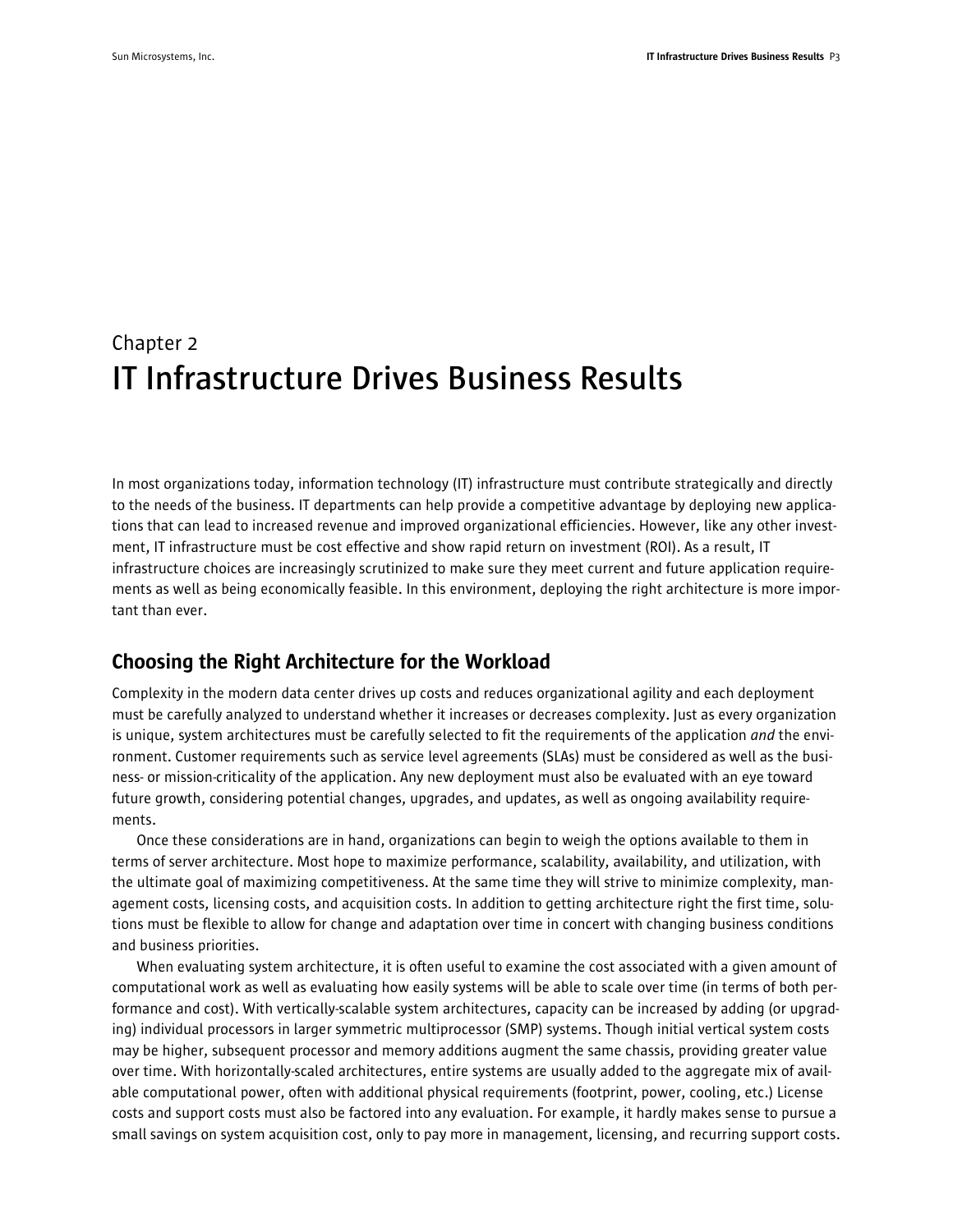# Chapter 2
# IT Infrastructure Drives Business Results

In most organizations today, information technology (IT) infrastructure must contribute strategically and directly to the needs of the business. IT departments can help provide a competitive advantage by deploying new applications that can lead to increased revenue and improved organizational efficiencies. However, like any other investment, IT infrastructure must be cost effective and show rapid return on investment (ROI). As a result, IT infrastructure choices are increasingly scrutinized to make sure they meet current and future application requirements as well as being economically feasible. In this environment, deploying the right architecture is more important than ever.

## Choosing the Right Architecture for the Workload

Complexity in the modern data center drives up costs and reduces organizational agility and each deployment must be carefully analyzed to understand whether it increases or decreases complexity. Just as every organization is unique, system architectures must be carefully selected to fit the requirements of the application *and* the environment. Customer requirements such as service level agreements (SLAs) must be considered as well as the business- or mission-criticality of the application. Any new deployment must also be evaluated with an eye toward future growth, considering potential changes, upgrades, and updates, as well as ongoing availability requirements.

Once these considerations are in hand, organizations can begin to weigh the options available to them in terms of server architecture. Most hope to maximize performance, scalability, availability, and utilization, with the ultimate goal of maximizing competitiveness. At the same time they will strive to minimize complexity, management costs, licensing costs, and acquisition costs. In addition to getting architecture right the first time, solutions must be flexible to allow for change and adaptation over time in concert with changing business conditions and business priorities.

When evaluating system architecture, it is often useful to examine the cost associated with a given amount of computational work as well as evaluating how easily systems will be able to scale over time (in terms of both performance and cost). With vertically-scalable system architectures, capacity can be increased by adding (or upgrading) individual processors in larger symmetric multiprocessor (SMP) systems. Though initial vertical system costs may be higher, subsequent processor and memory additions augment the same chassis, providing greater value over time. With horizontally-scaled architectures, entire systems are usually added to the aggregate mix of available computational power, often with additional physical requirements (footprint, power, cooling, etc.) License costs and support costs must also be factored into any evaluation. For example, it hardly makes sense to pursue a small savings on system acquisition cost, only to pay more in management, licensing, and recurring support costs.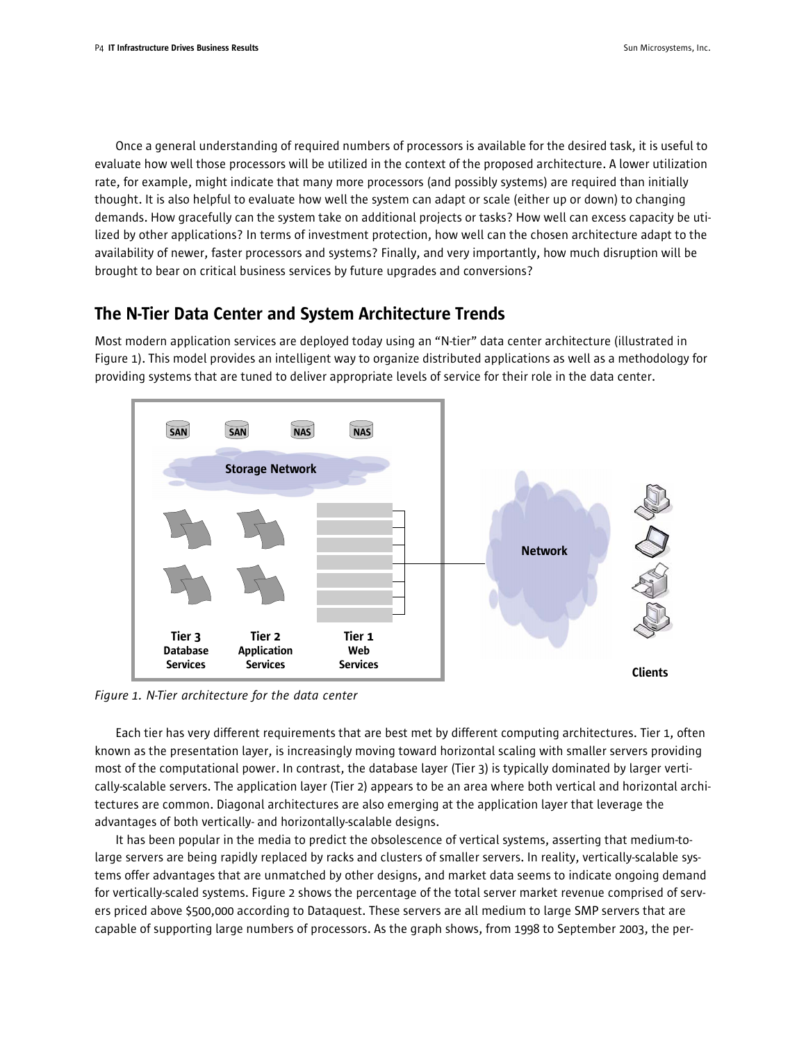Once a general understanding of required numbers of processors is available for the desired task, it is useful to evaluate how well those processors will be utilized in the context of the proposed architecture. A lower utilization rate, for example, might indicate that many more processors (and possibly systems) are required than initially thought. It is also helpful to evaluate how well the system can adapt or scale (either up or down) to changing demands. How gracefully can the system take on additional projects or tasks? How well can excess capacity be utilized by other applications? In terms of investment protection, how well can the chosen architecture adapt to the availability of newer, faster processors and systems? Finally, and very importantly, how much disruption will be brought to bear on critical business services by future upgrades and conversions?

## The N-Tier Data Center and System Architecture Trends

Most modern application services are deployed today using an "N-tier" data center architecture (illustrated in Figure 1). This model provides an intelligent way to organize distributed applications as well as a methodology for providing systems that are tuned to deliver appropriate levels of service for their role in the data center.

SAN SAN NAS NAS

Storage Network

Network

Tier 3 Database Services | Tier 2 Application Services | Tier 1 Web Services

Clients

*Figure 1. N-Tier architecture for the data center*

Each tier has very different requirements that are best met by different computing architectures. Tier 1, often known as the presentation layer, is increasingly moving toward horizontal scaling with smaller servers providing most of the computational power. In contrast, the database layer (Tier 3) is typically dominated by larger vertically-scalable servers. The application layer (Tier 2) appears to be an area where both vertical and horizontal architectures are common. Diagonal architectures are also emerging at the application layer that leverage the advantages of both vertically- and horizontally-scalable designs.

It has been popular in the media to predict the obsolescence of vertical systems, asserting that medium-to-large servers are being rapidly replaced by racks and clusters of smaller servers. In reality, vertically-scalable systems offer advantages that are unmatched by other designs, and market data seems to indicate ongoing demand for vertically-scaled systems. Figure 2 shows the percentage of the total server market revenue comprised of servers priced above $500,000 according to Dataquest. These servers are all medium to large SMP servers that are capable of supporting large numbers of processors. As the graph shows, from 1998 to September 2003, the per-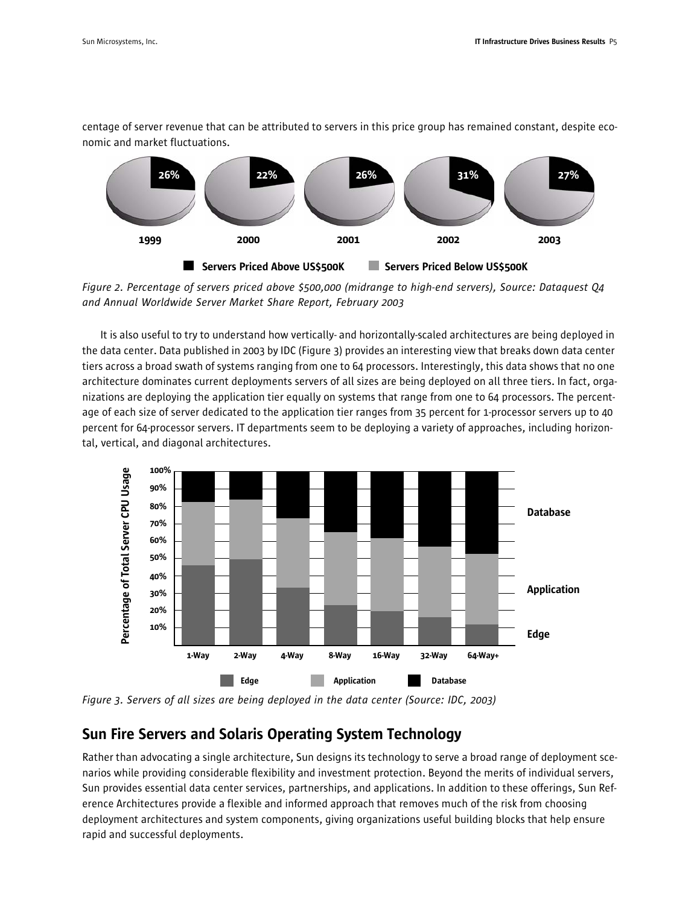centage of server revenue that can be attributed to servers in this price group has remained constant, despite economic and market fluctuations.

Figure 2. Percentage of servers priced above $500,000 (midrange to high-end servers), Source: Dataquest Q4 and Annual Worldwide Server Market Share Report, February 2003

It is also useful to try to understand how vertically- and horizontally-scaled architectures are being deployed in the data center. Data published in 2003 by IDC (Figure 3) provides an interesting view that breaks down data center tiers across a broad swath of systems ranging from one to 64 processors. Interestingly, this data shows that no one architecture dominates current deployments servers of all sizes are being deployed on all three tiers. In fact, organizations are deploying the application tier equally on systems that range from one to 64 processors. The percentage of each size of server dedicated to the application tier ranges from 35 percent for 1-processor servers up to 40 percent for 64-processor servers. IT departments seem to be deploying a variety of approaches, including horizontal, vertical, and diagonal architectures.

Figure 3. Servers of all sizes are being deployed in the data center (Source: IDC, 2003)

## Sun Fire Servers and Solaris Operating System Technology

Rather than advocating a single architecture, Sun designs its technology to serve a broad range of deployment scenarios while providing considerable flexibility and investment protection. Beyond the merits of individual servers, Sun provides essential data center services, partnerships, and applications. In addition to these offerings, Sun Reference Architectures provide a flexible and informed approach that removes much of the risk from choosing deployment architectures and system components, giving organizations useful building blocks that help ensure rapid and successful deployments.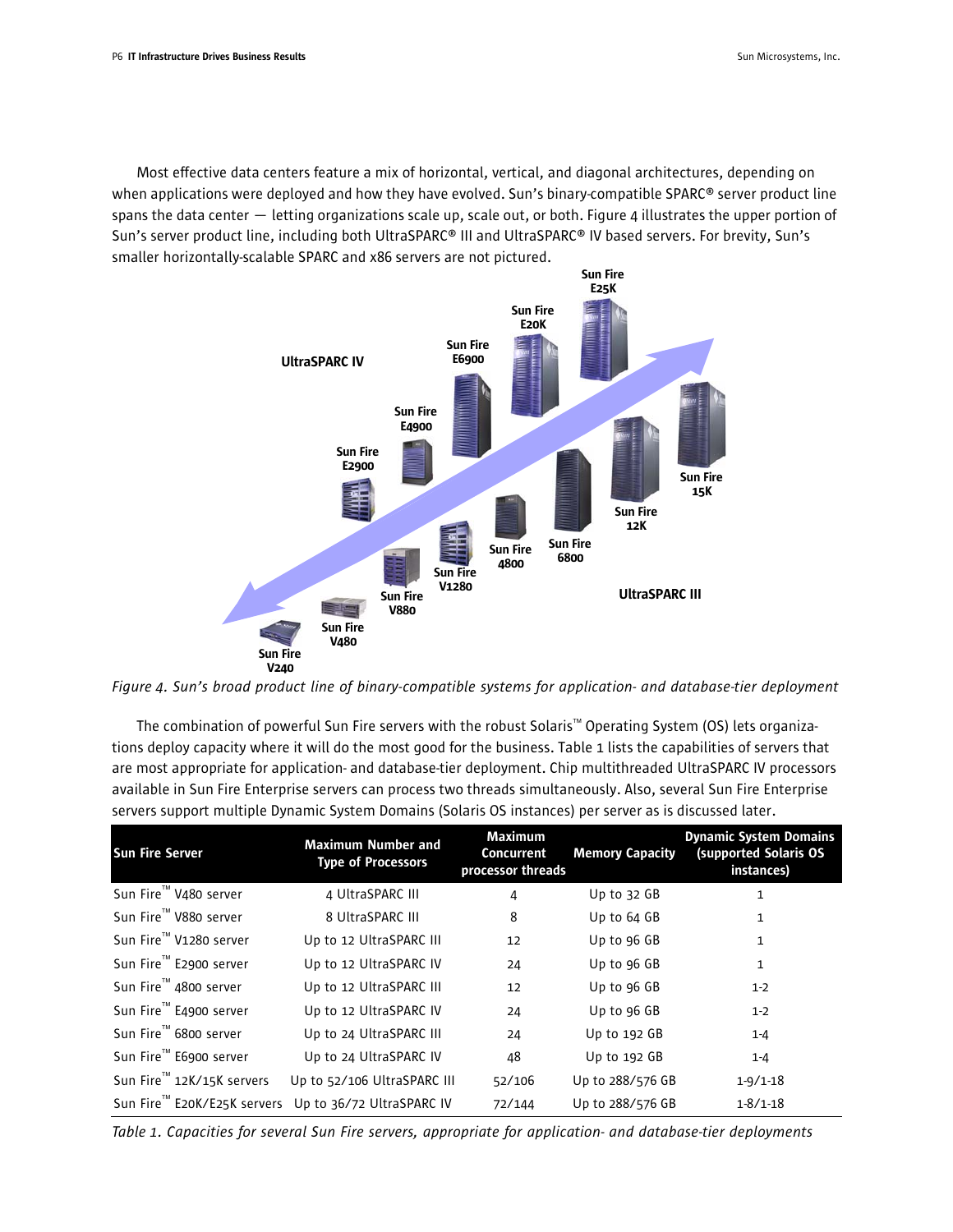Most effective data centers feature a mix of horizontal, vertical, and diagonal architectures, depending on when applications were deployed and how they have evolved. Sun's binary-compatible SPARC® server product line spans the data center — letting organizations scale up, scale out, or both. Figure 4 illustrates the upper portion of Sun's server product line, including both UltraSPARC® III and UltraSPARC® IV based servers. For brevity, Sun's smaller horizontally-scalable SPARC and x86 servers are not pictured.

*Figure 4. Sun's broad product line of binary-compatible systems for application- and database-tier deployment*

The combination of powerful Sun Fire servers with the robust Solaris™ Operating System (OS) lets organizations deploy capacity where it will do the most good for the business. Table 1 lists the capabilities of servers that are most appropriate for application- and database-tier deployment. Chip multithreaded UltraSPARC IV processors available in Sun Fire Enterprise servers can process two threads simultaneously. Also, several Sun Fire Enterprise servers support multiple Dynamic System Domains (Solaris OS instances) per server as is discussed later.

| Sun Fire Server | Maximum Number and Type of Processors | Maximum Concurrent processor threads | Memory Capacity | Dynamic System Domains (supported Solaris OS instances) |
|---|---|---|---|---|
| Sun Fire™ V480 server | 4 UltraSPARC III | 4 | Up to 32 GB | 1 |
| Sun Fire™ V880 server | 8 UltraSPARC III | 8 | Up to 64 GB | 1 |
| Sun Fire™ V1280 server | Up to 12 UltraSPARC III | 12 | Up to 96 GB | 1 |
| Sun Fire™ E2900 server | Up to 12 UltraSPARC IV | 24 | Up to 96 GB | 1 |
| Sun Fire™ 4800 server | Up to 12 UltraSPARC III | 12 | Up to 96 GB | 1-2 |
| Sun Fire™ E4900 server | Up to 12 UltraSPARC IV | 24 | Up to 96 GB | 1-2 |
| Sun Fire™ 6800 server | Up to 24 UltraSPARC III | 24 | Up to 192 GB | 1-4 |
| Sun Fire™ E6900 server | Up to 24 UltraSPARC IV | 48 | Up to 192 GB | 1-4 |
| Sun Fire™ 12K/15K servers | Up to 52/106 UltraSPARC III | 52/106 | Up to 288/576 GB | 1-9/1-18 |
| Sun Fire™ E20K/E25K servers | Up to 36/72 UltraSPARC IV | 72/144 | Up to 288/576 GB | 1-8/1-18 |

*Table 1. Capacities for several Sun Fire servers, appropriate for application- and database-tier deployments*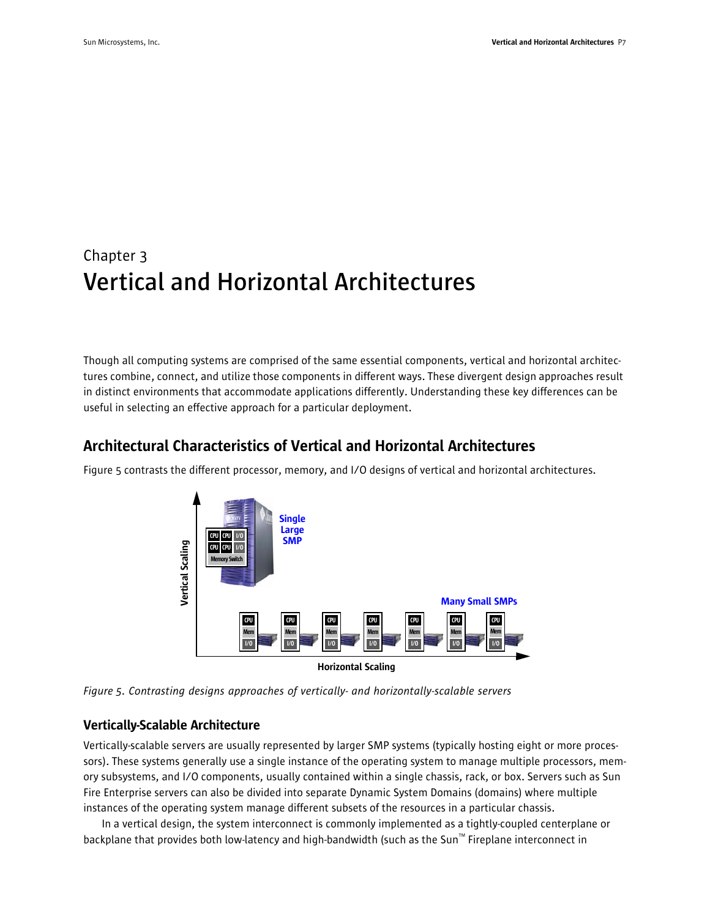## Chapter 3

# Vertical and Horizontal Architectures

Though all computing systems are comprised of the same essential components, vertical and horizontal architectures combine, connect, and utilize those components in different ways. These divergent design approaches result in distinct environments that accommodate applications differently. Understanding these key differences can be useful in selecting an effective approach for a particular deployment.

## Architectural Characteristics of Vertical and Horizontal Architectures

Figure 5 contrasts the different processor, memory, and I/O designs of vertical and horizontal architectures.

*Figure 5. Contrasting designs approaches of vertically- and horizontally-scalable servers*

### Vertically-Scalable Architecture

Vertically-scalable servers are usually represented by larger SMP systems (typically hosting eight or more processors). These systems generally use a single instance of the operating system to manage multiple processors, memory subsystems, and I/O components, usually contained within a single chassis, rack, or box. Servers such as Sun Fire Enterprise servers can also be divided into separate Dynamic System Domains (domains) where multiple instances of the operating system manage different subsets of the resources in a particular chassis.

In a vertical design, the system interconnect is commonly implemented as a tightly-coupled centerplane or backplane that provides both low-latency and high-bandwidth (such as the Sun™ Fireplane interconnect in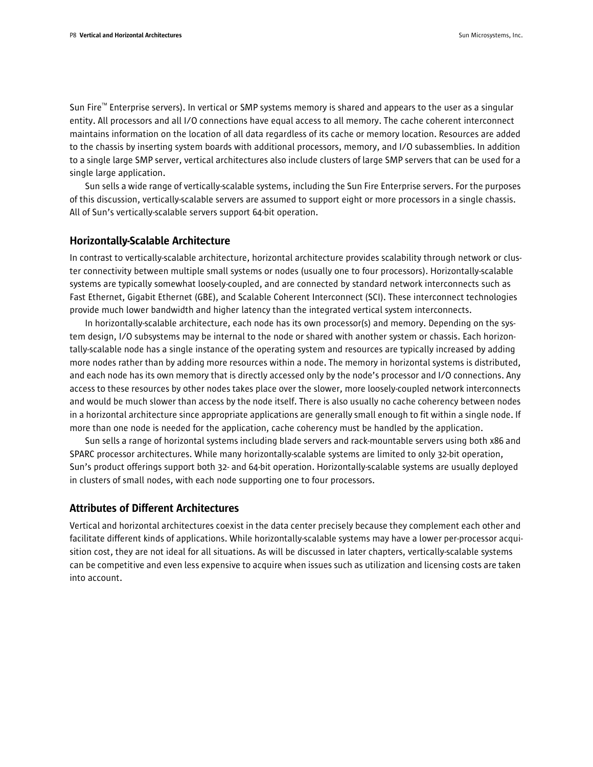Sun Fire™ Enterprise servers). In vertical or SMP systems memory is shared and appears to the user as a singular entity. All processors and all I/O connections have equal access to all memory. The cache coherent interconnect maintains information on the location of all data regardless of its cache or memory location. Resources are added to the chassis by inserting system boards with additional processors, memory, and I/O subassemblies. In addition to a single large SMP server, vertical architectures also include clusters of large SMP servers that can be used for a single large application.

Sun sells a wide range of vertically-scalable systems, including the Sun Fire Enterprise servers. For the purposes of this discussion, vertically-scalable servers are assumed to support eight or more processors in a single chassis. All of Sun's vertically-scalable servers support 64-bit operation.

## Horizontally-Scalable Architecture

In contrast to vertically-scalable architecture, horizontal architecture provides scalability through network or cluster connectivity between multiple small systems or nodes (usually one to four processors). Horizontally-scalable systems are typically somewhat loosely-coupled, and are connected by standard network interconnects such as Fast Ethernet, Gigabit Ethernet (GBE), and Scalable Coherent Interconnect (SCI). These interconnect technologies provide much lower bandwidth and higher latency than the integrated vertical system interconnects.

In horizontally-scalable architecture, each node has its own processor(s) and memory. Depending on the system design, I/O subsystems may be internal to the node or shared with another system or chassis. Each horizontally-scalable node has a single instance of the operating system and resources are typically increased by adding more nodes rather than by adding more resources within a node. The memory in horizontal systems is distributed, and each node has its own memory that is directly accessed only by the node's processor and I/O connections. Any access to these resources by other nodes takes place over the slower, more loosely-coupled network interconnects and would be much slower than access by the node itself. There is also usually no cache coherency between nodes in a horizontal architecture since appropriate applications are generally small enough to fit within a single node. If more than one node is needed for the application, cache coherency must be handled by the application.

Sun sells a range of horizontal systems including blade servers and rack-mountable servers using both x86 and SPARC processor architectures. While many horizontally-scalable systems are limited to only 32-bit operation, Sun's product offerings support both 32- and 64-bit operation. Horizontally-scalable systems are usually deployed in clusters of small nodes, with each node supporting one to four processors.

## Attributes of Different Architectures

Vertical and horizontal architectures coexist in the data center precisely because they complement each other and facilitate different kinds of applications. While horizontally-scalable systems may have a lower per-processor acquisition cost, they are not ideal for all situations. As will be discussed in later chapters, vertically-scalable systems can be competitive and even less expensive to acquire when issues such as utilization and licensing costs are taken into account.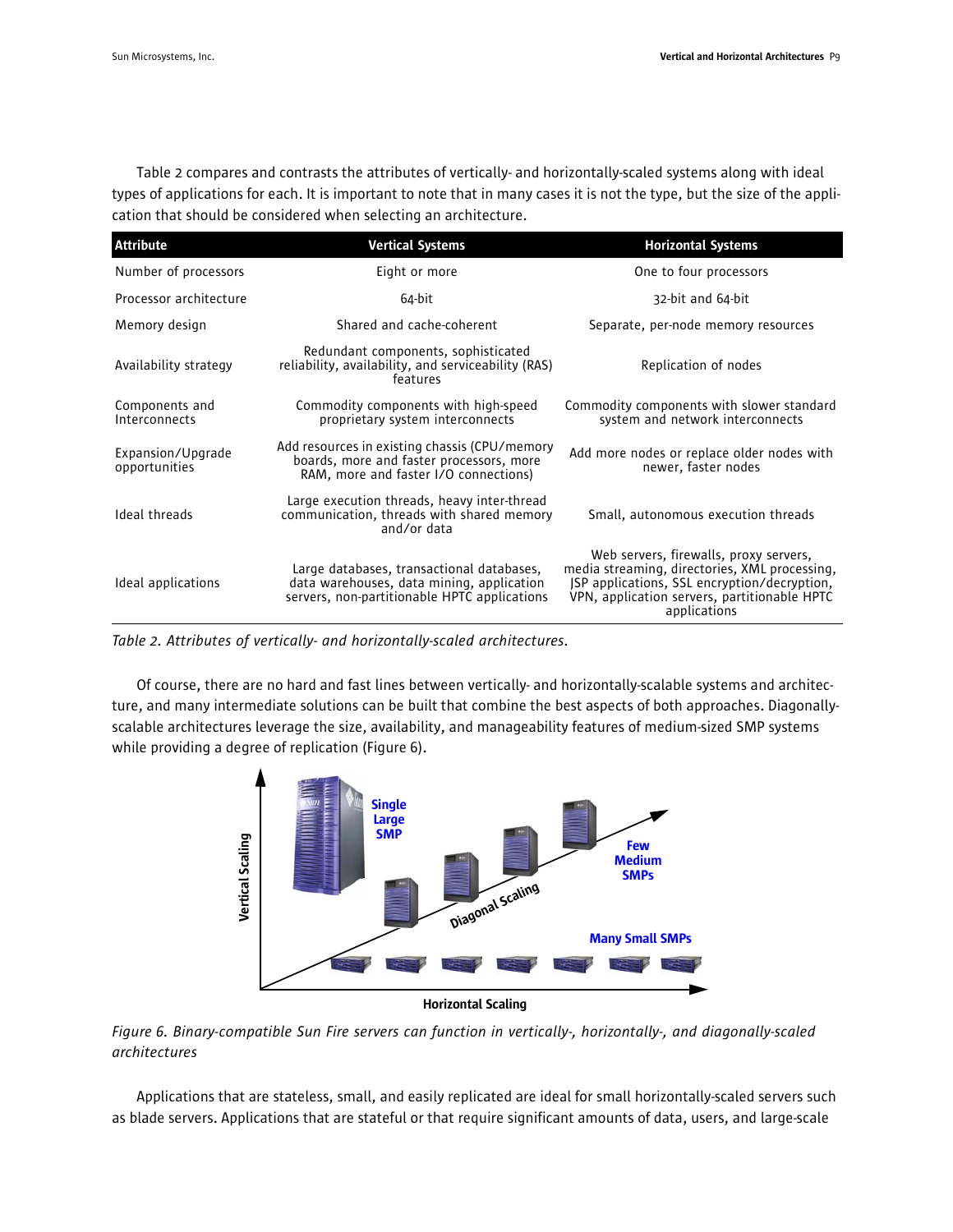Table 2 compares and contrasts the attributes of vertically- and horizontally-scaled systems along with ideal types of applications for each. It is important to note that in many cases it is not the type, but the size of the application that should be considered when selecting an architecture.

| Attribute | Vertical Systems | Horizontal Systems |
|---|---|---|
| Number of processors | Eight or more | One to four processors |
| Processor architecture | 64-bit | 32-bit and 64-bit |
| Memory design | Shared and cache-coherent | Separate, per-node memory resources |
| Availability strategy | Redundant components, sophisticated reliability, availability, and serviceability (RAS) features | Replication of nodes |
| Components and Interconnects | Commodity components with high-speed proprietary system interconnects | Commodity components with slower standard system and network interconnects |
| Expansion/Upgrade opportunities | Add resources in existing chassis (CPU/memory boards, more and faster processors, more RAM, more and faster I/O connections) | Add more nodes or replace older nodes with newer, faster nodes |
| Ideal threads | Large execution threads, heavy inter-thread communication, threads with shared memory and/or data | Small, autonomous execution threads |
| Ideal applications | Large databases, transactional databases, data warehouses, data mining, application servers, non-partitionable HPTC applications | Web servers, firewalls, proxy servers, media streaming, directories, XML processing, JSP applications, SSL encryption/decryption, VPN, application servers, partitionable HPTC applications |

*Table 2. Attributes of vertically- and horizontally-scaled architectures.*

Of course, there are no hard and fast lines between vertically- and horizontally-scalable systems and architecture, and many intermediate solutions can be built that combine the best aspects of both approaches. Diagonally-scalable architectures leverage the size, availability, and manageability features of medium-sized SMP systems while providing a degree of replication (Figure 6).

*Figure 6. Binary-compatible Sun Fire servers can function in vertically-, horizontally-, and diagonally-scaled architectures*

Applications that are stateless, small, and easily replicated are ideal for small horizontally-scaled servers such as blade servers. Applications that are stateful or that require significant amounts of data, users, and large-scale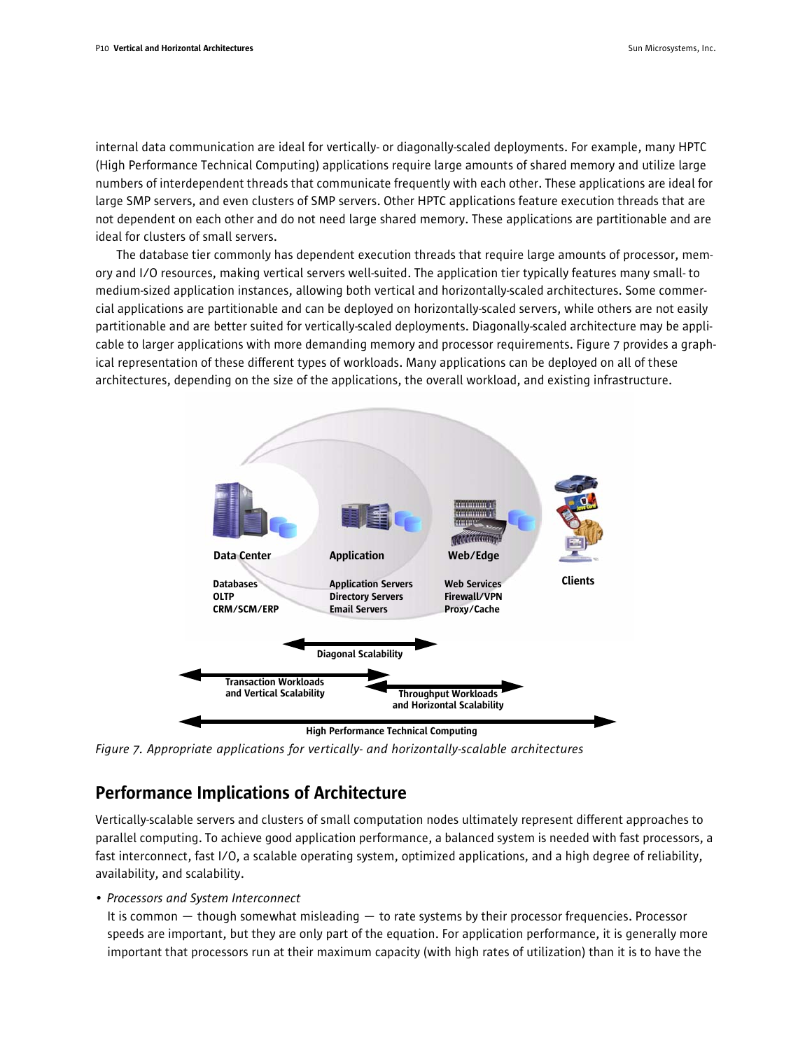internal data communication are ideal for vertically- or diagonally-scaled deployments. For example, many HPTC (High Performance Technical Computing) applications require large amounts of shared memory and utilize large numbers of interdependent threads that communicate frequently with each other. These applications are ideal for large SMP servers, and even clusters of SMP servers. Other HPTC applications feature execution threads that are not dependent on each other and do not need large shared memory. These applications are partitionable and are ideal for clusters of small servers.

The database tier commonly has dependent execution threads that require large amounts of processor, memory and I/O resources, making vertical servers well-suited. The application tier typically features many small- to medium-sized application instances, allowing both vertical and horizontally-scaled architectures. Some commercial applications are partitionable and can be deployed on horizontally-scaled servers, while others are not easily partitionable and are better suited for vertically-scaled deployments. Diagonally-scaled architecture may be applicable to larger applications with more demanding memory and processor requirements. Figure 7 provides a graphical representation of these different types of workloads. Many applications can be deployed on all of these architectures, depending on the size of the applications, the overall workload, and existing infrastructure.

**Data Center**: Databases, OLTP, CRM/SCM/ERP

**Application**: Application Servers, Directory Servers, Email Servers

**Web/Edge**: Web Services, Firewall/VPN, Proxy/Cache

**Clients**

Diagonal Scalability

Transaction Workloads and Vertical Scalability

Throughput Workloads and Horizontal Scalability

High Performance Technical Computing

*Figure 7. Appropriate applications for vertically- and horizontally-scalable architectures*

## Performance Implications of Architecture

Vertically-scalable servers and clusters of small computation nodes ultimately represent different approaches to parallel computing. To achieve good application performance, a balanced system is needed with fast processors, a fast interconnect, fast I/O, a scalable operating system, optimized applications, and a high degree of reliability, availability, and scalability.

- *Processors and System Interconnect*

  It is common — though somewhat misleading — to rate systems by their processor frequencies. Processor speeds are important, but they are only part of the equation. For application performance, it is generally more important that processors run at their maximum capacity (with high rates of utilization) than it is to have the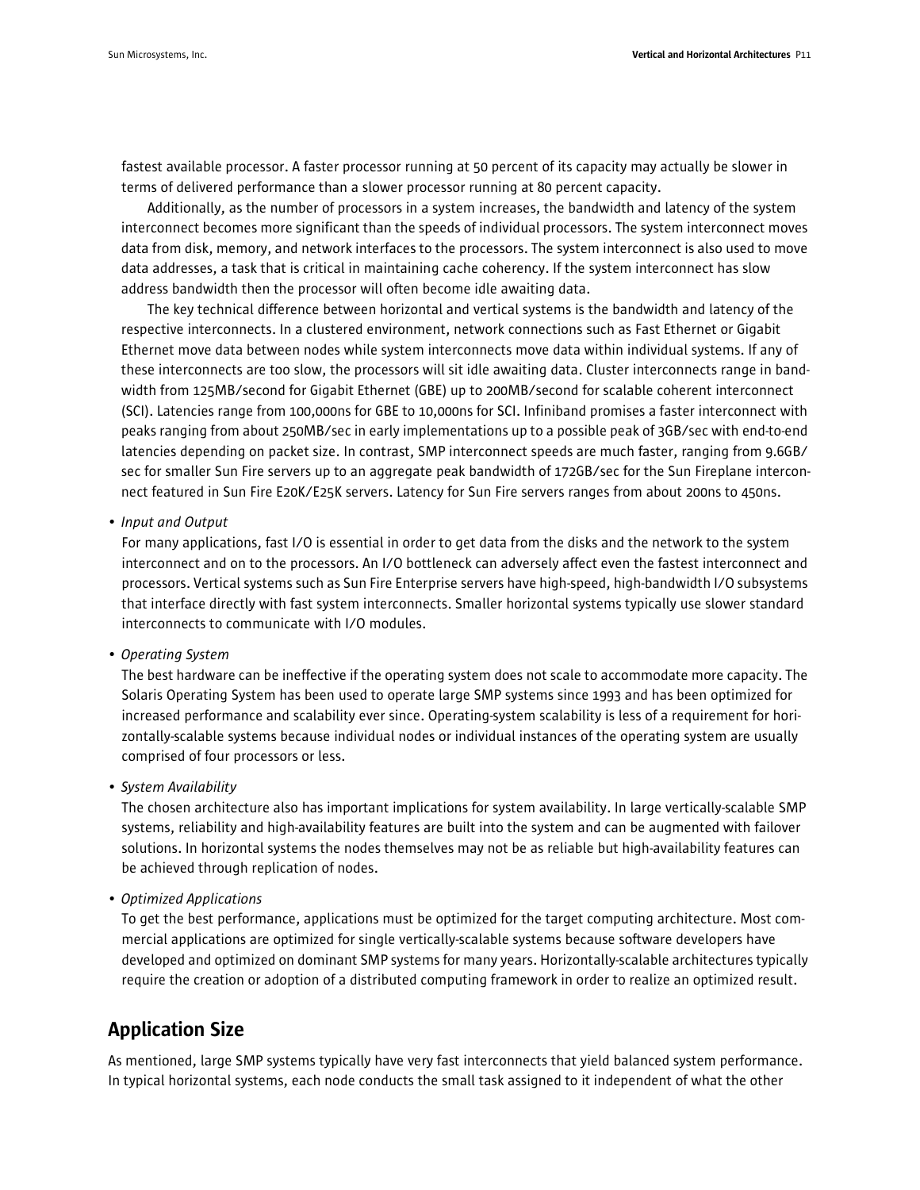fastest available processor. A faster processor running at 50 percent of its capacity may actually be slower in terms of delivered performance than a slower processor running at 80 percent capacity.

Additionally, as the number of processors in a system increases, the bandwidth and latency of the system interconnect becomes more significant than the speeds of individual processors. The system interconnect moves data from disk, memory, and network interfaces to the processors. The system interconnect is also used to move data addresses, a task that is critical in maintaining cache coherency. If the system interconnect has slow address bandwidth then the processor will often become idle awaiting data.

The key technical difference between horizontal and vertical systems is the bandwidth and latency of the respective interconnects. In a clustered environment, network connections such as Fast Ethernet or Gigabit Ethernet move data between nodes while system interconnects move data within individual systems. If any of these interconnects are too slow, the processors will sit idle awaiting data. Cluster interconnects range in bandwidth from 125MB/second for Gigabit Ethernet (GBE) up to 200MB/second for scalable coherent interconnect (SCI). Latencies range from 100,000ns for GBE to 10,000ns for SCI. Infiniband promises a faster interconnect with peaks ranging from about 250MB/sec in early implementations up to a possible peak of 3GB/sec with end-to-end latencies depending on packet size. In contrast, SMP interconnect speeds are much faster, ranging from 9.6GB/sec for smaller Sun Fire servers up to an aggregate peak bandwidth of 172GB/sec for the Sun Fireplane interconnect featured in Sun Fire E20K/E25K servers. Latency for Sun Fire servers ranges from about 200ns to 450ns.

- *Input and Output*

  For many applications, fast I/O is essential in order to get data from the disks and the network to the system interconnect and on to the processors. An I/O bottleneck can adversely affect even the fastest interconnect and processors. Vertical systems such as Sun Fire Enterprise servers have high-speed, high-bandwidth I/O subsystems that interface directly with fast system interconnects. Smaller horizontal systems typically use slower standard interconnects to communicate with I/O modules.

- *Operating System*

  The best hardware can be ineffective if the operating system does not scale to accommodate more capacity. The Solaris Operating System has been used to operate large SMP systems since 1993 and has been optimized for increased performance and scalability ever since. Operating-system scalability is less of a requirement for horizontally-scalable systems because individual nodes or individual instances of the operating system are usually comprised of four processors or less.

- *System Availability*

  The chosen architecture also has important implications for system availability. In large vertically-scalable SMP systems, reliability and high-availability features are built into the system and can be augmented with failover solutions. In horizontal systems the nodes themselves may not be as reliable but high-availability features can be achieved through replication of nodes.

- *Optimized Applications*

  To get the best performance, applications must be optimized for the target computing architecture. Most commercial applications are optimized for single vertically-scalable systems because software developers have developed and optimized on dominant SMP systems for many years. Horizontally-scalable architectures typically require the creation or adoption of a distributed computing framework in order to realize an optimized result.

## Application Size

As mentioned, large SMP systems typically have very fast interconnects that yield balanced system performance. In typical horizontal systems, each node conducts the small task assigned to it independent of what the other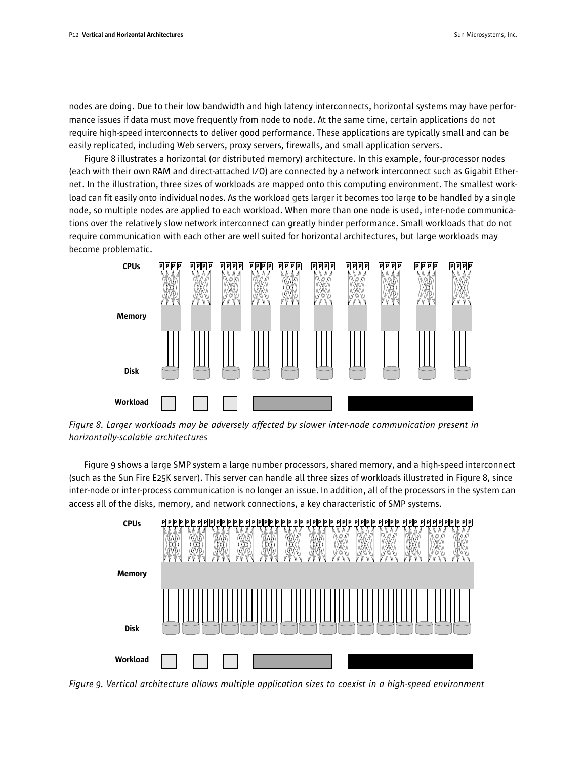nodes are doing. Due to their low bandwidth and high latency interconnects, horizontal systems may have performance issues if data must move frequently from node to node. At the same time, certain applications do not require high-speed interconnects to deliver good performance. These applications are typically small and can be easily replicated, including Web servers, proxy servers, firewalls, and small application servers.

Figure 8 illustrates a horizontal (or distributed memory) architecture. In this example, four-processor nodes (each with their own RAM and direct-attached I/O) are connected by a network interconnect such as Gigabit Ethernet. In the illustration, three sizes of workloads are mapped onto this computing environment. The smallest workload can fit easily onto individual nodes. As the workload gets larger it becomes too large to be handled by a single node, so multiple nodes are applied to each workload. When more than one node is used, inter-node communications over the relatively slow network interconnect can greatly hinder performance. Small workloads that do not require communication with each other are well suited for horizontal architectures, but large workloads may become problematic.

*Figure 8. Larger workloads may be adversely affected by slower inter-node communication present in horizontally-scalable architectures*

Figure 9 shows a large SMP system a large number processors, shared memory, and a high-speed interconnect (such as the Sun Fire E25K server). This server can handle all three sizes of workloads illustrated in Figure 8, since inter-node or inter-process communication is no longer an issue. In addition, all of the processors in the system can access all of the disks, memory, and network connections, a key characteristic of SMP systems.

*Figure 9. Vertical architecture allows multiple application sizes to coexist in a high-speed environment*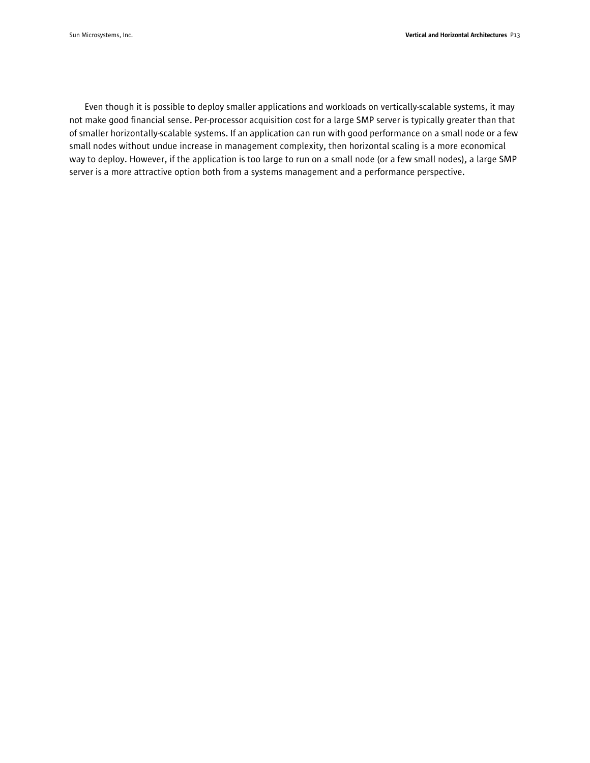Even though it is possible to deploy smaller applications and workloads on vertically-scalable systems, it may not make good financial sense. Per-processor acquisition cost for a large SMP server is typically greater than that of smaller horizontally-scalable systems. If an application can run with good performance on a small node or a few small nodes without undue increase in management complexity, then horizontal scaling is a more economical way to deploy. However, if the application is too large to run on a small node (or a few small nodes), a large SMP server is a more attractive option both from a systems management and a performance perspective.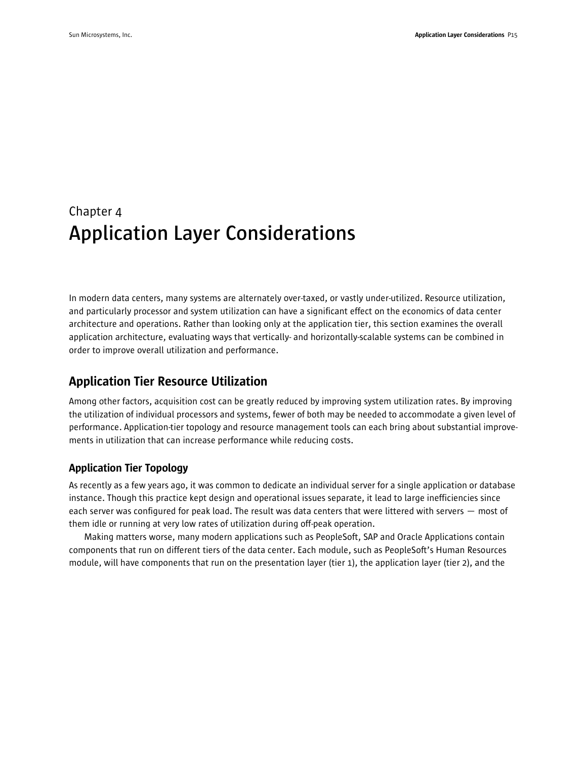Chapter 4

# Application Layer Considerations

In modern data centers, many systems are alternately over-taxed, or vastly under-utilized. Resource utilization, and particularly processor and system utilization can have a significant effect on the economics of data center architecture and operations. Rather than looking only at the application tier, this section examines the overall application architecture, evaluating ways that vertically- and horizontally-scalable systems can be combined in order to improve overall utilization and performance.

## Application Tier Resource Utilization

Among other factors, acquisition cost can be greatly reduced by improving system utilization rates. By improving the utilization of individual processors and systems, fewer of both may be needed to accommodate a given level of performance. Application-tier topology and resource management tools can each bring about substantial improvements in utilization that can increase performance while reducing costs.

### Application Tier Topology

As recently as a few years ago, it was common to dedicate an individual server for a single application or database instance. Though this practice kept design and operational issues separate, it lead to large inefficiencies since each server was configured for peak load. The result was data centers that were littered with servers — most of them idle or running at very low rates of utilization during off-peak operation.

Making matters worse, many modern applications such as PeopleSoft, SAP and Oracle Applications contain components that run on different tiers of the data center. Each module, such as PeopleSoft's Human Resources module, will have components that run on the presentation layer (tier 1), the application layer (tier 2), and the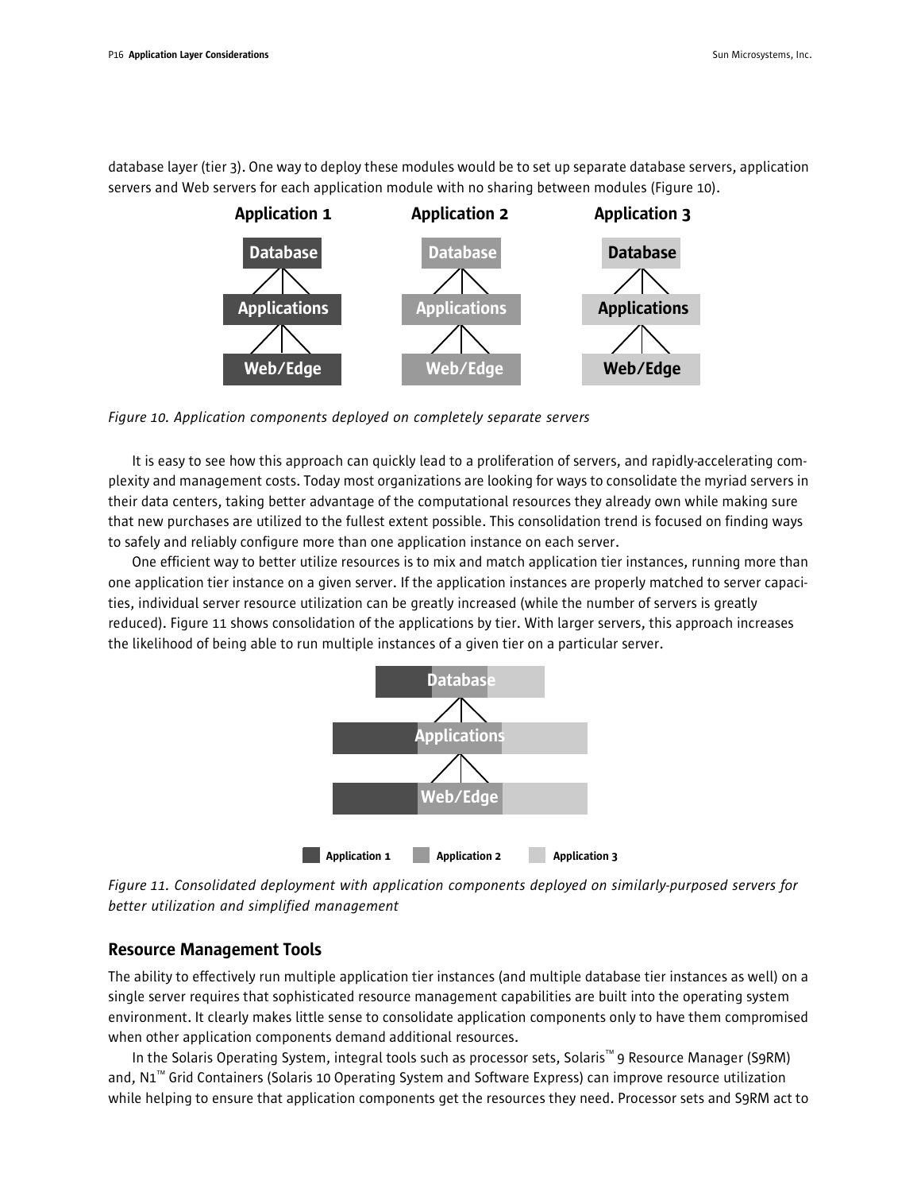database layer (tier 3). One way to deploy these modules would be to set up separate database servers, application servers and Web servers for each application module with no sharing between modules (Figure 10).

*Figure 10. Application components deployed on completely separate servers*

It is easy to see how this approach can quickly lead to a proliferation of servers, and rapidly-accelerating complexity and management costs. Today most organizations are looking for ways to consolidate the myriad servers in their data centers, taking better advantage of the computational resources they already own while making sure that new purchases are utilized to the fullest extent possible. This consolidation trend is focused on finding ways to safely and reliably configure more than one application instance on each server.

One efficient way to better utilize resources is to mix and match application tier instances, running more than one application tier instance on a given server. If the application instances are properly matched to server capacities, individual server resource utilization can be greatly increased (while the number of servers is greatly reduced). Figure 11 shows consolidation of the applications by tier. With larger servers, this approach increases the likelihood of being able to run multiple instances of a given tier on a particular server.

*Figure 11. Consolidated deployment with application components deployed on similarly-purposed servers for better utilization and simplified management*

## Resource Management Tools

The ability to effectively run multiple application tier instances (and multiple database tier instances as well) on a single server requires that sophisticated resource management capabilities are built into the operating system environment. It clearly makes little sense to consolidate application components only to have them compromised when other application components demand additional resources.

In the Solaris Operating System, integral tools such as processor sets, Solaris™ 9 Resource Manager (S9RM) and, N1™ Grid Containers (Solaris 10 Operating System and Software Express) can improve resource utilization while helping to ensure that application components get the resources they need. Processor sets and S9RM act to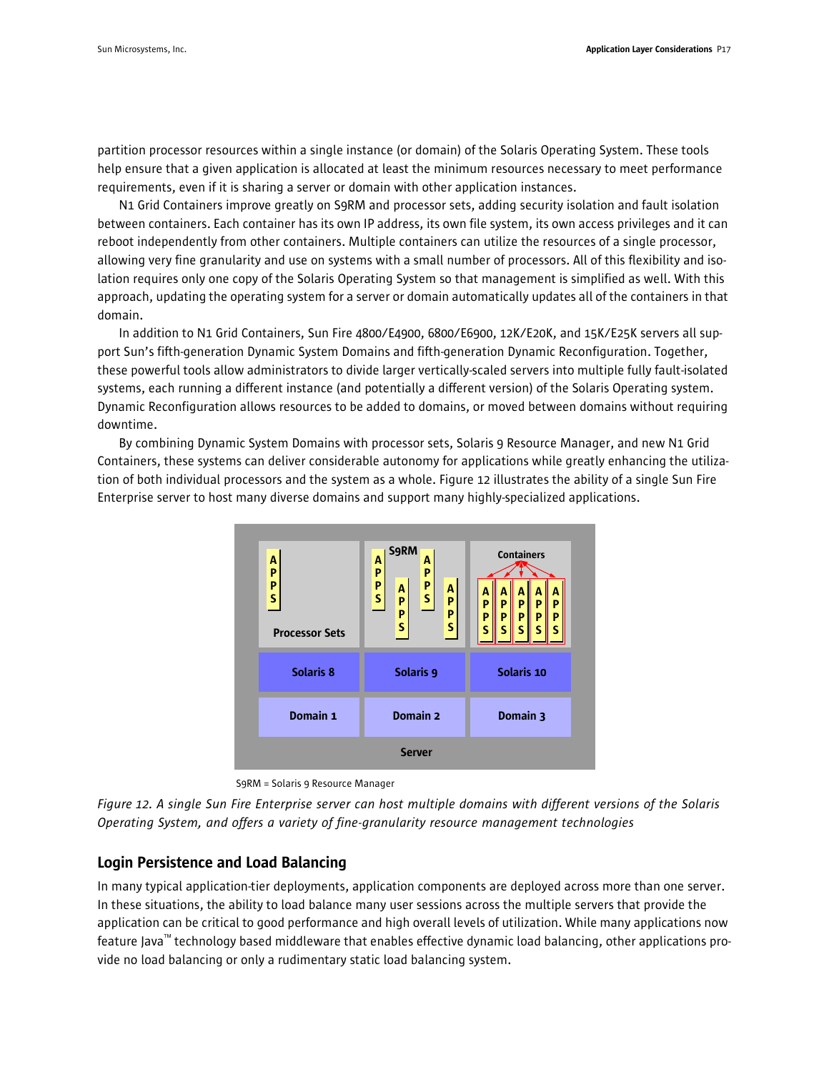partition processor resources within a single instance (or domain) of the Solaris Operating System. These tools help ensure that a given application is allocated at least the minimum resources necessary to meet performance requirements, even if it is sharing a server or domain with other application instances.

N1 Grid Containers improve greatly on S9RM and processor sets, adding security isolation and fault isolation between containers. Each container has its own IP address, its own file system, its own access privileges and it can reboot independently from other containers. Multiple containers can utilize the resources of a single processor, allowing very fine granularity and use on systems with a small number of processors. All of this flexibility and isolation requires only one copy of the Solaris Operating System so that management is simplified as well. With this approach, updating the operating system for a server or domain automatically updates all of the containers in that domain.

In addition to N1 Grid Containers, Sun Fire 4800/E4900, 6800/E6900, 12K/E20K, and 15K/E25K servers all support Sun's fifth-generation Dynamic System Domains and fifth-generation Dynamic Reconfiguration. Together, these powerful tools allow administrators to divide larger vertically-scaled servers into multiple fully fault-isolated systems, each running a different instance (and potentially a different version) of the Solaris Operating system. Dynamic Reconfiguration allows resources to be added to domains, or moved between domains without requiring downtime.

By combining Dynamic System Domains with processor sets, Solaris 9 Resource Manager, and new N1 Grid Containers, these systems can deliver considerable autonomy for applications while greatly enhancing the utilization of both individual processors and the system as a whole. Figure 12 illustrates the ability of a single Sun Fire Enterprise server to host many diverse domains and support many highly-specialized applications.

S9RM = Solaris 9 Resource Manager

*Figure 12. A single Sun Fire Enterprise server can host multiple domains with different versions of the Solaris Operating System, and offers a variety of fine-granularity resource management technologies*

## Login Persistence and Load Balancing

In many typical application-tier deployments, application components are deployed across more than one server. In these situations, the ability to load balance many user sessions across the multiple servers that provide the application can be critical to good performance and high overall levels of utilization. While many applications now feature Java™ technology based middleware that enables effective dynamic load balancing, other applications provide no load balancing or only a rudimentary static load balancing system.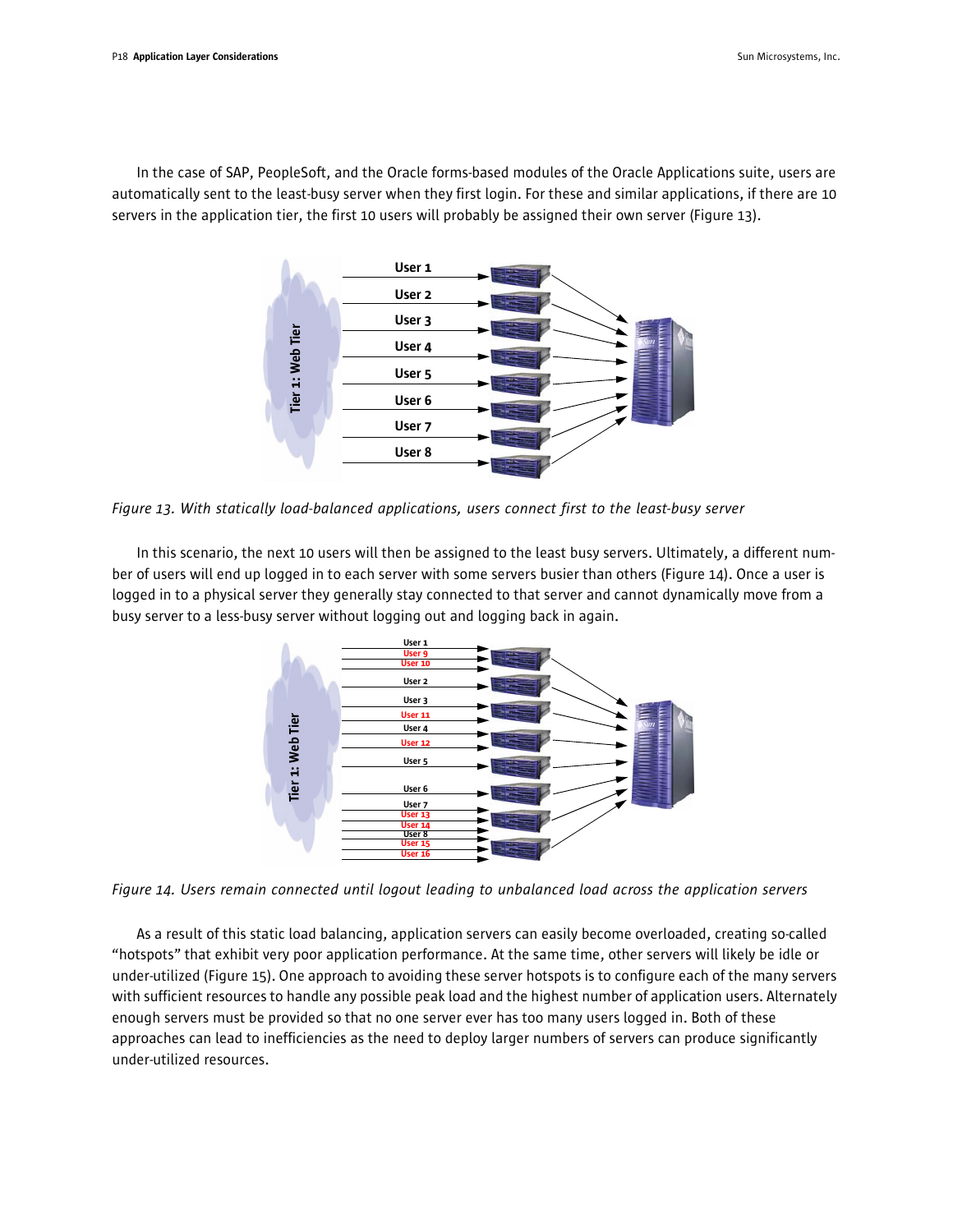In the case of SAP, PeopleSoft, and the Oracle forms-based modules of the Oracle Applications suite, users are automatically sent to the least-busy server when they first login. For these and similar applications, if there are 10 servers in the application tier, the first 10 users will probably be assigned their own server (Figure 13).

*Figure 13. With statically load-balanced applications, users connect first to the least-busy server*

In this scenario, the next 10 users will then be assigned to the least busy servers. Ultimately, a different number of users will end up logged in to each server with some servers busier than others (Figure 14). Once a user is logged in to a physical server they generally stay connected to that server and cannot dynamically move from a busy server to a less-busy server without logging out and logging back in again.

*Figure 14. Users remain connected until logout leading to unbalanced load across the application servers*

As a result of this static load balancing, application servers can easily become overloaded, creating so-called "hotspots" that exhibit very poor application performance. At the same time, other servers will likely be idle or under-utilized (Figure 15). One approach to avoiding these server hotspots is to configure each of the many servers with sufficient resources to handle any possible peak load and the highest number of application users. Alternately enough servers must be provided so that no one server ever has too many users logged in. Both of these approaches can lead to inefficiencies as the need to deploy larger numbers of servers can produce significantly under-utilized resources.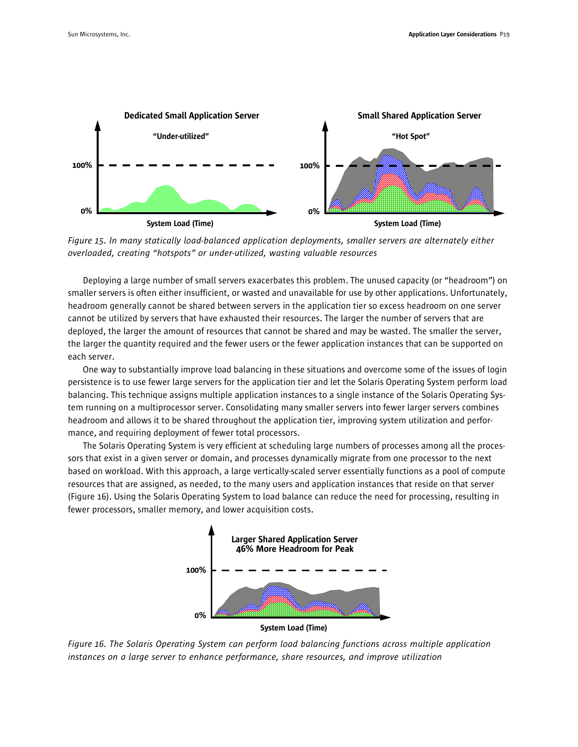*Figure 15. In many statically load-balanced application deployments, smaller servers are alternately either overloaded, creating "hotspots" or under-utilized, wasting valuable resources*

Deploying a large number of small servers exacerbates this problem. The unused capacity (or "headroom") on smaller servers is often either insufficient, or wasted and unavailable for use by other applications. Unfortunately, headroom generally cannot be shared between servers in the application tier so excess headroom on one server cannot be utilized by servers that have exhausted their resources. The larger the number of servers that are deployed, the larger the amount of resources that cannot be shared and may be wasted. The smaller the server, the larger the quantity required and the fewer users or the fewer application instances that can be supported on each server.

One way to substantially improve load balancing in these situations and overcome some of the issues of login persistence is to use fewer large servers for the application tier and let the Solaris Operating System perform load balancing. This technique assigns multiple application instances to a single instance of the Solaris Operating System running on a multiprocessor server. Consolidating many smaller servers into fewer larger servers combines headroom and allows it to be shared throughout the application tier, improving system utilization and performance, and requiring deployment of fewer total processors.

The Solaris Operating System is very efficient at scheduling large numbers of processes among all the processors that exist in a given server or domain, and processes dynamically migrate from one processor to the next based on workload. With this approach, a large vertically-scaled server essentially functions as a pool of compute resources that are assigned, as needed, to the many users and application instances that reside on that server (Figure 16). Using the Solaris Operating System to load balance can reduce the need for processing, resulting in fewer processors, smaller memory, and lower acquisition costs.

*Figure 16. The Solaris Operating System can perform load balancing functions across multiple application instances on a large server to enhance performance, share resources, and improve utilization*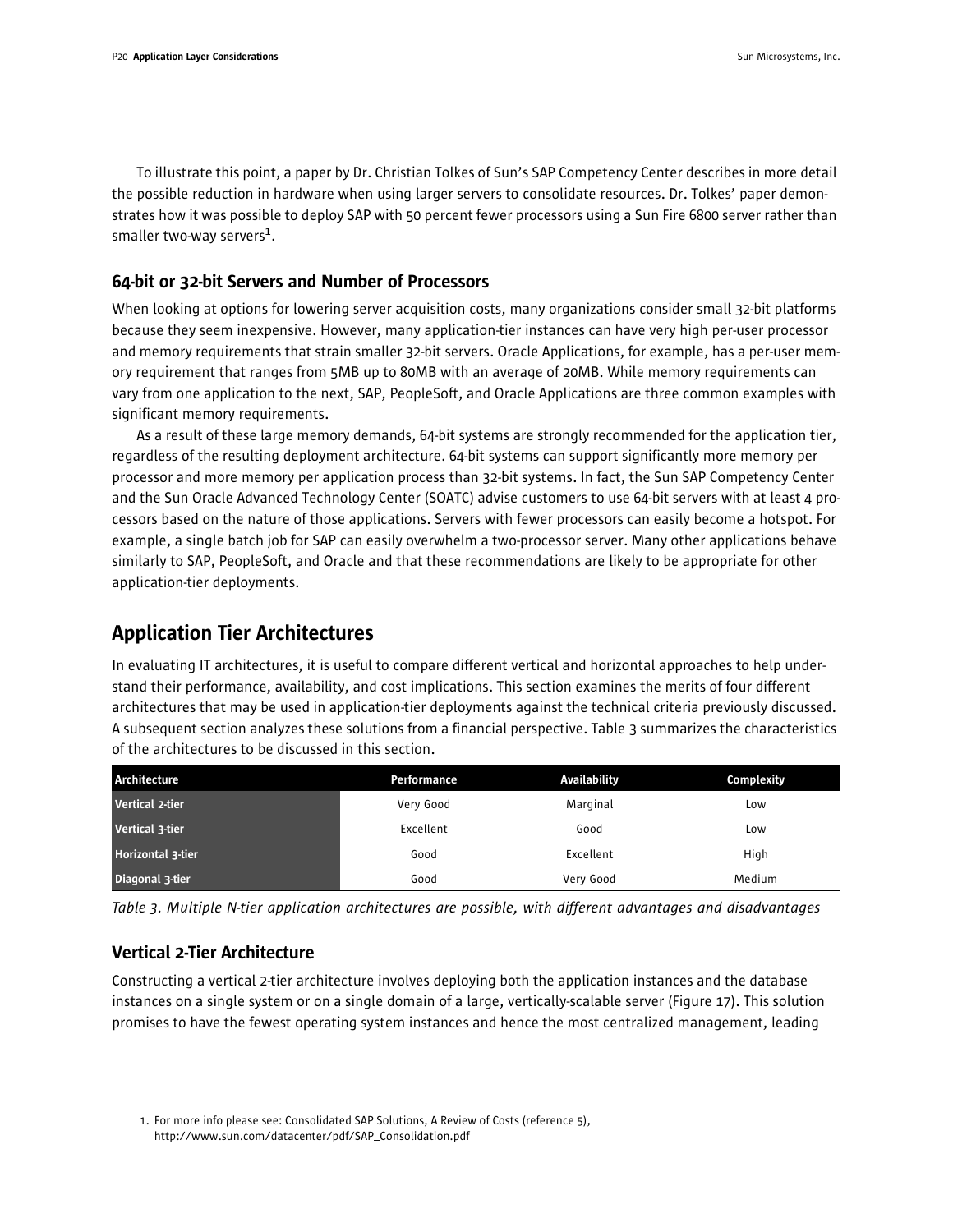To illustrate this point, a paper by Dr. Christian Tolkes of Sun's SAP Competency Center describes in more detail the possible reduction in hardware when using larger servers to consolidate resources. Dr. Tolkes' paper demonstrates how it was possible to deploy SAP with 50 percent fewer processors using a Sun Fire 6800 server rather than smaller two-way servers[1].

### 64-bit or 32-bit Servers and Number of Processors

When looking at options for lowering server acquisition costs, many organizations consider small 32-bit platforms because they seem inexpensive. However, many application-tier instances can have very high per-user processor and memory requirements that strain smaller 32-bit servers. Oracle Applications, for example, has a per-user memory requirement that ranges from 5MB up to 80MB with an average of 20MB. While memory requirements can vary from one application to the next, SAP, PeopleSoft, and Oracle Applications are three common examples with significant memory requirements.

As a result of these large memory demands, 64-bit systems are strongly recommended for the application tier, regardless of the resulting deployment architecture. 64-bit systems can support significantly more memory per processor and more memory per application process than 32-bit systems. In fact, the Sun SAP Competency Center and the Sun Oracle Advanced Technology Center (SOATC) advise customers to use 64-bit servers with at least 4 processors based on the nature of those applications. Servers with fewer processors can easily become a hotspot. For example, a single batch job for SAP can easily overwhelm a two-processor server. Many other applications behave similarly to SAP, PeopleSoft, and Oracle and that these recommendations are likely to be appropriate for other application-tier deployments.

## Application Tier Architectures

In evaluating IT architectures, it is useful to compare different vertical and horizontal approaches to help understand their performance, availability, and cost implications. This section examines the merits of four different architectures that may be used in application-tier deployments against the technical criteria previously discussed. A subsequent section analyzes these solutions from a financial perspective. Table 3 summarizes the characteristics of the architectures to be discussed in this section.

| Architecture | Performance | Availability | Complexity |
|---|---|---|---|
| Vertical 2-tier | Very Good | Marginal | Low |
| Vertical 3-tier | Excellent | Good | Low |
| Horizontal 3-tier | Good | Excellent | High |
| Diagonal 3-tier | Good | Very Good | Medium |

*Table 3. Multiple N-tier application architectures are possible, with different advantages and disadvantages*

### Vertical 2-Tier Architecture

Constructing a vertical 2-tier architecture involves deploying both the application instances and the database instances on a single system or on a single domain of a large, vertically-scalable server (Figure 17). This solution promises to have the fewest operating system instances and hence the most centralized management, leading

1. For more info please see: Consolidated SAP Solutions, A Review of Costs (reference 5), http://www.sun.com/datacenter/pdf/SAP_Consolidation.pdf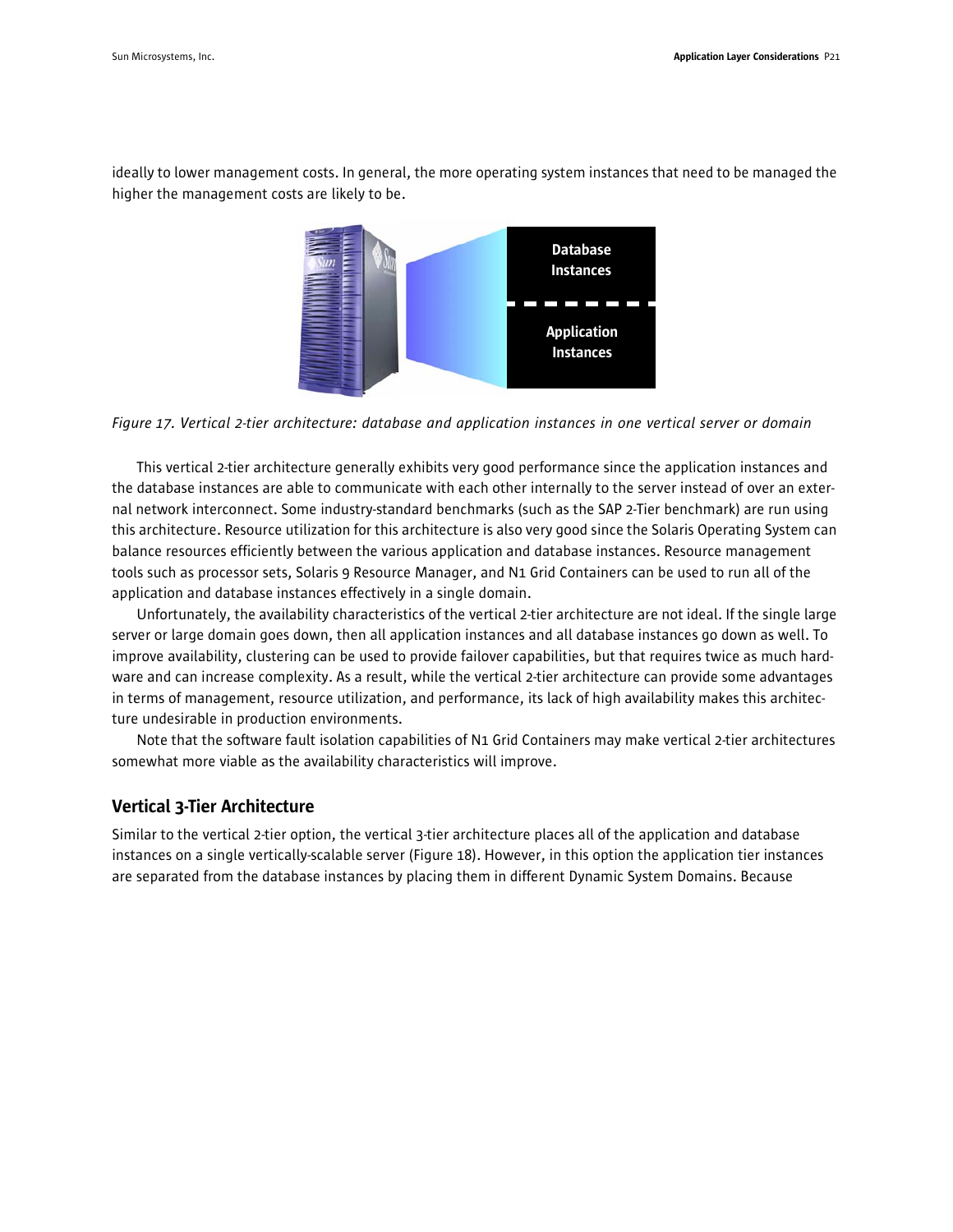ideally to lower management costs. In general, the more operating system instances that need to be managed the higher the management costs are likely to be.

Database Instances

Application Instances

*Figure 17. Vertical 2-tier architecture: database and application instances in one vertical server or domain*

This vertical 2-tier architecture generally exhibits very good performance since the application instances and the database instances are able to communicate with each other internally to the server instead of over an external network interconnect. Some industry-standard benchmarks (such as the SAP 2-Tier benchmark) are run using this architecture. Resource utilization for this architecture is also very good since the Solaris Operating System can balance resources efficiently between the various application and database instances. Resource management tools such as processor sets, Solaris 9 Resource Manager, and N1 Grid Containers can be used to run all of the application and database instances effectively in a single domain.

Unfortunately, the availability characteristics of the vertical 2-tier architecture are not ideal. If the single large server or large domain goes down, then all application instances and all database instances go down as well. To improve availability, clustering can be used to provide failover capabilities, but that requires twice as much hardware and can increase complexity. As a result, while the vertical 2-tier architecture can provide some advantages in terms of management, resource utilization, and performance, its lack of high availability makes this architecture undesirable in production environments.

Note that the software fault isolation capabilities of N1 Grid Containers may make vertical 2-tier architectures somewhat more viable as the availability characteristics will improve.

## Vertical 3-Tier Architecture

Similar to the vertical 2-tier option, the vertical 3-tier architecture places all of the application and database instances on a single vertically-scalable server (Figure 18). However, in this option the application tier instances are separated from the database instances by placing them in different Dynamic System Domains. Because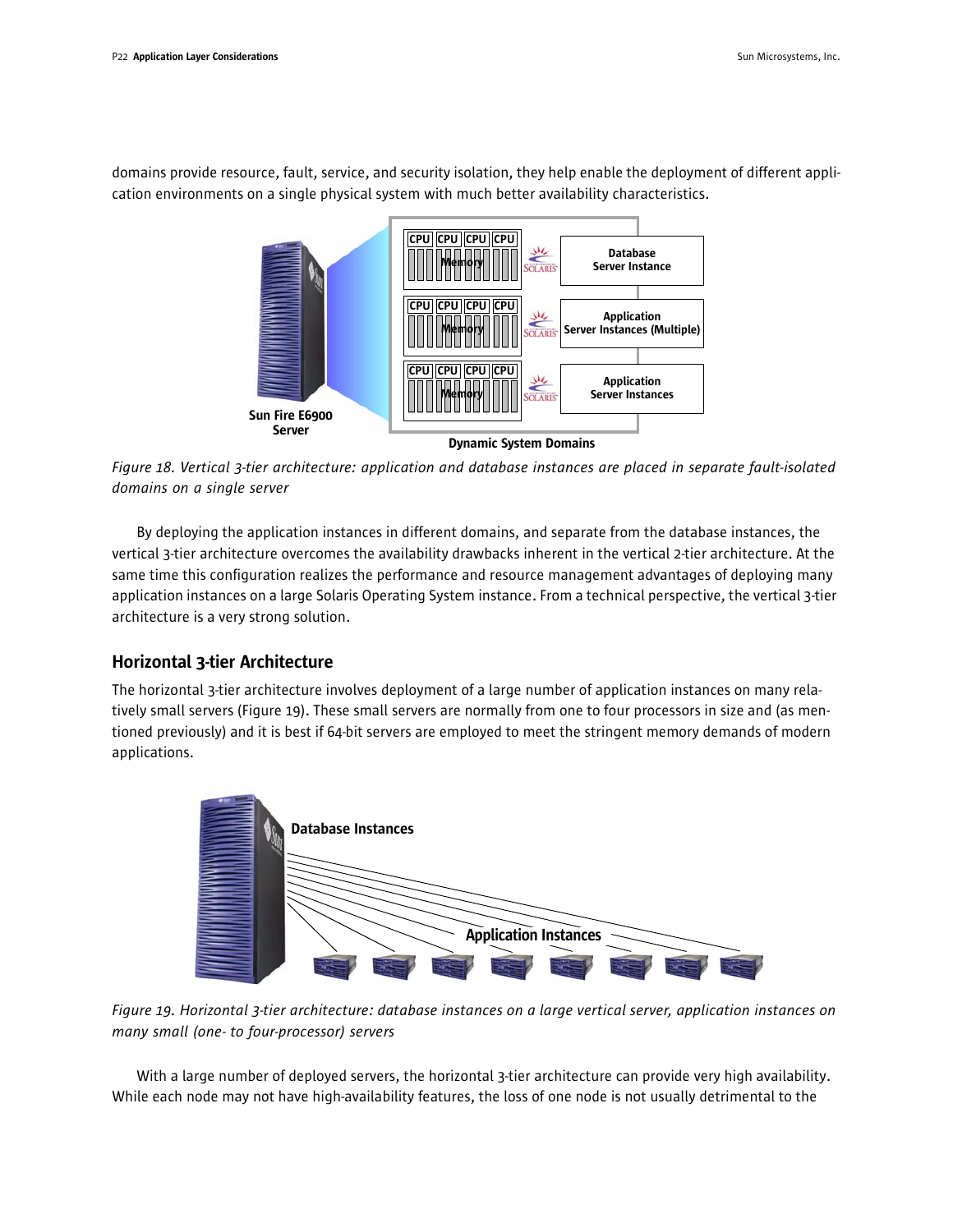domains provide resource, fault, service, and security isolation, they help enable the deployment of different application environments on a single physical system with much better availability characteristics.

*Figure 18. Vertical 3-tier architecture: application and database instances are placed in separate fault-isolated domains on a single server*

By deploying the application instances in different domains, and separate from the database instances, the vertical 3-tier architecture overcomes the availability drawbacks inherent in the vertical 2-tier architecture. At the same time this configuration realizes the performance and resource management advantages of deploying many application instances on a large Solaris Operating System instance. From a technical perspective, the vertical 3-tier architecture is a very strong solution.

## Horizontal 3-tier Architecture

The horizontal 3-tier architecture involves deployment of a large number of application instances on many relatively small servers (Figure 19). These small servers are normally from one to four processors in size and (as mentioned previously) and it is best if 64-bit servers are employed to meet the stringent memory demands of modern applications.

*Figure 19. Horizontal 3-tier architecture: database instances on a large vertical server, application instances on many small (one- to four-processor) servers*

With a large number of deployed servers, the horizontal 3-tier architecture can provide very high availability. While each node may not have high-availability features, the loss of one node is not usually detrimental to the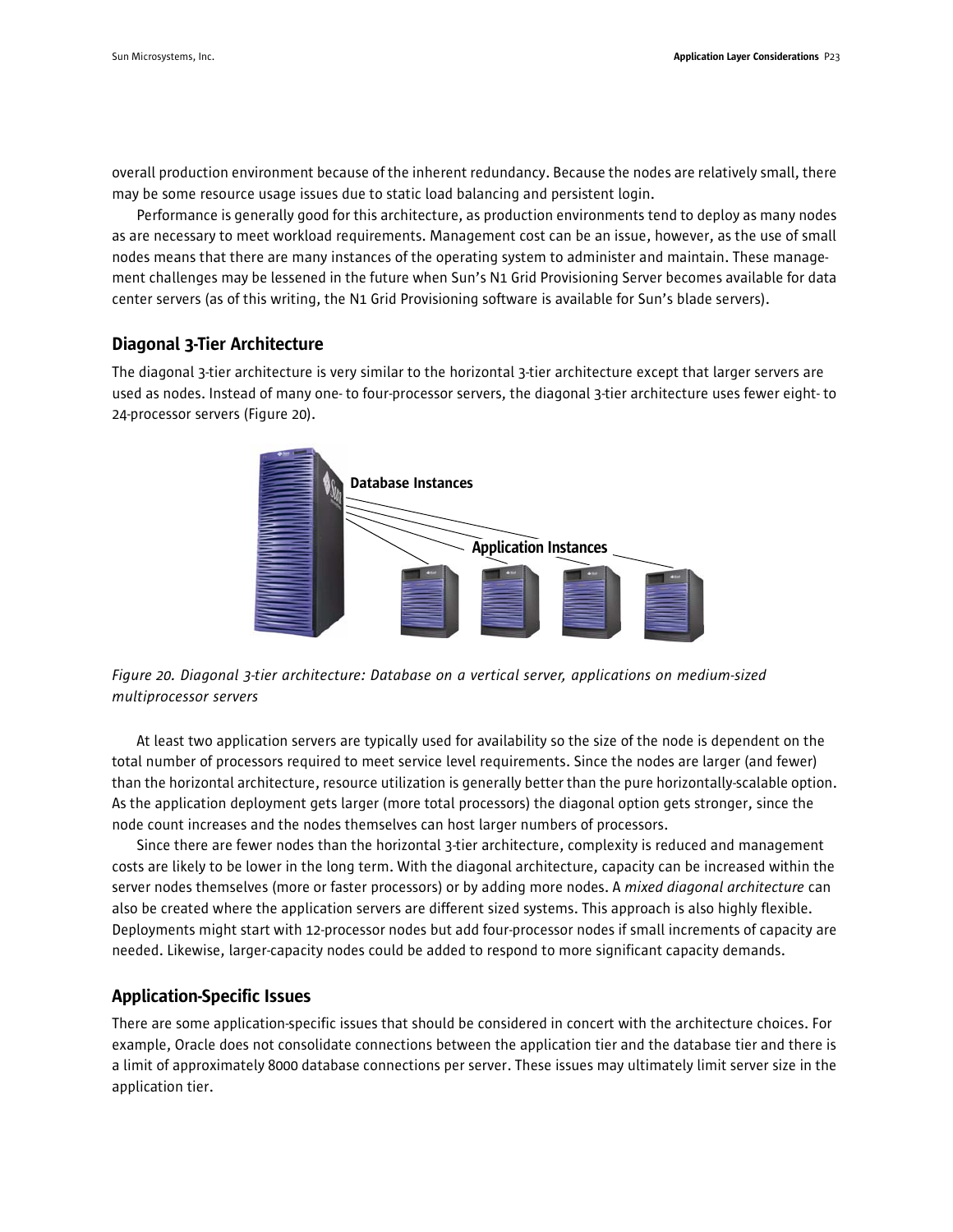overall production environment because of the inherent redundancy. Because the nodes are relatively small, there may be some resource usage issues due to static load balancing and persistent login.

Performance is generally good for this architecture, as production environments tend to deploy as many nodes as are necessary to meet workload requirements. Management cost can be an issue, however, as the use of small nodes means that there are many instances of the operating system to administer and maintain. These management challenges may be lessened in the future when Sun's N1 Grid Provisioning Server becomes available for data center servers (as of this writing, the N1 Grid Provisioning software is available for Sun's blade servers).

## Diagonal 3-Tier Architecture

The diagonal 3-tier architecture is very similar to the horizontal 3-tier architecture except that larger servers are used as nodes. Instead of many one- to four-processor servers, the diagonal 3-tier architecture uses fewer eight- to 24-processor servers (Figure 20).

*Figure 20. Diagonal 3-tier architecture: Database on a vertical server, applications on medium-sized multiprocessor servers*

At least two application servers are typically used for availability so the size of the node is dependent on the total number of processors required to meet service level requirements. Since the nodes are larger (and fewer) than the horizontal architecture, resource utilization is generally better than the pure horizontally-scalable option. As the application deployment gets larger (more total processors) the diagonal option gets stronger, since the node count increases and the nodes themselves can host larger numbers of processors.

Since there are fewer nodes than the horizontal 3-tier architecture, complexity is reduced and management costs are likely to be lower in the long term. With the diagonal architecture, capacity can be increased within the server nodes themselves (more or faster processors) or by adding more nodes. A *mixed diagonal architecture* can also be created where the application servers are different sized systems. This approach is also highly flexible. Deployments might start with 12-processor nodes but add four-processor nodes if small increments of capacity are needed. Likewise, larger-capacity nodes could be added to respond to more significant capacity demands.

## Application-Specific Issues

There are some application-specific issues that should be considered in concert with the architecture choices. For example, Oracle does not consolidate connections between the application tier and the database tier and there is a limit of approximately 8000 database connections per server. These issues may ultimately limit server size in the application tier.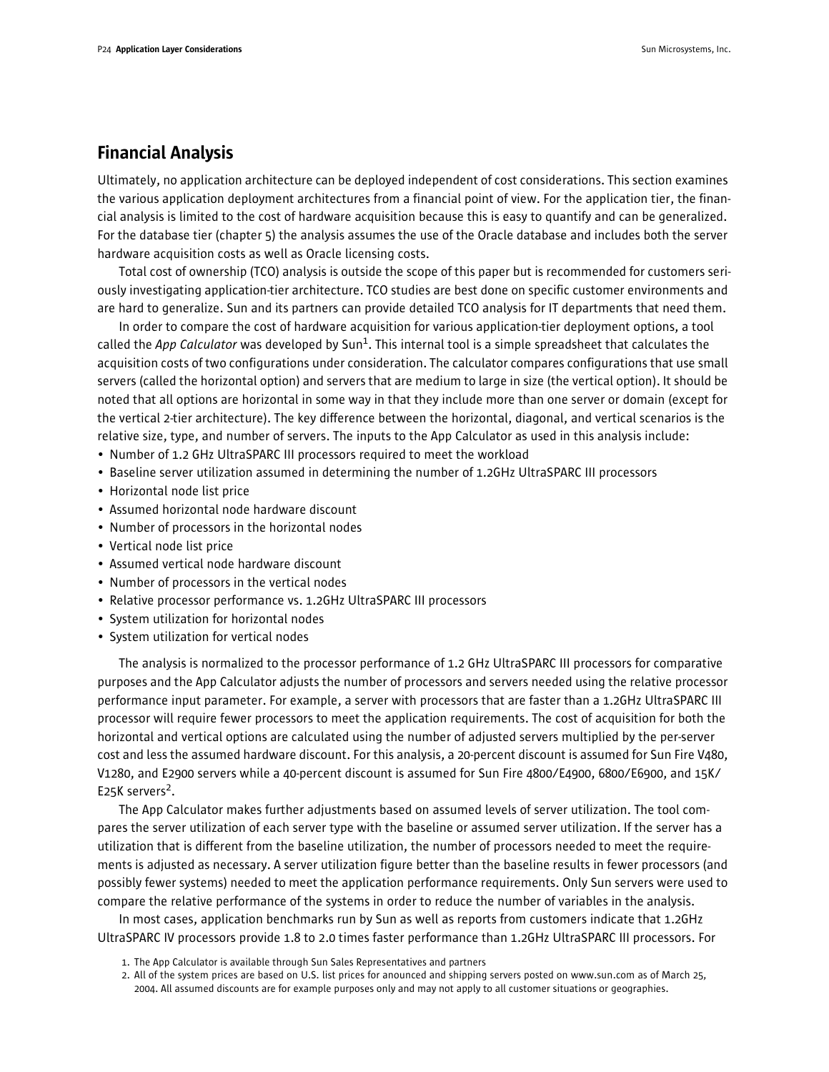## Financial Analysis

Ultimately, no application architecture can be deployed independent of cost considerations. This section examines the various application deployment architectures from a financial point of view. For the application tier, the financial analysis is limited to the cost of hardware acquisition because this is easy to quantify and can be generalized. For the database tier (chapter 5) the analysis assumes the use of the Oracle database and includes both the server hardware acquisition costs as well as Oracle licensing costs.

Total cost of ownership (TCO) analysis is outside the scope of this paper but is recommended for customers seriously investigating application-tier architecture. TCO studies are best done on specific customer environments and are hard to generalize. Sun and its partners can provide detailed TCO analysis for IT departments that need them.

In order to compare the cost of hardware acquisition for various application-tier deployment options, a tool called the *App Calculator* was developed by Sun[1]. This internal tool is a simple spreadsheet that calculates the acquisition costs of two configurations under consideration. The calculator compares configurations that use small servers (called the horizontal option) and servers that are medium to large in size (the vertical option). It should be noted that all options are horizontal in some way in that they include more than one server or domain (except for the vertical 2-tier architecture). The key difference between the horizontal, diagonal, and vertical scenarios is the relative size, type, and number of servers. The inputs to the App Calculator as used in this analysis include:

- Number of 1.2 GHz UltraSPARC III processors required to meet the workload
- Baseline server utilization assumed in determining the number of 1.2GHz UltraSPARC III processors
- Horizontal node list price
- Assumed horizontal node hardware discount
- Number of processors in the horizontal nodes
- Vertical node list price
- Assumed vertical node hardware discount
- Number of processors in the vertical nodes
- Relative processor performance vs. 1.2GHz UltraSPARC III processors
- System utilization for horizontal nodes
- System utilization for vertical nodes

The analysis is normalized to the processor performance of 1.2 GHz UltraSPARC III processors for comparative purposes and the App Calculator adjusts the number of processors and servers needed using the relative processor performance input parameter. For example, a server with processors that are faster than a 1.2GHz UltraSPARC III processor will require fewer processors to meet the application requirements. The cost of acquisition for both the horizontal and vertical options are calculated using the number of adjusted servers multiplied by the per-server cost and less the assumed hardware discount. For this analysis, a 20-percent discount is assumed for Sun Fire V480, V1280, and E2900 servers while a 40-percent discount is assumed for Sun Fire 4800/E4900, 6800/E6900, and 15K/E25K servers[2].

The App Calculator makes further adjustments based on assumed levels of server utilization. The tool compares the server utilization of each server type with the baseline or assumed server utilization. If the server has a utilization that is different from the baseline utilization, the number of processors needed to meet the requirements is adjusted as necessary. A server utilization figure better than the baseline results in fewer processors (and possibly fewer systems) needed to meet the application performance requirements. Only Sun servers were used to compare the relative performance of the systems in order to reduce the number of variables in the analysis.

In most cases, application benchmarks run by Sun as well as reports from customers indicate that 1.2GHz UltraSPARC IV processors provide 1.8 to 2.0 times faster performance than 1.2GHz UltraSPARC III processors. For

1. The App Calculator is available through Sun Sales Representatives and partners
2. All of the system prices are based on U.S. list prices for anounced and shipping servers posted on www.sun.com as of March 25, 2004. All assumed discounts are for example purposes only and may not apply to all customer situations or geographies.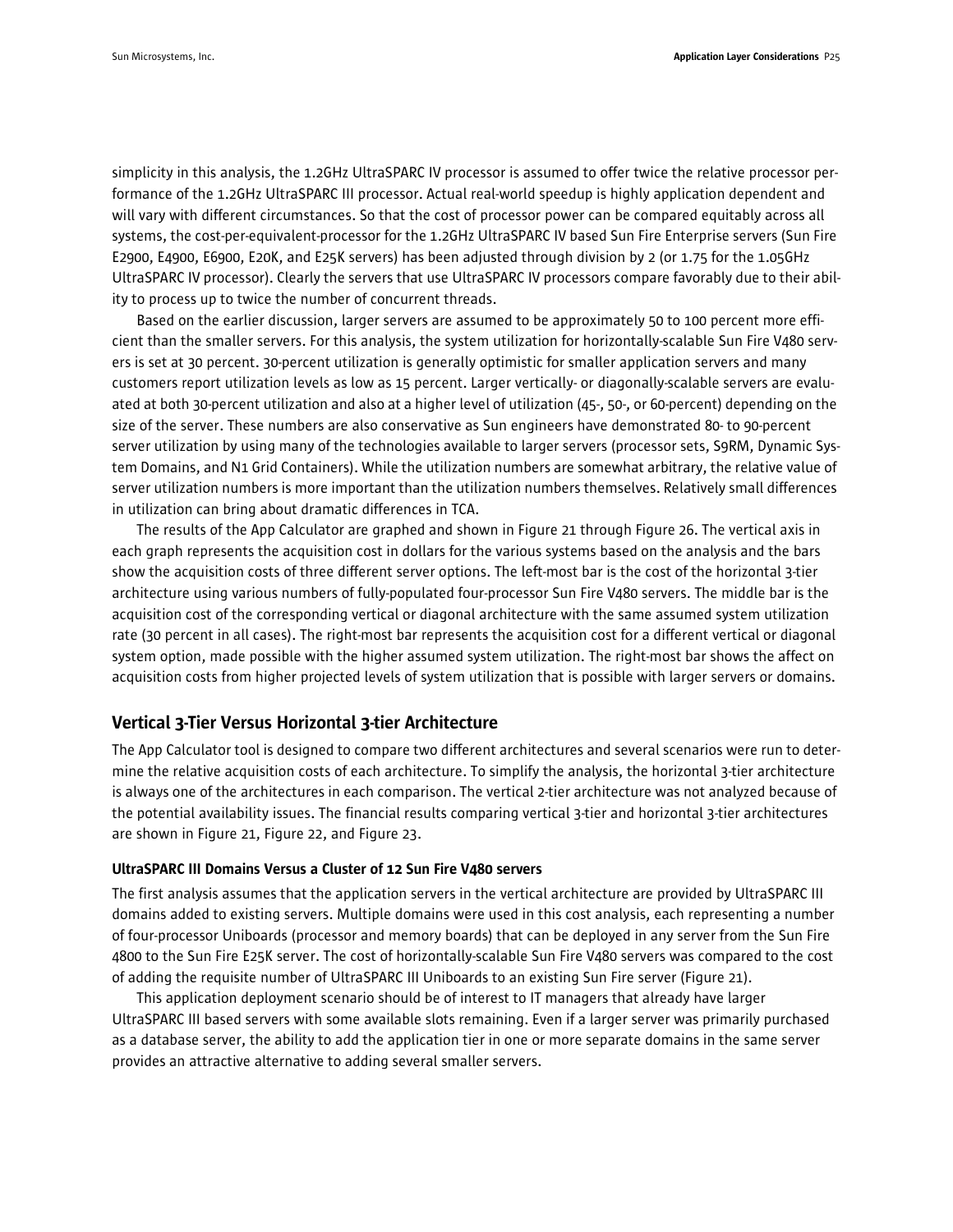simplicity in this analysis, the 1.2GHz UltraSPARC IV processor is assumed to offer twice the relative processor performance of the 1.2GHz UltraSPARC III processor. Actual real-world speedup is highly application dependent and will vary with different circumstances. So that the cost of processor power can be compared equitably across all systems, the cost-per-equivalent-processor for the 1.2GHz UltraSPARC IV based Sun Fire Enterprise servers (Sun Fire E2900, E4900, E6900, E20K, and E25K servers) has been adjusted through division by 2 (or 1.75 for the 1.05GHz UltraSPARC IV processor). Clearly the servers that use UltraSPARC IV processors compare favorably due to their ability to process up to twice the number of concurrent threads.

Based on the earlier discussion, larger servers are assumed to be approximately 50 to 100 percent more efficient than the smaller servers. For this analysis, the system utilization for horizontally-scalable Sun Fire V480 servers is set at 30 percent. 30-percent utilization is generally optimistic for smaller application servers and many customers report utilization levels as low as 15 percent. Larger vertically- or diagonally-scalable servers are evaluated at both 30-percent utilization and also at a higher level of utilization (45-, 50-, or 60-percent) depending on the size of the server. These numbers are also conservative as Sun engineers have demonstrated 80- to 90-percent server utilization by using many of the technologies available to larger servers (processor sets, S9RM, Dynamic System Domains, and N1 Grid Containers). While the utilization numbers are somewhat arbitrary, the relative value of server utilization numbers is more important than the utilization numbers themselves. Relatively small differences in utilization can bring about dramatic differences in TCA.

The results of the App Calculator are graphed and shown in Figure 21 through Figure 26. The vertical axis in each graph represents the acquisition cost in dollars for the various systems based on the analysis and the bars show the acquisition costs of three different server options. The left-most bar is the cost of the horizontal 3-tier architecture using various numbers of fully-populated four-processor Sun Fire V480 servers. The middle bar is the acquisition cost of the corresponding vertical or diagonal architecture with the same assumed system utilization rate (30 percent in all cases). The right-most bar represents the acquisition cost for a different vertical or diagonal system option, made possible with the higher assumed system utilization. The right-most bar shows the affect on acquisition costs from higher projected levels of system utilization that is possible with larger servers or domains.

## Vertical 3-Tier Versus Horizontal 3-tier Architecture

The App Calculator tool is designed to compare two different architectures and several scenarios were run to determine the relative acquisition costs of each architecture. To simplify the analysis, the horizontal 3-tier architecture is always one of the architectures in each comparison. The vertical 2-tier architecture was not analyzed because of the potential availability issues. The financial results comparing vertical 3-tier and horizontal 3-tier architectures are shown in Figure 21, Figure 22, and Figure 23.

### UltraSPARC III Domains Versus a Cluster of 12 Sun Fire V480 servers

The first analysis assumes that the application servers in the vertical architecture are provided by UltraSPARC III domains added to existing servers. Multiple domains were used in this cost analysis, each representing a number of four-processor Uniboards (processor and memory boards) that can be deployed in any server from the Sun Fire 4800 to the Sun Fire E25K server. The cost of horizontally-scalable Sun Fire V480 servers was compared to the cost of adding the requisite number of UltraSPARC III Uniboards to an existing Sun Fire server (Figure 21).

This application deployment scenario should be of interest to IT managers that already have larger UltraSPARC III based servers with some available slots remaining. Even if a larger server was primarily purchased as a database server, the ability to add the application tier in one or more separate domains in the same server provides an attractive alternative to adding several smaller servers.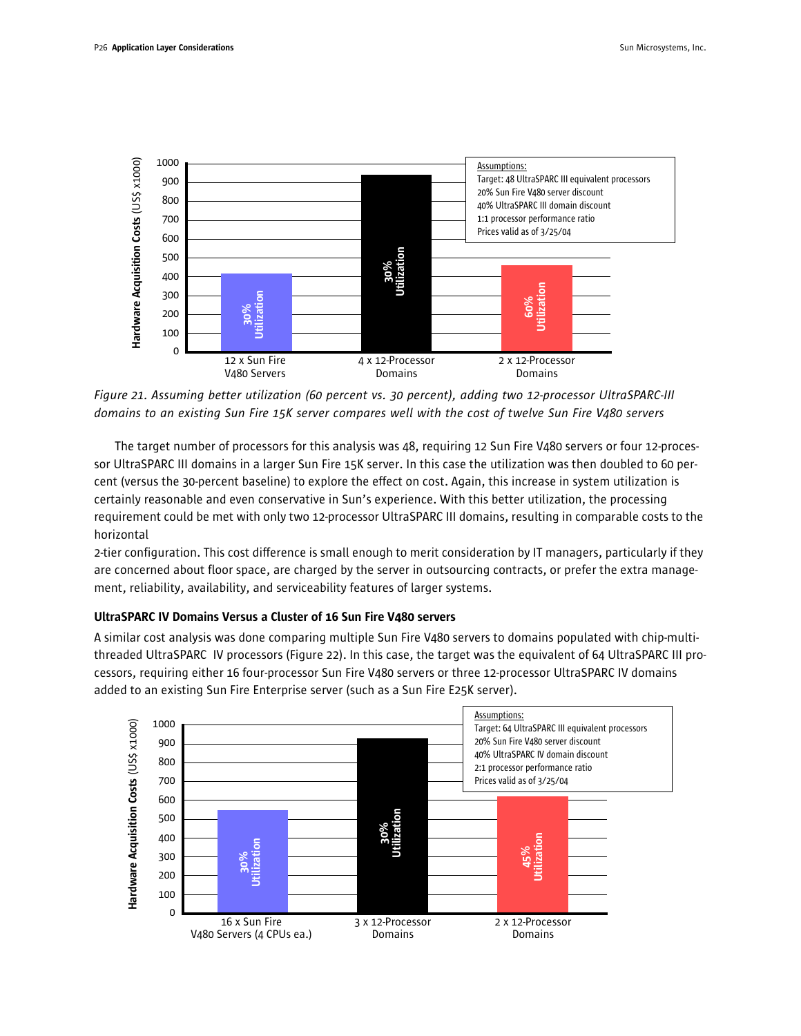Assumptions:
Target: 48 UltraSPARC III equivalent processors
20% Sun Fire V480 server discount
40% UltraSPARC III domain discount
1:1 processor performance ratio
Prices valid as of 3/25/04

*Figure 21. Assuming better utilization (60 percent vs. 30 percent), adding two 12-processor UltraSPARC-III domains to an existing Sun Fire 15K server compares well with the cost of twelve Sun Fire V480 servers*

The target number of processors for this analysis was 48, requiring 12 Sun Fire V480 servers or four 12-processor UltraSPARC III domains in a larger Sun Fire 15K server. In this case the utilization was then doubled to 60 percent (versus the 30-percent baseline) to explore the effect on cost. Again, this increase in system utilization is certainly reasonable and even conservative in Sun's experience. With this better utilization, the processing requirement could be met with only two 12-processor UltraSPARC III domains, resulting in comparable costs to the horizontal 2-tier configuration. This cost difference is small enough to merit consideration by IT managers, particularly if they are concerned about floor space, are charged by the server in outsourcing contracts, or prefer the extra management, reliability, availability, and serviceability features of larger systems.

### UltraSPARC IV Domains Versus a Cluster of 16 Sun Fire V480 servers

A similar cost analysis was done comparing multiple Sun Fire V480 servers to domains populated with chip-multithreaded UltraSPARC IV processors (Figure 22). In this case, the target was the equivalent of 64 UltraSPARC III processors, requiring either 16 four-processor Sun Fire V480 servers or three 12-processor UltraSPARC IV domains added to an existing Sun Fire Enterprise server (such as a Sun Fire E25K server).

Assumptions:
Target: 64 UltraSPARC III equivalent processors
20% Sun Fire V480 server discount
40% UltraSPARC IV domain discount
2:1 processor performance ratio
Prices valid as of 3/25/04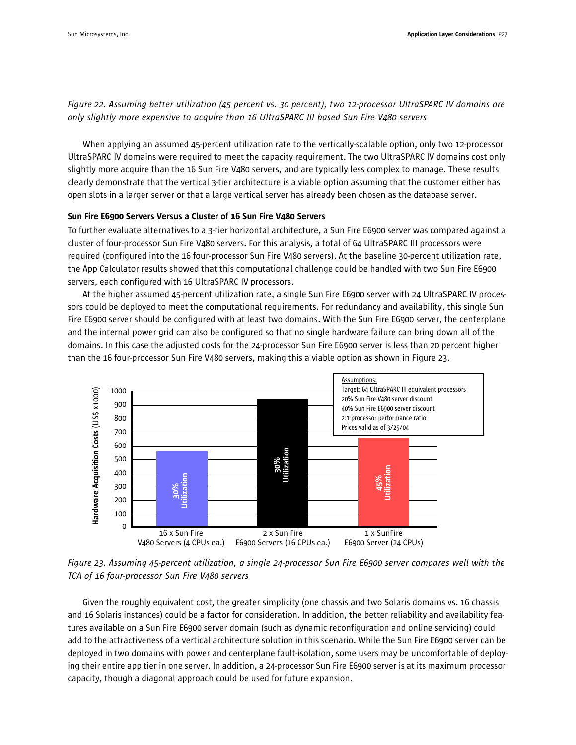*Figure 22. Assuming better utilization (45 percent vs. 30 percent), two 12-processor UltraSPARC IV domains are only slightly more expensive to acquire than 16 UltraSPARC III based Sun Fire V480 servers*

When applying an assumed 45-percent utilization rate to the vertically-scalable option, only two 12-processor UltraSPARC IV domains were required to meet the capacity requirement. The two UltraSPARC IV domains cost only slightly more acquire than the 16 Sun Fire V480 servers, and are typically less complex to manage. These results clearly demonstrate that the vertical 3-tier architecture is a viable option assuming that the customer either has open slots in a larger server or that a large vertical server has already been chosen as the database server.

### Sun Fire E6900 Servers Versus a Cluster of 16 Sun Fire V480 Servers

To further evaluate alternatives to a 3-tier horizontal architecture, a Sun Fire E6900 server was compared against a cluster of four-processor Sun Fire V480 servers. For this analysis, a total of 64 UltraSPARC III processors were required (configured into the 16 four-processor Sun Fire V480 servers). At the baseline 30-percent utilization rate, the App Calculator results showed that this computational challenge could be handled with two Sun Fire E6900 servers, each configured with 16 UltraSPARC IV processors.

At the higher assumed 45-percent utilization rate, a single Sun Fire E6900 server with 24 UltraSPARC IV processors could be deployed to meet the computational requirements. For redundancy and availability, this single Sun Fire E6900 server should be configured with at least two domains. With the Sun Fire E6900 server, the centerplane and the internal power grid can also be configured so that no single hardware failure can bring down all of the domains. In this case the adjusted costs for the 24-processor Sun Fire E6900 server is less than 20 percent higher than the 16 four-processor Sun Fire V480 servers, making this a viable option as shown in Figure 23.

Assumptions:
Target: 64 UltraSPARC III equivalent processors
20% Sun Fire V480 server discount
40% Sun Fire E6900 server discount
2:1 processor performance ratio
Prices valid as of 3/25/04

Hardware Acquisition Costs (US$ x1000)

| Configuration | Utilization |
|---|---|
| 16 x Sun Fire V480 Servers (4 CPUs ea.) | 30% Utilization |
| 2 x Sun Fire E6900 Servers (16 CPUs ea.) | 30% Utilization |
| 1 x SunFire E6900 Server (24 CPUs) | 45% Utilization |

*Figure 23. Assuming 45-percent utilization, a single 24-processor Sun Fire E6900 server compares well with the TCA of 16 four-processor Sun Fire V480 servers*

Given the roughly equivalent cost, the greater simplicity (one chassis and two Solaris domains vs. 16 chassis and 16 Solaris instances) could be a factor for consideration. In addition, the better reliability and availability features available on a Sun Fire E6900 server domain (such as dynamic reconfiguration and online servicing) could add to the attractiveness of a vertical architecture solution in this scenario. While the Sun Fire E6900 server can be deployed in two domains with power and centerplane fault-isolation, some users may be uncomfortable of deploying their entire app tier in one server. In addition, a 24-processor Sun Fire E6900 server is at its maximum processor capacity, though a diagonal approach could be used for future expansion.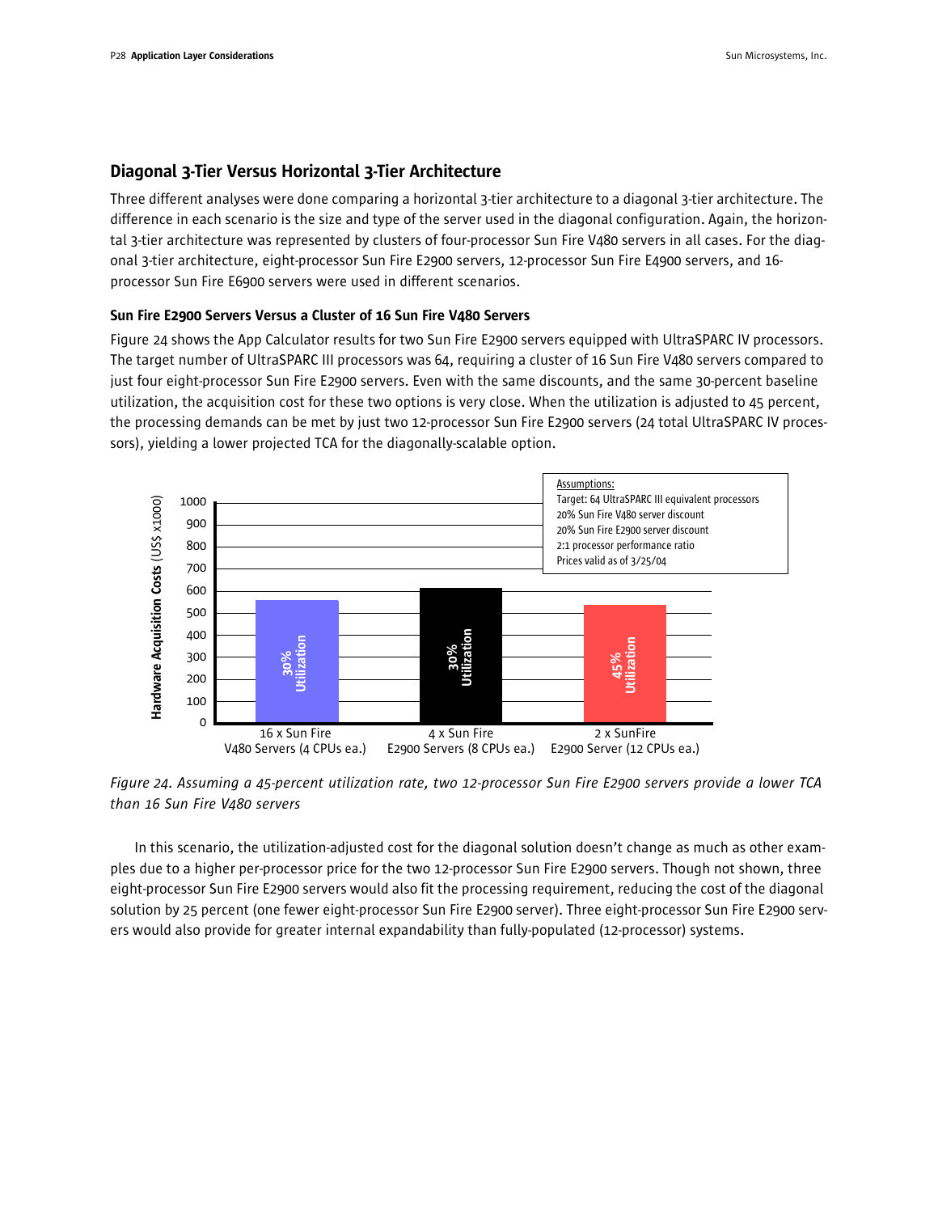## Diagonal 3-Tier Versus Horizontal 3-Tier Architecture

Three different analyses were done comparing a horizontal 3-tier architecture to a diagonal 3-tier architecture. The difference in each scenario is the size and type of the server used in the diagonal configuration. Again, the horizontal 3-tier architecture was represented by clusters of four-processor Sun Fire V480 servers in all cases. For the diagonal 3-tier architecture, eight-processor Sun Fire E2900 servers, 12-processor Sun Fire E4900 servers, and 16-processor Sun Fire E6900 servers were used in different scenarios.

### Sun Fire E2900 Servers Versus a Cluster of 16 Sun Fire V480 Servers

Figure 24 shows the App Calculator results for two Sun Fire E2900 servers equipped with UltraSPARC IV processors. The target number of UltraSPARC III processors was 64, requiring a cluster of 16 Sun Fire V480 servers compared to just four eight-processor Sun Fire E2900 servers. Even with the same discounts, and the same 30-percent baseline utilization, the acquisition cost for these two options is very close. When the utilization is adjusted to 45 percent, the processing demands can be met by just two 12-processor Sun Fire E2900 servers (24 total UltraSPARC IV processors), yielding a lower projected TCA for the diagonally-scalable option.

Assumptions:
Target: 64 UltraSPARC III equivalent processors
20% Sun Fire V480 server discount
20% Sun Fire E2900 server discount
2:1 processor performance ratio
Prices valid as of 3/25/04

Hardware Acquisition Costs (US$ x1000)

| Configuration | Utilization | Approx. Cost (US$ x1000) |
|---|---|---|
| 16 x Sun Fire V480 Servers (4 CPUs ea.) | 30% Utilization | ~555 |
| 4 x Sun Fire E2900 Servers (8 CPUs ea.) | 30% Utilization | ~610 |
| 2 x SunFire E2900 Server (12 CPUs ea.) | 45% Utilization | ~535 |

*Figure 24. Assuming a 45-percent utilization rate, two 12-processor Sun Fire E2900 servers provide a lower TCA than 16 Sun Fire V480 servers*

In this scenario, the utilization-adjusted cost for the diagonal solution doesn't change as much as other examples due to a higher per-processor price for the two 12-processor Sun Fire E2900 servers. Though not shown, three eight-processor Sun Fire E2900 servers would also fit the processing requirement, reducing the cost of the diagonal solution by 25 percent (one fewer eight-processor Sun Fire E2900 server). Three eight-processor Sun Fire E2900 servers would also provide for greater internal expandability than fully-populated (12-processor) systems.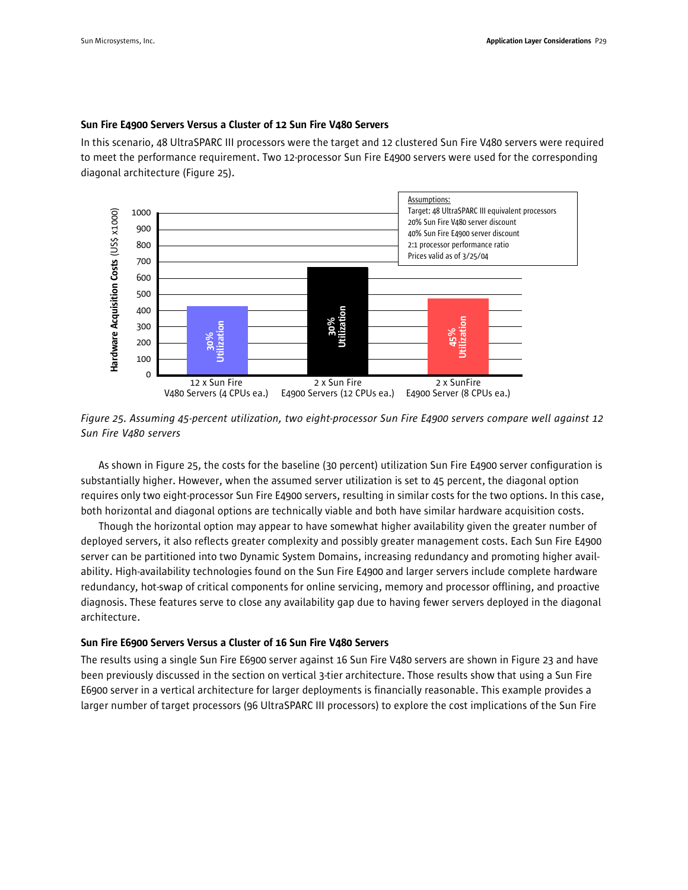### Sun Fire E4900 Servers Versus a Cluster of 12 Sun Fire V480 Servers

In this scenario, 48 UltraSPARC III processors were the target and 12 clustered Sun Fire V480 servers were required to meet the performance requirement. Two 12-processor Sun Fire E4900 servers were used for the corresponding diagonal architecture (Figure 25).

*Figure 25. Assuming 45-percent utilization, two eight-processor Sun Fire E4900 servers compare well against 12 Sun Fire V480 servers*

As shown in Figure 25, the costs for the baseline (30 percent) utilization Sun Fire E4900 server configuration is substantially higher. However, when the assumed server utilization is set to 45 percent, the diagonal option requires only two eight-processor Sun Fire E4900 servers, resulting in similar costs for the two options. In this case, both horizontal and diagonal options are technically viable and both have similar hardware acquisition costs.

Though the horizontal option may appear to have somewhat higher availability given the greater number of deployed servers, it also reflects greater complexity and possibly greater management costs. Each Sun Fire E4900 server can be partitioned into two Dynamic System Domains, increasing redundancy and promoting higher availability. High-availability technologies found on the Sun Fire E4900 and larger servers include complete hardware redundancy, hot-swap of critical components for online servicing, memory and processor offlining, and proactive diagnosis. These features serve to close any availability gap due to having fewer servers deployed in the diagonal architecture.

### Sun Fire E6900 Servers Versus a Cluster of 16 Sun Fire V480 Servers

The results using a single Sun Fire E6900 server against 16 Sun Fire V480 servers are shown in Figure 23 and have been previously discussed in the section on vertical 3-tier architecture. Those results show that using a Sun Fire E6900 server in a vertical architecture for larger deployments is financially reasonable. This example provides a larger number of target processors (96 UltraSPARC III processors) to explore the cost implications of the Sun Fire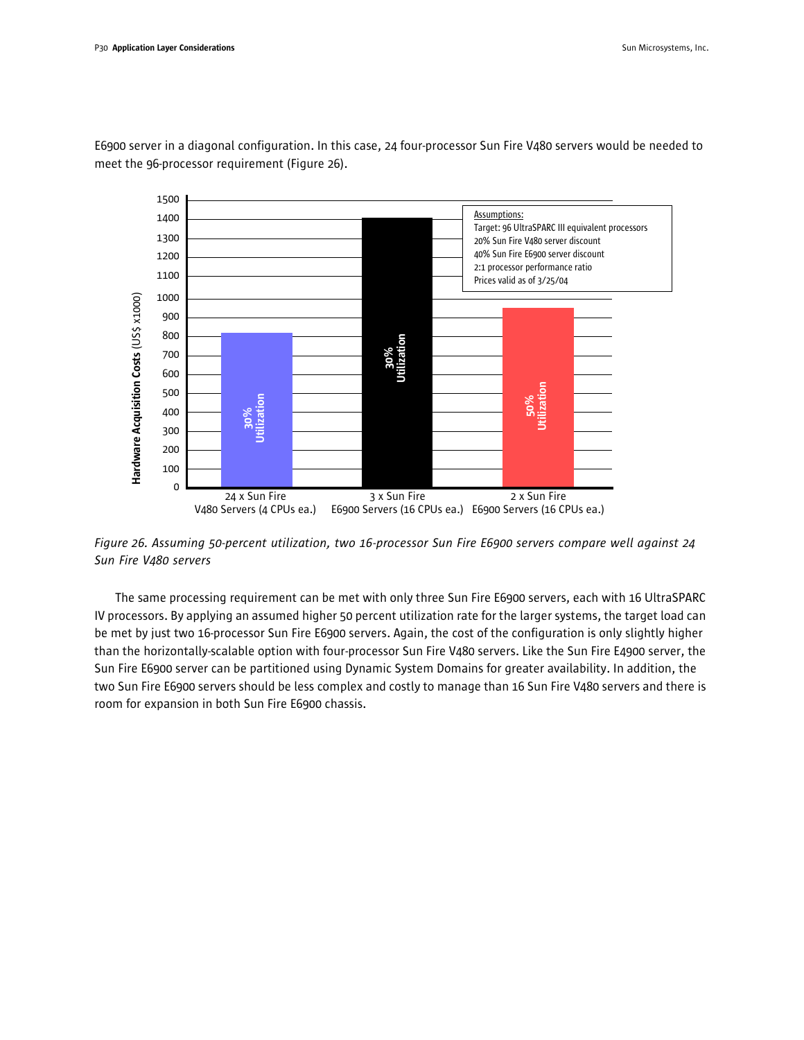E6900 server in a diagonal configuration. In this case, 24 four-processor Sun Fire V480 servers would be needed to meet the 96-processor requirement (Figure 26).

*Figure 26. Assuming 50-percent utilization, two 16-processor Sun Fire E6900 servers compare well against 24 Sun Fire V480 servers*

The same processing requirement can be met with only three Sun Fire E6900 servers, each with 16 UltraSPARC IV processors. By applying an assumed higher 50 percent utilization rate for the larger systems, the target load can be met by just two 16-processor Sun Fire E6900 servers. Again, the cost of the configuration is only slightly higher than the horizontally-scalable option with four-processor Sun Fire V480 servers. Like the Sun Fire E4900 server, the Sun Fire E6900 server can be partitioned using Dynamic System Domains for greater availability. In addition, the two Sun Fire E6900 servers should be less complex and costly to manage than 16 Sun Fire V480 servers and there is room for expansion in both Sun Fire E6900 chassis.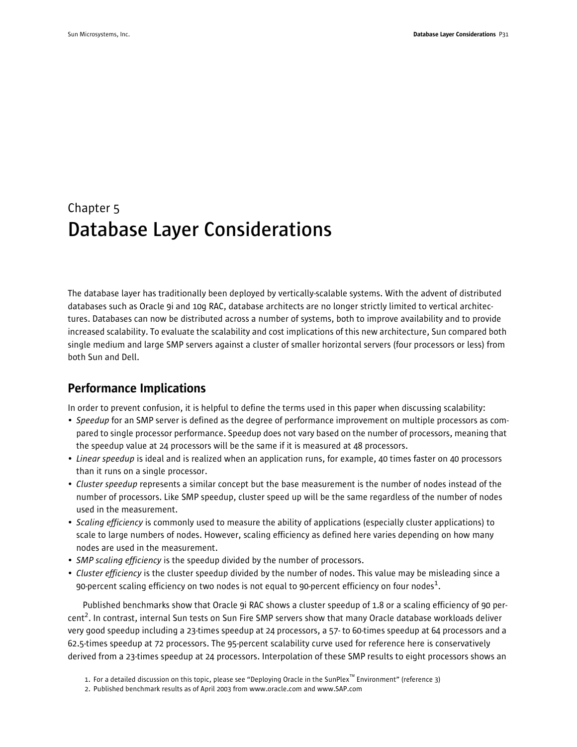# Chapter 5
# Database Layer Considerations

The database layer has traditionally been deployed by vertically-scalable systems. With the advent of distributed databases such as Oracle 9i and 10g RAC, database architects are no longer strictly limited to vertical architectures. Databases can now be distributed across a number of systems, both to improve availability and to provide increased scalability. To evaluate the scalability and cost implications of this new architecture, Sun compared both single medium and large SMP servers against a cluster of smaller horizontal servers (four processors or less) from both Sun and Dell.

## Performance Implications

In order to prevent confusion, it is helpful to define the terms used in this paper when discussing scalability:

- *Speedup* for an SMP server is defined as the degree of performance improvement on multiple processors as compared to single processor performance. Speedup does not vary based on the number of processors, meaning that the speedup value at 24 processors will be the same if it is measured at 48 processors.
- *Linear speedup* is ideal and is realized when an application runs, for example, 40 times faster on 40 processors than it runs on a single processor.
- *Cluster speedup* represents a similar concept but the base measurement is the number of nodes instead of the number of processors. Like SMP speedup, cluster speed up will be the same regardless of the number of nodes used in the measurement.
- *Scaling efficiency* is commonly used to measure the ability of applications (especially cluster applications) to scale to large numbers of nodes. However, scaling efficiency as defined here varies depending on how many nodes are used in the measurement.
- *SMP scaling efficiency* is the speedup divided by the number of processors.
- *Cluster efficiency* is the cluster speedup divided by the number of nodes. This value may be misleading since a 90-percent scaling efficiency on two nodes is not equal to 90-percent efficiency on four nodes[1].

Published benchmarks show that Oracle 9i RAC shows a cluster speedup of 1.8 or a scaling efficiency of 90 percent[2]. In contrast, internal Sun tests on Sun Fire SMP servers show that many Oracle database workloads deliver very good speedup including a 23-times speedup at 24 processors, a 57- to 60-times speedup at 64 processors and a 62.5-times speedup at 72 processors. The 95-percent scalability curve used for reference here is conservatively derived from a 23-times speedup at 24 processors. Interpolation of these SMP results to eight processors shows an

1. For a detailed discussion on this topic, please see "Deploying Oracle in the SunPlex™ Environment" (reference 3)
2. Published benchmark results as of April 2003 from www.oracle.com and www.SAP.com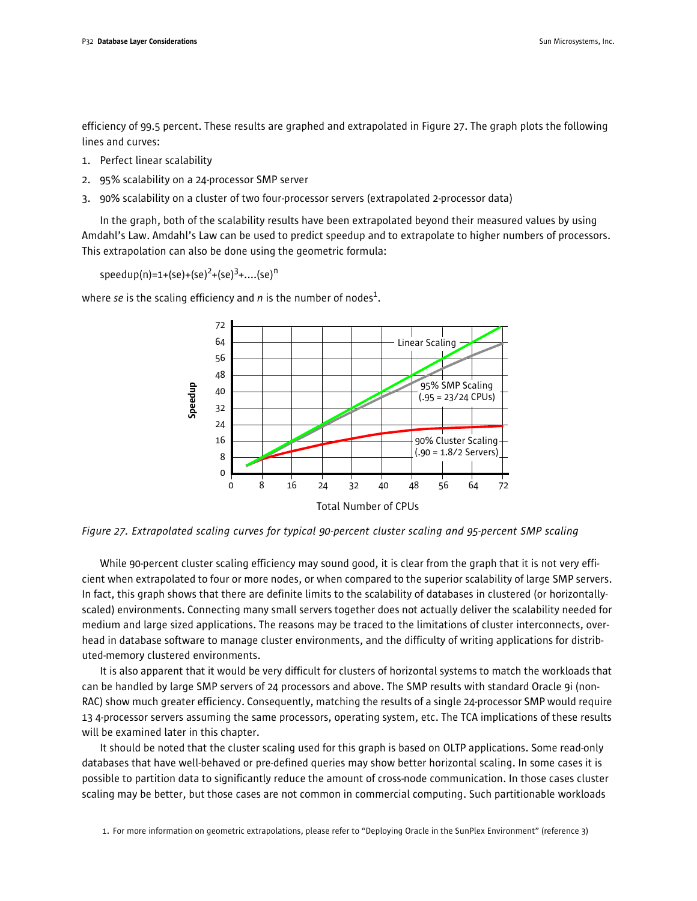efficiency of 99.5 percent. These results are graphed and extrapolated in Figure 27. The graph plots the following lines and curves:

1. Perfect linear scalability
2. 95% scalability on a 24-processor SMP server
3. 90% scalability on a cluster of two four-processor servers (extrapolated 2-processor data)

In the graph, both of the scalability results have been extrapolated beyond their measured values by using Amdahl's Law. Amdahl's Law can be used to predict speedup and to extrapolate to higher numbers of processors. This extrapolation can also be done using the geometric formula:

$$speedup(n)=1+(se)+(se)^2+(se)^3+....(se)^n$$

where *se* is the scaling efficiency and *n* is the number of nodes[1].

*Figure 27. Extrapolated scaling curves for typical 90-percent cluster scaling and 95-percent SMP scaling*

While 90-percent cluster scaling efficiency may sound good, it is clear from the graph that it is not very efficient when extrapolated to four or more nodes, or when compared to the superior scalability of large SMP servers. In fact, this graph shows that there are definite limits to the scalability of databases in clustered (or horizontally-scaled) environments. Connecting many small servers together does not actually deliver the scalability needed for medium and large sized applications. The reasons may be traced to the limitations of cluster interconnects, overhead in database software to manage cluster environments, and the difficulty of writing applications for distributed-memory clustered environments.

It is also apparent that it would be very difficult for clusters of horizontal systems to match the workloads that can be handled by large SMP servers of 24 processors and above. The SMP results with standard Oracle 9i (non-RAC) show much greater efficiency. Consequently, matching the results of a single 24-processor SMP would require 13 4-processor servers assuming the same processors, operating system, etc. The TCA implications of these results will be examined later in this chapter.

It should be noted that the cluster scaling used for this graph is based on OLTP applications. Some read-only databases that have well-behaved or pre-defined queries may show better horizontal scaling. In some cases it is possible to partition data to significantly reduce the amount of cross-node communication. In those cases cluster scaling may be better, but those cases are not common in commercial computing. Such partitionable workloads

1. For more information on geometric extrapolations, please refer to "Deploying Oracle in the SunPlex Environment" (reference 3)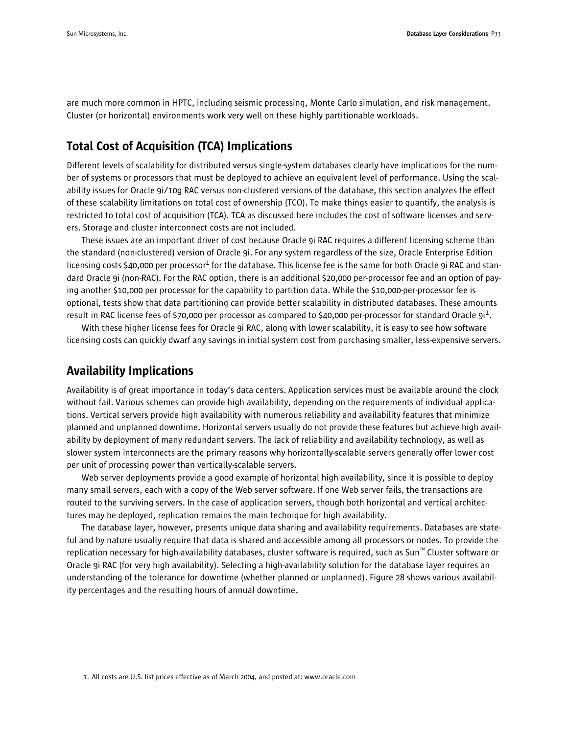are much more common in HPTC, including seismic processing, Monte Carlo simulation, and risk management. Cluster (or horizontal) environments work very well on these highly partitionable workloads.

## Total Cost of Acquisition (TCA) Implications

Different levels of scalability for distributed versus single-system databases clearly have implications for the number of systems or processors that must be deployed to achieve an equivalent level of performance. Using the scalability issues for Oracle 9i/10g RAC versus non-clustered versions of the database, this section analyzes the effect of these scalability limitations on total cost of ownership (TCO). To make things easier to quantify, the analysis is restricted to total cost of acquisition (TCA). TCA as discussed here includes the cost of software licenses and servers. Storage and cluster interconnect costs are not included.

These issues are an important driver of cost because Oracle 9i RAC requires a different licensing scheme than the standard (non-clustered) version of Oracle 9i. For any system regardless of the size, Oracle Enterprise Edition licensing costs $40,000 per processor[1] for the database. This license fee is the same for both Oracle 9i RAC and standard Oracle 9i (non-RAC). For the RAC option, there is an additional $20,000 per-processor fee and an option of paying another $10,000 per processor for the capability to partition data. While the $10,000-per-processor fee is optional, tests show that data partitioning can provide better scalability in distributed databases. These amounts result in RAC license fees of $70,000 per processor as compared to $40,000 per-processor for standard Oracle 9i[1].

With these higher license fees for Oracle 9i RAC, along with lower scalability, it is easy to see how software licensing costs can quickly dwarf any savings in initial system cost from purchasing smaller, less-expensive servers.

## Availability Implications

Availability is of great importance in today's data centers. Application services must be available around the clock without fail. Various schemes can provide high availability, depending on the requirements of individual applications. Vertical servers provide high availability with numerous reliability and availability features that minimize planned and unplanned downtime. Horizontal servers usually do not provide these features but achieve high availability by deployment of many redundant servers. The lack of reliability and availability technology, as well as slower system interconnects are the primary reasons why horizontally-scalable servers generally offer lower cost per unit of processing power than vertically-scalable servers.

Web server deployments provide a good example of horizontal high availability, since it is possible to deploy many small servers, each with a copy of the Web server software. If one Web server fails, the transactions are routed to the surviving servers. In the case of application servers, though both horizontal and vertical architectures may be deployed, replication remains the main technique for high availability.

The database layer, however, presents unique data sharing and availability requirements. Databases are stateful and by nature usually require that data is shared and accessible among all processors or nodes. To provide the replication necessary for high-availability databases, cluster software is required, such as Sun™ Cluster software or Oracle 9i RAC (for very high availability). Selecting a high-availability solution for the database layer requires an understanding of the tolerance for downtime (whether planned or unplanned). Figure 28 shows various availability percentages and the resulting hours of annual downtime.

1. All costs are U.S. list prices effective as of March 2004, and posted at: www.oracle.com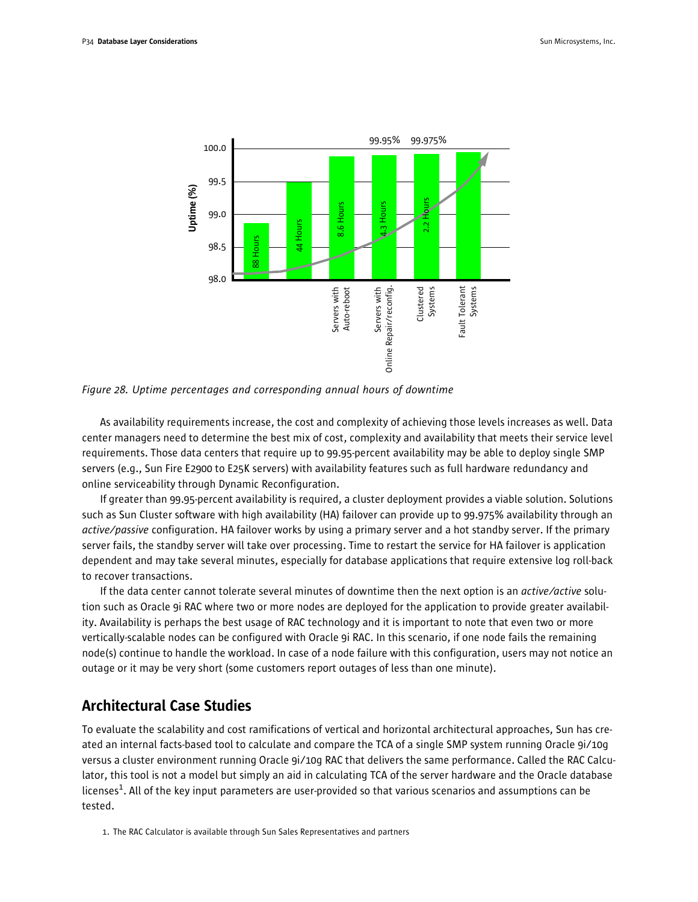Figure 28. Uptime percentages and corresponding annual hours of downtime

As availability requirements increase, the cost and complexity of achieving those levels increases as well. Data center managers need to determine the best mix of cost, complexity and availability that meets their service level requirements. Those data centers that require up to 99.95-percent availability may be able to deploy single SMP servers (e.g., Sun Fire E2900 to E25K servers) with availability features such as full hardware redundancy and online serviceability through Dynamic Reconfiguration.

If greater than 99.95-percent availability is required, a cluster deployment provides a viable solution. Solutions such as Sun Cluster software with high availability (HA) failover can provide up to 99.975% availability through an *active/passive* configuration. HA failover works by using a primary server and a hot standby server. If the primary server fails, the standby server will take over processing. Time to restart the service for HA failover is application dependent and may take several minutes, especially for database applications that require extensive log roll-back to recover transactions.

If the data center cannot tolerate several minutes of downtime then the next option is an *active/active* solution such as Oracle 9i RAC where two or more nodes are deployed for the application to provide greater availability. Availability is perhaps the best usage of RAC technology and it is important to note that even two or more vertically-scalable nodes can be configured with Oracle 9i RAC. In this scenario, if one node fails the remaining node(s) continue to handle the workload. In case of a node failure with this configuration, users may not notice an outage or it may be very short (some customers report outages of less than one minute).

## Architectural Case Studies

To evaluate the scalability and cost ramifications of vertical and horizontal architectural approaches, Sun has created an internal facts-based tool to calculate and compare the TCA of a single SMP system running Oracle 9i/10g versus a cluster environment running Oracle 9i/10g RAC that delivers the same performance. Called the RAC Calculator, this tool is not a model but simply an aid in calculating TCA of the server hardware and the Oracle database licenses[1]. All of the key input parameters are user-provided so that various scenarios and assumptions can be tested.

1. The RAC Calculator is available through Sun Sales Representatives and partners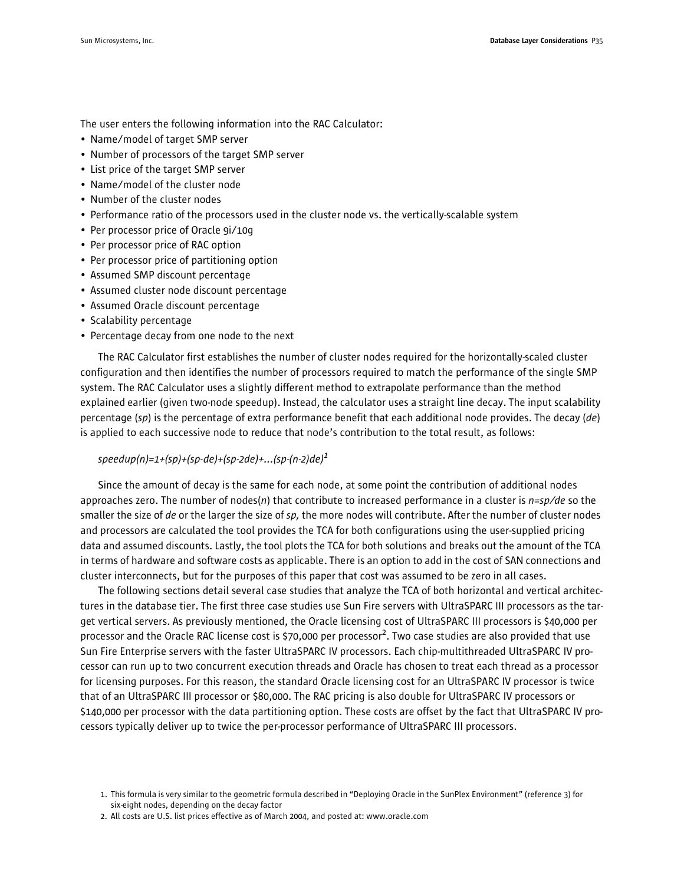The user enters the following information into the RAC Calculator:

- Name/model of target SMP server
- Number of processors of the target SMP server
- List price of the target SMP server
- Name/model of the cluster node
- Number of the cluster nodes
- Performance ratio of the processors used in the cluster node vs. the vertically-scalable system
- Per processor price of Oracle 9i/10g
- Per processor price of RAC option
- Per processor price of partitioning option
- Assumed SMP discount percentage
- Assumed cluster node discount percentage
- Assumed Oracle discount percentage
- Scalability percentage
- Percentage decay from one node to the next

The RAC Calculator first establishes the number of cluster nodes required for the horizontally-scaled cluster configuration and then identifies the number of processors required to match the performance of the single SMP system. The RAC Calculator uses a slightly different method to extrapolate performance than the method explained earlier (given two-node speedup). Instead, the calculator uses a straight line decay. The input scalability percentage (*sp*) is the percentage of extra performance benefit that each additional node provides. The decay (*de*) is applied to each successive node to reduce that node's contribution to the total result, as follows:

$$speedup(n)=1+(sp)+(sp-de)+(sp-2de)+...(sp-(n-2)de)$$ [1]

Since the amount of decay is the same for each node, at some point the contribution of additional nodes approaches zero. The number of nodes($n$) that contribute to increased performance in a cluster is $n=sp/de$ so the smaller the size of *de* or the larger the size of *sp,* the more nodes will contribute. After the number of cluster nodes and processors are calculated the tool provides the TCA for both configurations using the user-supplied pricing data and assumed discounts. Lastly, the tool plots the TCA for both solutions and breaks out the amount of the TCA in terms of hardware and software costs as applicable. There is an option to add in the cost of SAN connections and cluster interconnects, but for the purposes of this paper that cost was assumed to be zero in all cases.

The following sections detail several case studies that analyze the TCA of both horizontal and vertical architectures in the database tier. The first three case studies use Sun Fire servers with UltraSPARC III processors as the target vertical servers. As previously mentioned, the Oracle licensing cost of UltraSPARC III processors is $40,000 per processor and the Oracle RAC license cost is $70,000 per processor[2]. Two case studies are also provided that use Sun Fire Enterprise servers with the faster UltraSPARC IV processors. Each chip-multithreaded UltraSPARC IV processor can run up to two concurrent execution threads and Oracle has chosen to treat each thread as a processor for licensing purposes. For this reason, the standard Oracle licensing cost for an UltraSPARC IV processor is twice that of an UltraSPARC III processor or $80,000. The RAC pricing is also double for UltraSPARC IV processors or $140,000 per processor with the data partitioning option. These costs are offset by the fact that UltraSPARC IV processors typically deliver up to twice the per-processor performance of UltraSPARC III processors.

1. This formula is very similar to the geometric formula described in "Deploying Oracle in the SunPlex Environment" (reference 3) for six-eight nodes, depending on the decay factor
2. All costs are U.S. list prices effective as of March 2004, and posted at: www.oracle.com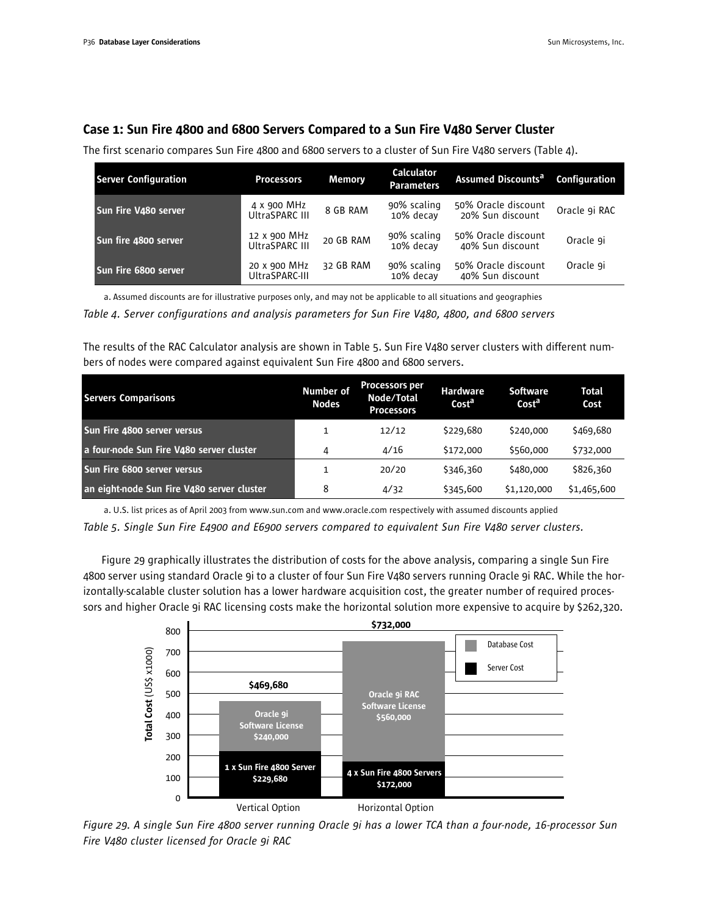## Case 1: Sun Fire 4800 and 6800 Servers Compared to a Sun Fire V480 Server Cluster

The first scenario compares Sun Fire 4800 and 6800 servers to a cluster of Sun Fire V480 servers (Table 4).

| Server Configuration | Processors | Memory | Calculator Parameters | Assumed Discounts[a] | Configuration |
|---|---|---|---|---|---|
| Sun Fire V480 server | 4 x 900 MHz UltraSPARC III | 8 GB RAM | 90% scaling 10% decay | 50% Oracle discount 20% Sun discount | Oracle 9i RAC |
| Sun fire 4800 server | 12 x 900 MHz UltraSPARC III | 20 GB RAM | 90% scaling 10% decay | 50% Oracle discount 40% Sun discount | Oracle 9i |
| Sun Fire 6800 server | 20 x 900 MHz UltraSPARC-III | 32 GB RAM | 90% scaling 10% decay | 50% Oracle discount 40% Sun discount | Oracle 9i |

a. Assumed discounts are for illustrative purposes only, and may not be applicable to all situations and geographies

*Table 4. Server configurations and analysis parameters for Sun Fire V480, 4800, and 6800 servers*

The results of the RAC Calculator analysis are shown in Table 5. Sun Fire V480 server clusters with different numbers of nodes were compared against equivalent Sun Fire 4800 and 6800 servers.

| Servers Comparisons | Number of Nodes | Processors per Node/Total Processors | Hardware Cost[a] | Software Cost[a] | Total Cost |
|---|---|---|---|---|---|
| Sun Fire 4800 server versus | 1 | 12/12 | $229,680 | $240,000 | $469,680 |
| a four-node Sun Fire V480 server cluster | 4 | 4/16 | $172,000 | $560,000 | $732,000 |
| Sun Fire 6800 server versus | 1 | 20/20 | $346,360 | $480,000 | $826,360 |
| an eight-node Sun Fire V480 server cluster | 8 | 4/32 | $345,600 | $1,120,000 | $1,465,600 |

a. U.S. list prices as of April 2003 from www.sun.com and www.oracle.com respectively with assumed discounts applied

*Table 5. Single Sun Fire E4900 and E6900 servers compared to equivalent Sun Fire V480 server clusters.*

Figure 29 graphically illustrates the distribution of costs for the above analysis, comparing a single Sun Fire 4800 server using standard Oracle 9i to a cluster of four Sun Fire V480 servers running Oracle 9i RAC. While the horizontally-scalable cluster solution has a lower hardware acquisition cost, the greater number of required processors and higher Oracle 9i RAC licensing costs make the horizontal solution more expensive to acquire by $262,320.

*Figure 29. A single Sun Fire 4800 server running Oracle 9i has a lower TCA than a four-node, 16-processor Sun Fire V480 cluster licensed for Oracle 9i RAC*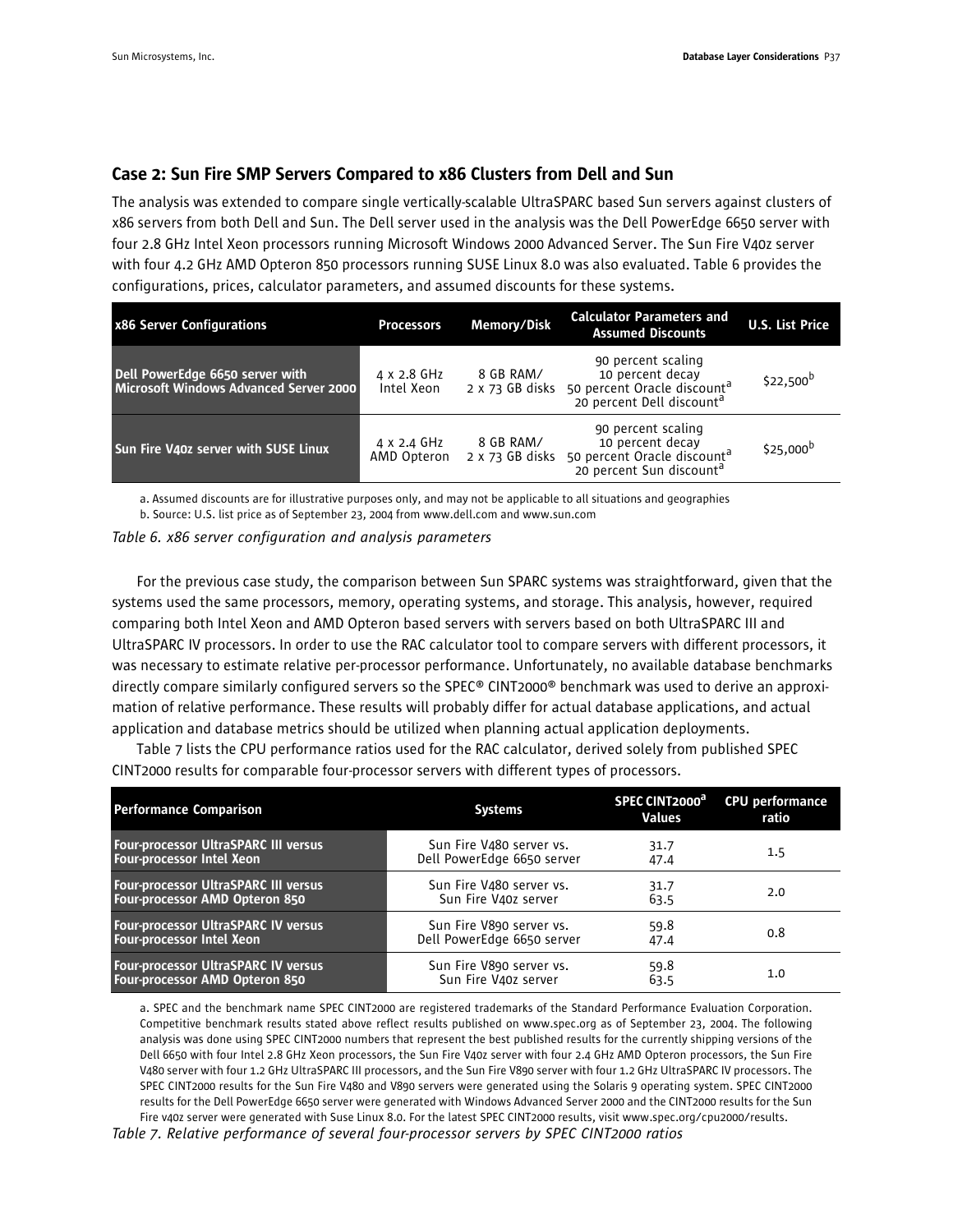## Case 2: Sun Fire SMP Servers Compared to x86 Clusters from Dell and Sun

The analysis was extended to compare single vertically-scalable UltraSPARC based Sun servers against clusters of x86 servers from both Dell and Sun. The Dell server used in the analysis was the Dell PowerEdge 6650 server with four 2.8 GHz Intel Xeon processors running Microsoft Windows 2000 Advanced Server. The Sun Fire V40z server with four 4.2 GHz AMD Opteron 850 processors running SUSE Linux 8.0 was also evaluated. Table 6 provides the configurations, prices, calculator parameters, and assumed discounts for these systems.

| x86 Server Configurations | Processors | Memory/Disk | Calculator Parameters and Assumed Discounts | U.S. List Price |
|---|---|---|---|---|
| **Dell PowerEdge 6650 server with Microsoft Windows Advanced Server 2000** | 4 x 2.8 GHz Intel Xeon | 8 GB RAM/ 2 x 73 GB disks | 90 percent scaling<br>10 percent decay<br>50 percent Oracle discount[a]<br>20 percent Dell discount[a] | \$22,500[b] |
| **Sun Fire V40z server with SUSE Linux** | 4 x 2.4 GHz AMD Opteron | 8 GB RAM/ 2 x 73 GB disks | 90 percent scaling<br>10 percent decay<br>50 percent Oracle discount[a]<br>20 percent Sun discount[a] | \$25,000[b] |

a. Assumed discounts are for illustrative purposes only, and may not be applicable to all situations and geographies

b. Source: U.S. list price as of September 23, 2004 from www.dell.com and www.sun.com

*Table 6. x86 server configuration and analysis parameters*

For the previous case study, the comparison between Sun SPARC systems was straightforward, given that the systems used the same processors, memory, operating systems, and storage. This analysis, however, required comparing both Intel Xeon and AMD Opteron based servers with servers based on both UltraSPARC III and UltraSPARC IV processors. In order to use the RAC calculator tool to compare servers with different processors, it was necessary to estimate relative per-processor performance. Unfortunately, no available database benchmarks directly compare similarly configured servers so the SPEC® CINT2000® benchmark was used to derive an approximation of relative performance. These results will probably differ for actual database applications, and actual application and database metrics should be utilized when planning actual application deployments.

Table 7 lists the CPU performance ratios used for the RAC calculator, derived solely from published SPEC CINT2000 results for comparable four-processor servers with different types of processors.

| Performance Comparison | Systems | SPEC CINT2000[a] Values | CPU performance ratio |
|---|---|---|---|
| **Four-processor UltraSPARC III versus Four-processor Intel Xeon** | Sun Fire V480 server vs. Dell PowerEdge 6650 server | 31.7<br>47.4 | 1.5 |
| **Four-processor UltraSPARC III versus Four-processor AMD Opteron 850** | Sun Fire V480 server vs. Sun Fire V40z server | 31.7<br>63.5 | 2.0 |
| **Four-processor UltraSPARC IV versus Four-processor Intel Xeon** | Sun Fire V890 server vs. Dell PowerEdge 6650 server | 59.8<br>47.4 | 0.8 |
| **Four-processor UltraSPARC IV versus Four-processor AMD Opteron 850** | Sun Fire V890 server vs. Sun Fire V40z server | 59.8<br>63.5 | 1.0 |

a. SPEC and the benchmark name SPEC CINT2000 are registered trademarks of the Standard Performance Evaluation Corporation. Competitive benchmark results stated above reflect results published on www.spec.org as of September 23, 2004. The following analysis was done using SPEC CINT2000 numbers that represent the best published results for the currently shipping versions of the Dell 6650 with four Intel 2.8 GHz Xeon processors, the Sun Fire V40z server with four 2.4 GHz AMD Opteron processors, the Sun Fire V480 server with four 1.2 GHz UltraSPARC III processors, and the Sun Fire V890 server with four 1.2 GHz UltraSPARC IV processors. The SPEC CINT2000 results for the Sun Fire V480 and V890 servers were generated using the Solaris 9 operating system. SPEC CINT2000 results for the Dell PowerEdge 6650 server were generated with Windows Advanced Server 2000 and the CINT2000 results for the Sun Fire v40z server were generated with Suse Linux 8.0. For the latest SPEC CINT2000 results, visit www.spec.org/cpu2000/results.

*Table 7. Relative performance of several four-processor servers by SPEC CINT2000 ratios*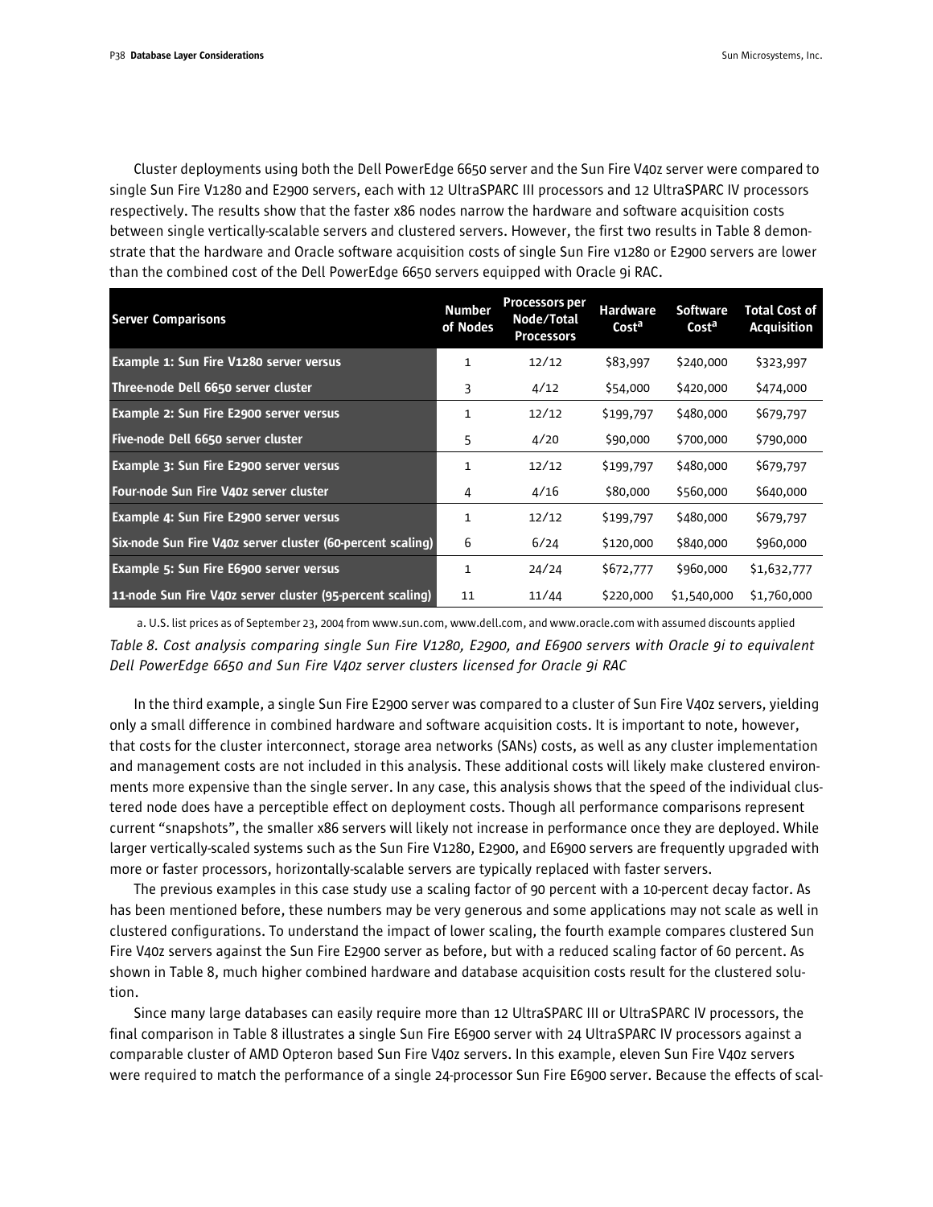Cluster deployments using both the Dell PowerEdge 6650 server and the Sun Fire V40z server were compared to single Sun Fire V1280 and E2900 servers, each with 12 UltraSPARC III processors and 12 UltraSPARC IV processors respectively. The results show that the faster x86 nodes narrow the hardware and software acquisition costs between single vertically-scalable servers and clustered servers. However, the first two results in Table 8 demonstrate that the hardware and Oracle software acquisition costs of single Sun Fire v1280 or E2900 servers are lower than the combined cost of the Dell PowerEdge 6650 servers equipped with Oracle 9i RAC.

| Server Comparisons | Number of Nodes | Processors per Node/Total Processors | Hardware Cost[a] | Software Cost[a] | Total Cost of Acquisition |
|---|---|---|---|---|---|
| **Example 1: Sun Fire V1280 server versus** | 1 | 12/12 | $83,997 | $240,000 | $323,997 |
| **Three-node Dell 6650 server cluster** | 3 | 4/12 | $54,000 | $420,000 | $474,000 |
| **Example 2: Sun Fire E2900 server versus** | 1 | 12/12 | $199,797 | $480,000 | $679,797 |
| **Five-node Dell 6650 server cluster** | 5 | 4/20 | $90,000 | $700,000 | $790,000 |
| **Example 3: Sun Fire E2900 server versus** | 1 | 12/12 | $199,797 | $480,000 | $679,797 |
| **Four-node Sun Fire V40z server cluster** | 4 | 4/16 | $80,000 | $560,000 | $640,000 |
| **Example 4: Sun Fire E2900 server versus** | 1 | 12/12 | $199,797 | $480,000 | $679,797 |
| **Six-node Sun Fire V40z server cluster (60-percent scaling)** | 6 | 6/24 | $120,000 | $840,000 | $960,000 |
| **Example 5: Sun Fire E6900 server versus** | 1 | 24/24 | $672,777 | $960,000 | $1,632,777 |
| **11-node Sun Fire V40z server cluster (95-percent scaling)** | 11 | 11/44 | $220,000 | $1,540,000 | $1,760,000 |

a. U.S. list prices as of September 23, 2004 from www.sun.com, www.dell.com, and www.oracle.com with assumed discounts applied

*Table 8. Cost analysis comparing single Sun Fire V1280, E2900, and E6900 servers with Oracle 9i to equivalent Dell PowerEdge 6650 and Sun Fire V40z server clusters licensed for Oracle 9i RAC*

In the third example, a single Sun Fire E2900 server was compared to a cluster of Sun Fire V40z servers, yielding only a small difference in combined hardware and software acquisition costs. It is important to note, however, that costs for the cluster interconnect, storage area networks (SANs) costs, as well as any cluster implementation and management costs are not included in this analysis. These additional costs will likely make clustered environments more expensive than the single server. In any case, this analysis shows that the speed of the individual clustered node does have a perceptible effect on deployment costs. Though all performance comparisons represent current "snapshots", the smaller x86 servers will likely not increase in performance once they are deployed. While larger vertically-scaled systems such as the Sun Fire V1280, E2900, and E6900 servers are frequently upgraded with more or faster processors, horizontally-scalable servers are typically replaced with faster servers.

The previous examples in this case study use a scaling factor of 90 percent with a 10-percent decay factor. As has been mentioned before, these numbers may be very generous and some applications may not scale as well in clustered configurations. To understand the impact of lower scaling, the fourth example compares clustered Sun Fire V40z servers against the Sun Fire E2900 server as before, but with a reduced scaling factor of 60 percent. As shown in Table 8, much higher combined hardware and database acquisition costs result for the clustered solution.

Since many large databases can easily require more than 12 UltraSPARC III or UltraSPARC IV processors, the final comparison in Table 8 illustrates a single Sun Fire E6900 server with 24 UltraSPARC IV processors against a comparable cluster of AMD Opteron based Sun Fire V40z servers. In this example, eleven Sun Fire V40z servers were required to match the performance of a single 24-processor Sun Fire E6900 server. Because the effects of scal-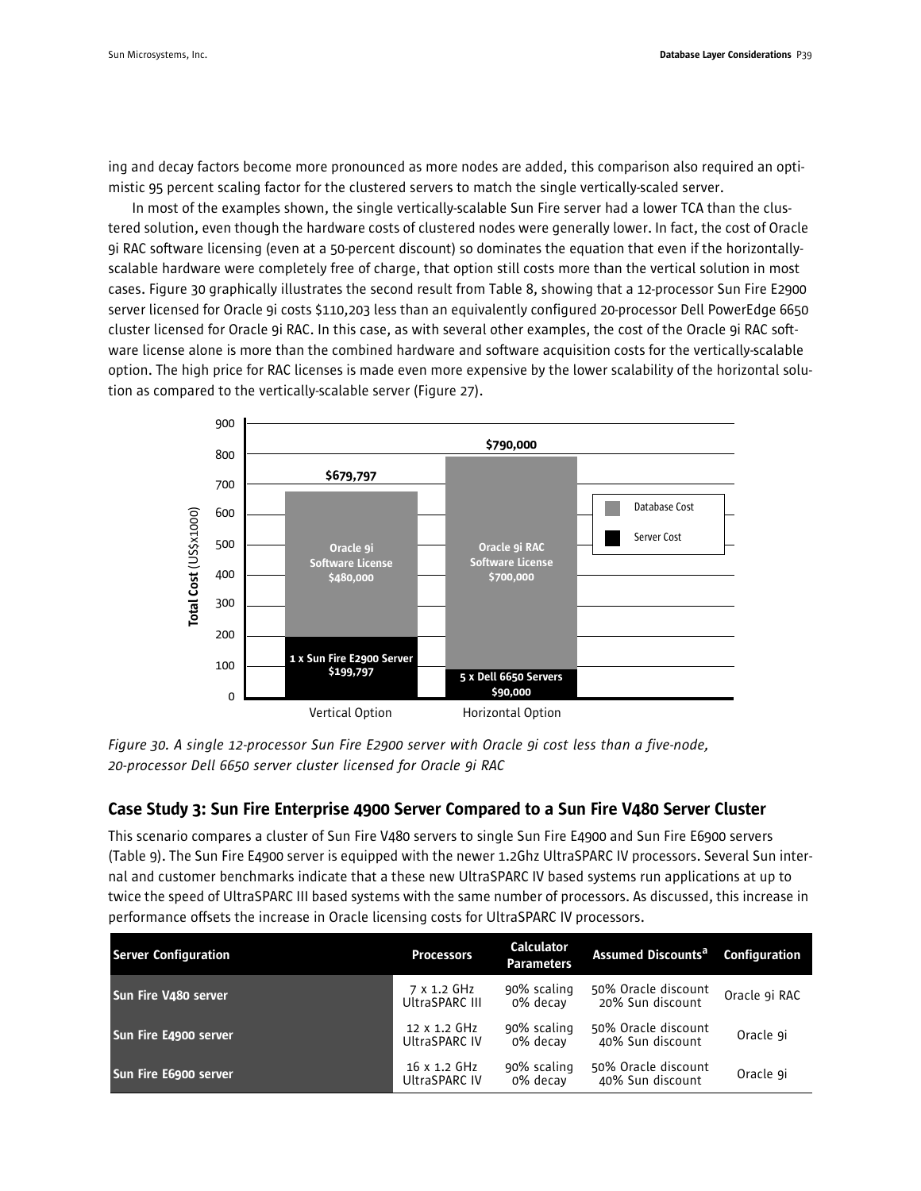ing and decay factors become more pronounced as more nodes are added, this comparison also required an optimistic 95 percent scaling factor for the clustered servers to match the single vertically-scaled server.

In most of the examples shown, the single vertically-scalable Sun Fire server had a lower TCA than the clustered solution, even though the hardware costs of clustered nodes were generally lower. In fact, the cost of Oracle 9i RAC software licensing (even at a 50-percent discount) so dominates the equation that even if the horizontally-scalable hardware were completely free of charge, that option still costs more than the vertical solution in most cases. Figure 30 graphically illustrates the second result from Table 8, showing that a 12-processor Sun Fire E2900 server licensed for Oracle 9i costs $110,203 less than an equivalently configured 20-processor Dell PowerEdge 6650 cluster licensed for Oracle 9i RAC. In this case, as with several other examples, the cost of the Oracle 9i RAC software license alone is more than the combined hardware and software acquisition costs for the vertically-scalable option. The high price for RAC licenses is made even more expensive by the lower scalability of the horizontal solution as compared to the vertically-scalable server (Figure 27).

*Figure 30. A single 12-processor Sun Fire E2900 server with Oracle 9i cost less than a five-node, 20-processor Dell 6650 server cluster licensed for Oracle 9i RAC*

## Case Study 3: Sun Fire Enterprise 4900 Server Compared to a Sun Fire V480 Server Cluster

This scenario compares a cluster of Sun Fire V480 servers to single Sun Fire E4900 and Sun Fire E6900 servers (Table 9). The Sun Fire E4900 server is equipped with the newer 1.2Ghz UltraSPARC IV processors. Several Sun internal and customer benchmarks indicate that a these new UltraSPARC IV based systems run applications at up to twice the speed of UltraSPARC III based systems with the same number of processors. As discussed, this increase in performance offsets the increase in Oracle licensing costs for UltraSPARC IV processors.

| Server Configuration | Processors | Calculator Parameters | Assumed Discounts[a] | Configuration |
|---|---|---|---|---|
| Sun Fire V480 server | 7 x 1.2 GHz UltraSPARC III | 90% scaling 0% decay | 50% Oracle discount 20% Sun discount | Oracle 9i RAC |
| Sun Fire E4900 server | 12 x 1.2 GHz UltraSPARC IV | 90% scaling 0% decay | 50% Oracle discount 40% Sun discount | Oracle 9i |
| Sun Fire E6900 server | 16 x 1.2 GHz UltraSPARC IV | 90% scaling 0% decay | 50% Oracle discount 40% Sun discount | Oracle 9i |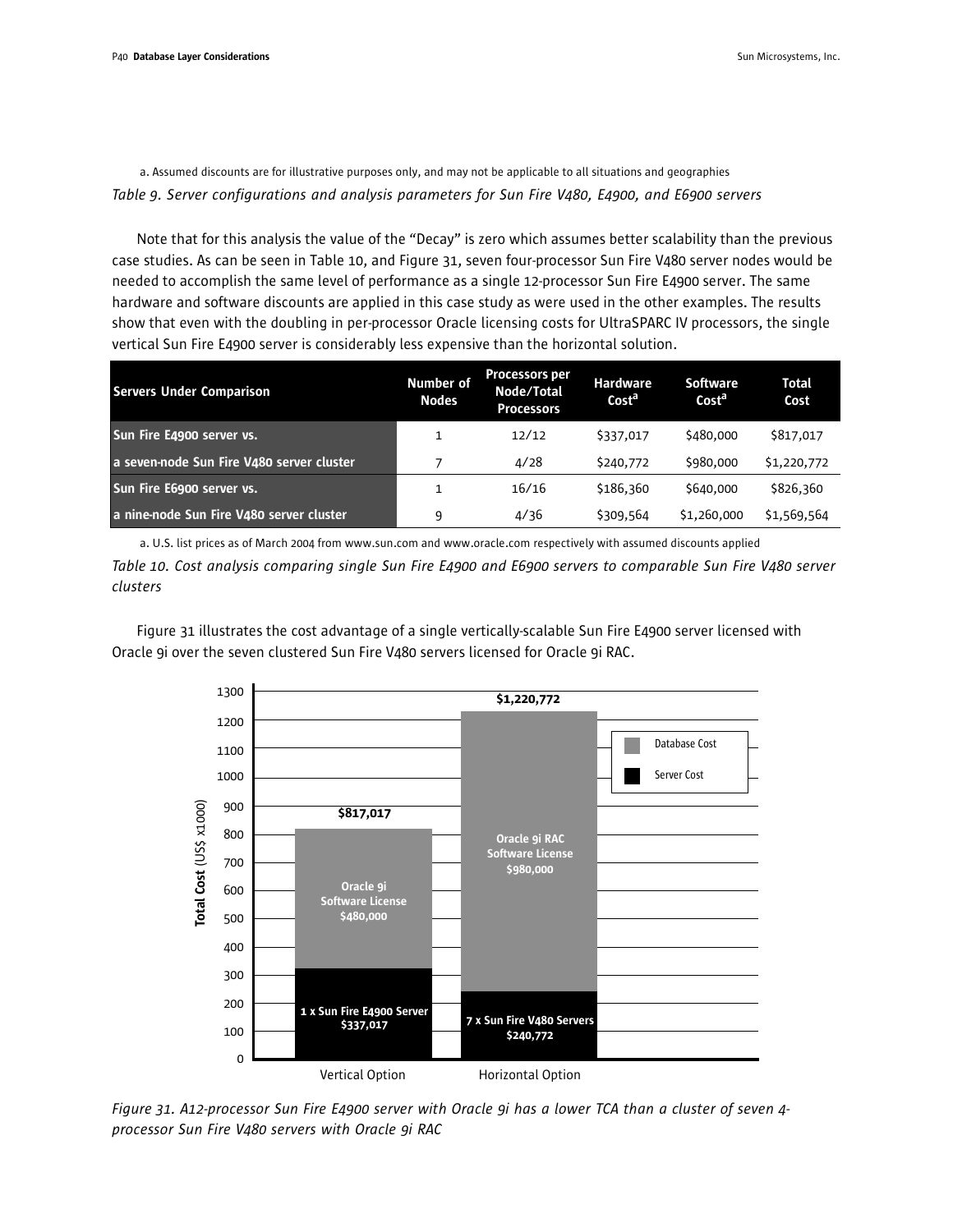a. Assumed discounts are for illustrative purposes only, and may not be applicable to all situations and geographies

*Table 9. Server configurations and analysis parameters for Sun Fire V480, E4900, and E6900 servers*

Note that for this analysis the value of the "Decay" is zero which assumes better scalability than the previous case studies. As can be seen in Table 10, and Figure 31, seven four-processor Sun Fire V480 server nodes would be needed to accomplish the same level of performance as a single 12-processor Sun Fire E4900 server. The same hardware and software discounts are applied in this case study as were used in the other examples. The results show that even with the doubling in per-processor Oracle licensing costs for UltraSPARC IV processors, the single vertical Sun Fire E4900 server is considerably less expensive than the horizontal solution.

| Servers Under Comparison | Number of Nodes | Processors per Node/Total Processors | Hardware Cost[a] | Software Cost[a] | Total Cost |
|---|---|---|---|---|---|
| Sun Fire E4900 server vs. | 1 | 12/12 | $337,017 | $480,000 | $817,017 |
| a seven-node Sun Fire V480 server cluster | 7 | 4/28 | $240,772 | $980,000 | $1,220,772 |
| Sun Fire E6900 server vs. | 1 | 16/16 | $186,360 | $640,000 | $826,360 |
| a nine-node Sun Fire V480 server cluster | 9 | 4/36 | $309,564 | $1,260,000 | $1,569,564 |

a. U.S. list prices as of March 2004 from www.sun.com and www.oracle.com respectively with assumed discounts applied

*Table 10. Cost analysis comparing single Sun Fire E4900 and E6900 servers to comparable Sun Fire V480 server clusters*

Figure 31 illustrates the cost advantage of a single vertically-scalable Sun Fire E4900 server licensed with Oracle 9i over the seven clustered Sun Fire V480 servers licensed for Oracle 9i RAC.

*Figure 31. A12-processor Sun Fire E4900 server with Oracle 9i has a lower TCA than a cluster of seven 4-processor Sun Fire V480 servers with Oracle 9i RAC*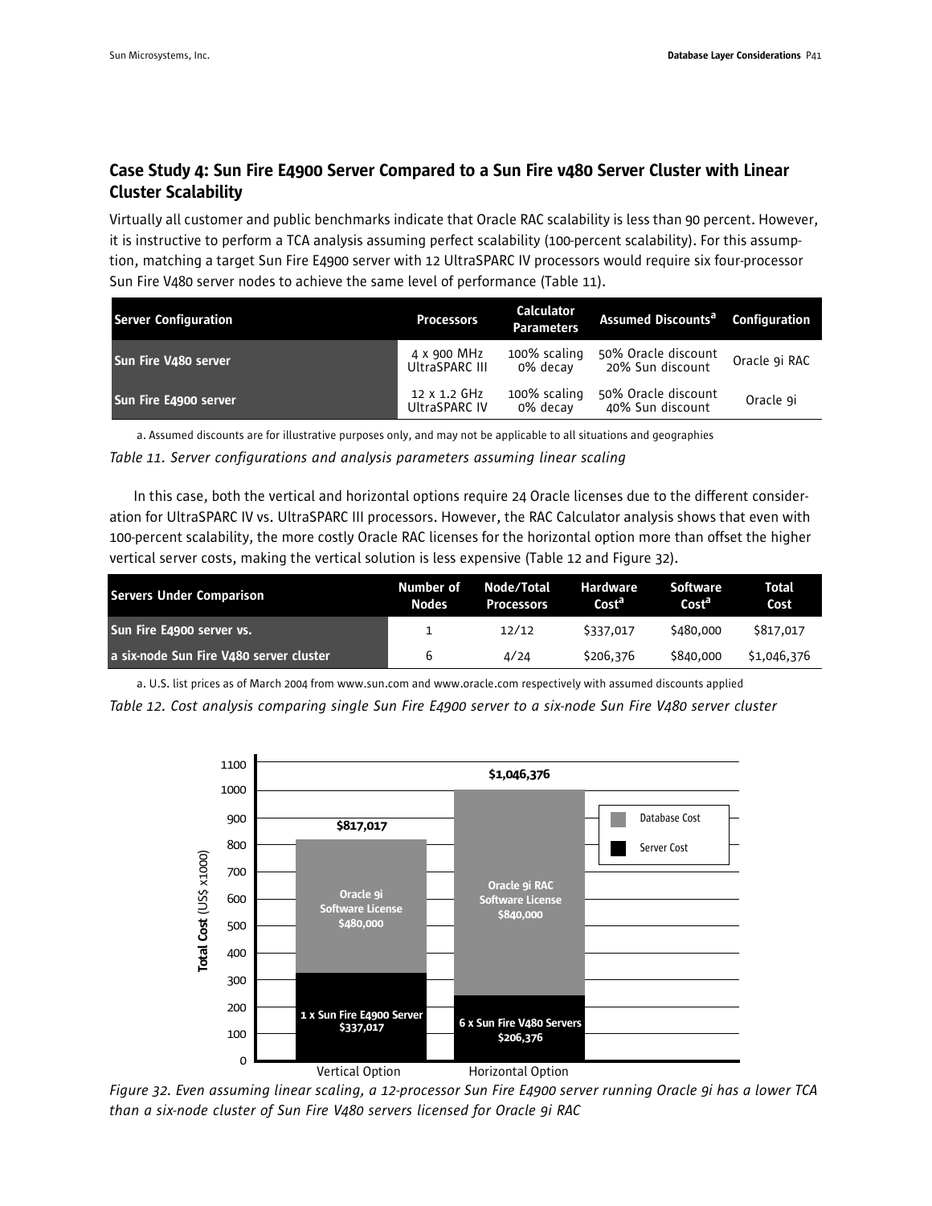## Case Study 4: Sun Fire E4900 Server Compared to a Sun Fire v480 Server Cluster with Linear Cluster Scalability

Virtually all customer and public benchmarks indicate that Oracle RAC scalability is less than 90 percent. However, it is instructive to perform a TCA analysis assuming perfect scalability (100-percent scalability). For this assumption, matching a target Sun Fire E4900 server with 12 UltraSPARC IV processors would require six four-processor Sun Fire V480 server nodes to achieve the same level of performance (Table 11).

| Server Configuration | Processors | Calculator Parameters | Assumed Discounts[a] | Configuration |
|---|---|---|---|---|
| Sun Fire V480 server | 4 x 900 MHz UltraSPARC III | 100% scaling 0% decay | 50% Oracle discount 20% Sun discount | Oracle 9i RAC |
| Sun Fire E4900 server | 12 x 1.2 GHz UltraSPARC IV | 100% scaling 0% decay | 50% Oracle discount 40% Sun discount | Oracle 9i |

a. Assumed discounts are for illustrative purposes only, and may not be applicable to all situations and geographies

*Table 11. Server configurations and analysis parameters assuming linear scaling*

In this case, both the vertical and horizontal options require 24 Oracle licenses due to the different consideration for UltraSPARC IV vs. UltraSPARC III processors. However, the RAC Calculator analysis shows that even with 100-percent scalability, the more costly Oracle RAC licenses for the horizontal option more than offset the higher vertical server costs, making the vertical solution is less expensive (Table 12 and Figure 32).

| Servers Under Comparison | Number of Nodes | Node/Total Processors | Hardware Cost[a] | Software Cost[a] | Total Cost |
|---|---|---|---|---|---|
| Sun Fire E4900 server vs. | 1 | 12/12 | $337,017 | $480,000 | $817,017 |
| a six-node Sun Fire V480 server cluster | 6 | 4/24 | $206,376 | $840,000 | $1,046,376 |

a. U.S. list prices as of March 2004 from www.sun.com and www.oracle.com respectively with assumed discounts applied

*Table 12. Cost analysis comparing single Sun Fire E4900 server to a six-node Sun Fire V480 server cluster*

*Figure 32. Even assuming linear scaling, a 12-processor Sun Fire E4900 server running Oracle 9i has a lower TCA than a six-node cluster of Sun Fire V480 servers licensed for Oracle 9i RAC*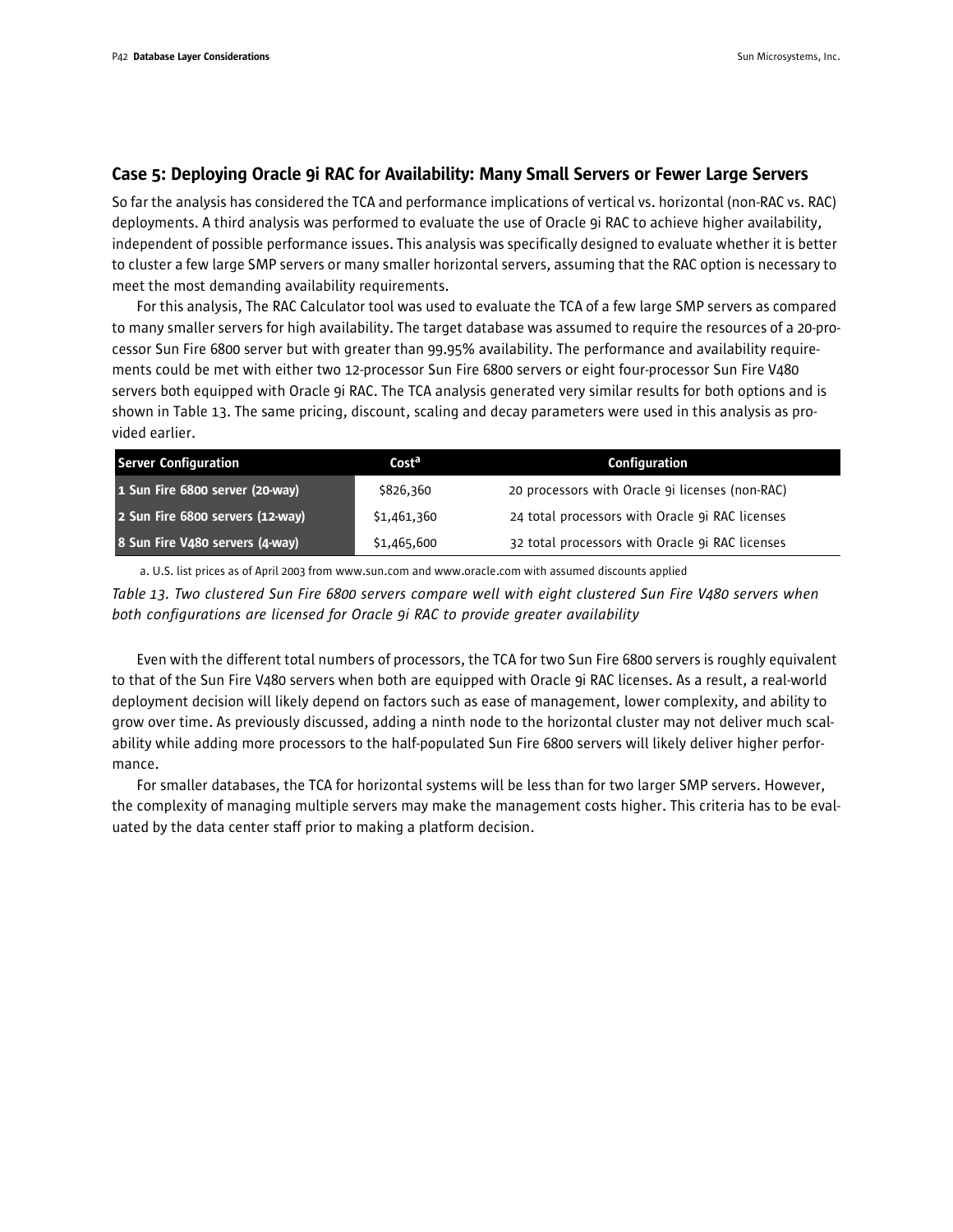## Case 5: Deploying Oracle 9i RAC for Availability: Many Small Servers or Fewer Large Servers

So far the analysis has considered the TCA and performance implications of vertical vs. horizontal (non-RAC vs. RAC) deployments. A third analysis was performed to evaluate the use of Oracle 9i RAC to achieve higher availability, independent of possible performance issues. This analysis was specifically designed to evaluate whether it is better to cluster a few large SMP servers or many smaller horizontal servers, assuming that the RAC option is necessary to meet the most demanding availability requirements.

For this analysis, The RAC Calculator tool was used to evaluate the TCA of a few large SMP servers as compared to many smaller servers for high availability. The target database was assumed to require the resources of a 20-processor Sun Fire 6800 server but with greater than 99.95% availability. The performance and availability requirements could be met with either two 12-processor Sun Fire 6800 servers or eight four-processor Sun Fire V480 servers both equipped with Oracle 9i RAC. The TCA analysis generated very similar results for both options and is shown in Table 13. The same pricing, discount, scaling and decay parameters were used in this analysis as provided earlier.

| Server Configuration | Cost[a] | Configuration |
|---|---|---|
| **1 Sun Fire 6800 server (20-way)** | $826,360 | 20 processors with Oracle 9i licenses (non-RAC) |
| **2 Sun Fire 6800 servers (12-way)** | $1,461,360 | 24 total processors with Oracle 9i RAC licenses |
| **8 Sun Fire V480 servers (4-way)** | $1,465,600 | 32 total processors with Oracle 9i RAC licenses |

a. U.S. list prices as of April 2003 from www.sun.com and www.oracle.com with assumed discounts applied

*Table 13. Two clustered Sun Fire 6800 servers compare well with eight clustered Sun Fire V480 servers when both configurations are licensed for Oracle 9i RAC to provide greater availability*

Even with the different total numbers of processors, the TCA for two Sun Fire 6800 servers is roughly equivalent to that of the Sun Fire V480 servers when both are equipped with Oracle 9i RAC licenses. As a result, a real-world deployment decision will likely depend on factors such as ease of management, lower complexity, and ability to grow over time. As previously discussed, adding a ninth node to the horizontal cluster may not deliver much scalability while adding more processors to the half-populated Sun Fire 6800 servers will likely deliver higher performance.

For smaller databases, the TCA for horizontal systems will be less than for two larger SMP servers. However, the complexity of managing multiple servers may make the management costs higher. This criteria has to be evaluated by the data center staff prior to making a platform decision.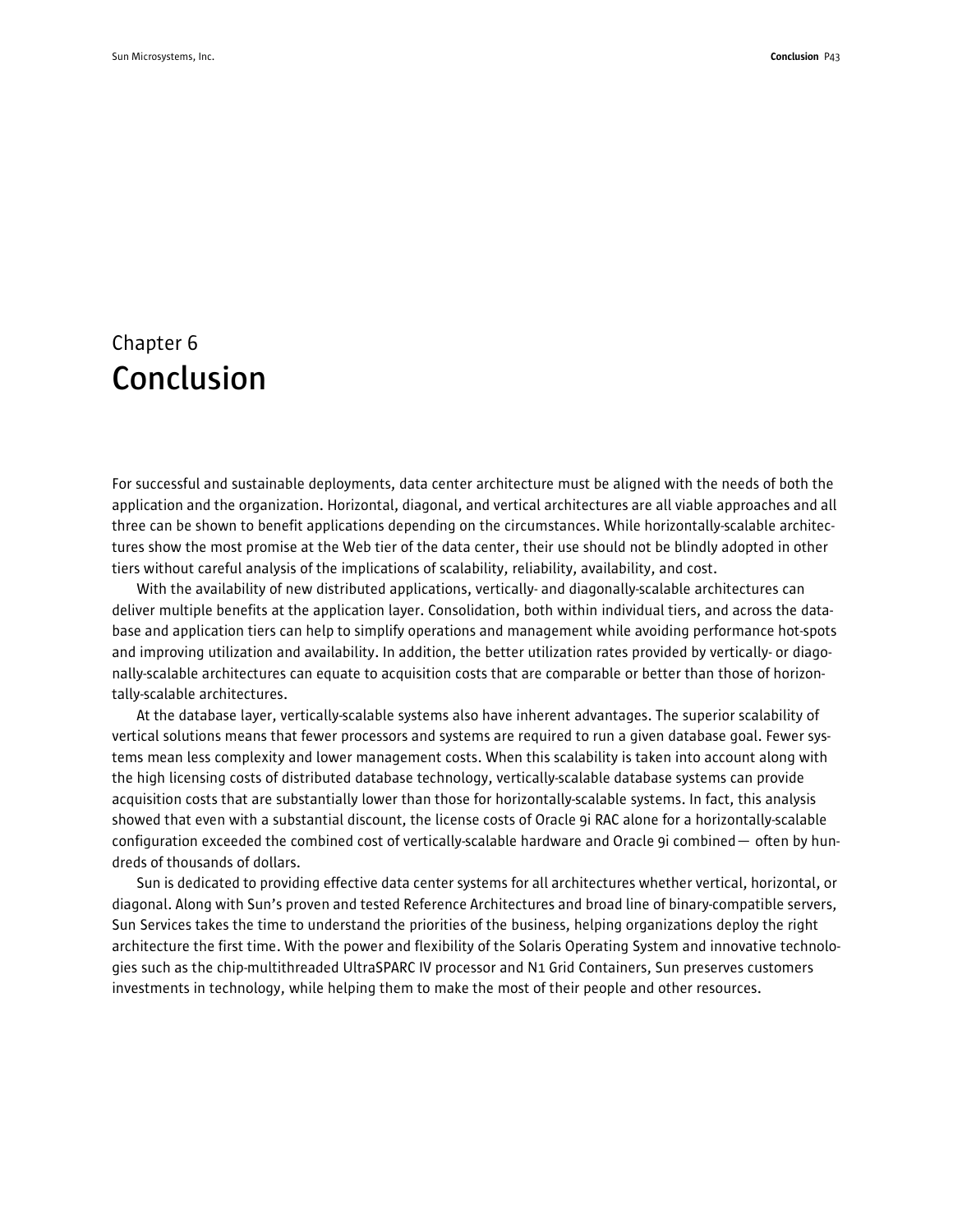# Chapter 6
# Conclusion

For successful and sustainable deployments, data center architecture must be aligned with the needs of both the application and the organization. Horizontal, diagonal, and vertical architectures are all viable approaches and all three can be shown to benefit applications depending on the circumstances. While horizontally-scalable architectures show the most promise at the Web tier of the data center, their use should not be blindly adopted in other tiers without careful analysis of the implications of scalability, reliability, availability, and cost.

With the availability of new distributed applications, vertically- and diagonally-scalable architectures can deliver multiple benefits at the application layer. Consolidation, both within individual tiers, and across the database and application tiers can help to simplify operations and management while avoiding performance hot-spots and improving utilization and availability. In addition, the better utilization rates provided by vertically- or diagonally-scalable architectures can equate to acquisition costs that are comparable or better than those of horizontally-scalable architectures.

At the database layer, vertically-scalable systems also have inherent advantages. The superior scalability of vertical solutions means that fewer processors and systems are required to run a given database goal. Fewer systems mean less complexity and lower management costs. When this scalability is taken into account along with the high licensing costs of distributed database technology, vertically-scalable database systems can provide acquisition costs that are substantially lower than those for horizontally-scalable systems. In fact, this analysis showed that even with a substantial discount, the license costs of Oracle 9i RAC alone for a horizontally-scalable configuration exceeded the combined cost of vertically-scalable hardware and Oracle 9i combined— often by hundreds of thousands of dollars.

Sun is dedicated to providing effective data center systems for all architectures whether vertical, horizontal, or diagonal. Along with Sun's proven and tested Reference Architectures and broad line of binary-compatible servers, Sun Services takes the time to understand the priorities of the business, helping organizations deploy the right architecture the first time. With the power and flexibility of the Solaris Operating System and innovative technologies such as the chip-multithreaded UltraSPARC IV processor and N1 Grid Containers, Sun preserves customers investments in technology, while helping them to make the most of their people and other resources.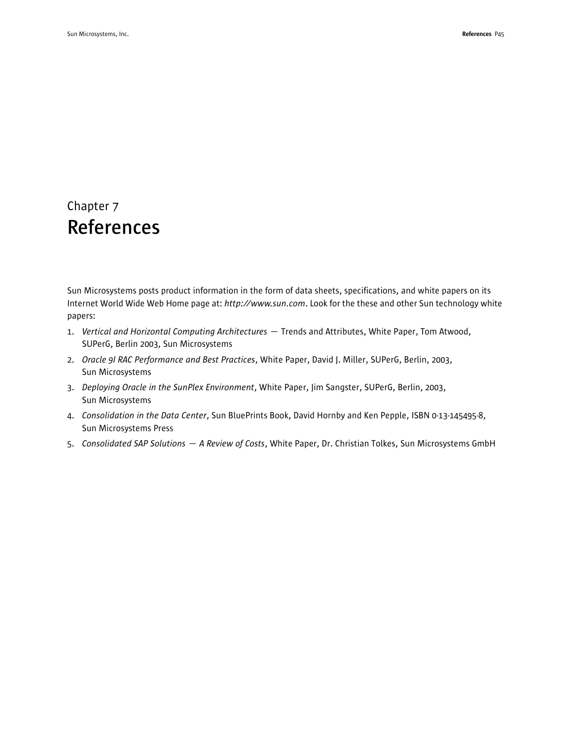# Chapter 7
# References

Sun Microsystems posts product information in the form of data sheets, specifications, and white papers on its Internet World Wide Web Home page at: *http://www.sun.com*. Look for the these and other Sun technology white papers:

1. *Vertical and Horizontal Computing Architectures* — Trends and Attributes, White Paper, Tom Atwood, SUPerG, Berlin 2003, Sun Microsystems
2. *Oracle 9I RAC Performance and Best Practices*, White Paper, David J. Miller, SUPerG, Berlin, 2003, Sun Microsystems
3. *Deploying Oracle in the SunPlex Environment*, White Paper, Jim Sangster, SUPerG, Berlin, 2003, Sun Microsystems
4. *Consolidation in the Data Center*, Sun BluePrints Book, David Hornby and Ken Pepple, ISBN 0-13-145495-8, Sun Microsystems Press
5. *Consolidated SAP Solutions — A Review of Costs*, White Paper, Dr. Christian Tolkes, Sun Microsystems GmbH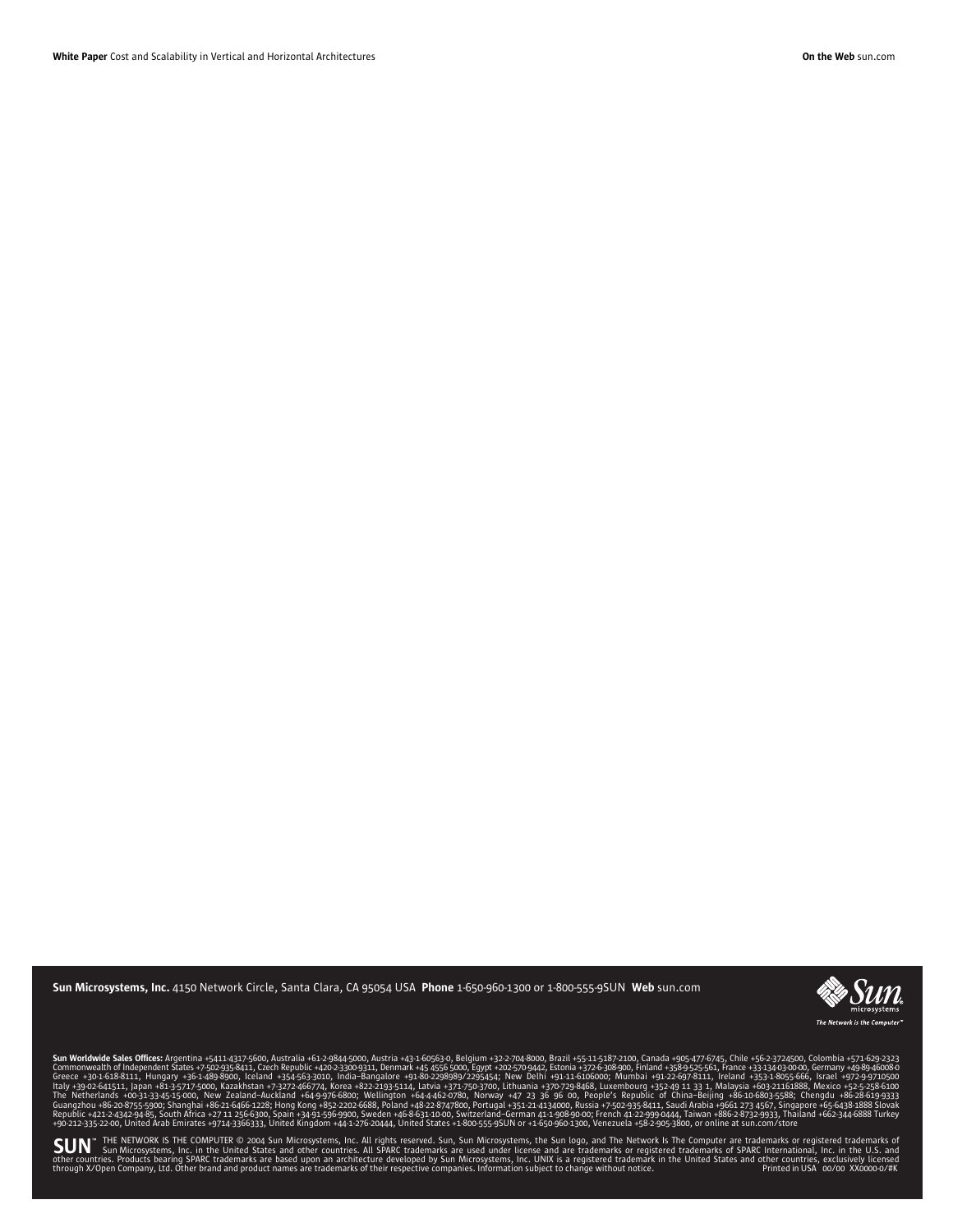**Sun Microsystems, Inc.** 4150 Network Circle, Santa Clara, CA 95054 USA **Phone** 1-650-960-1300 or 1-800-555-9SUN **Web** sun.com

*The Network is the Computer™*

**Sun Worldwide Sales Offices:** Argentina +5411-4317-5600, Australia +61-2-9844-5000, Austria +43-1-60563-0, Belgium +32-2-704-8000, Brazil +55-11-5187-2100, Canada +905-477-6745, Chile +56-2-3724500, Colombia +571-629-2323 Commonwealth of Independent States +7-502-935-8411, Czech Republic +420-2-3300-9311, Denmark +45 4556 5000, Egypt +202-570-9442, Estonia +372-6-308-900, Finland +358-9-525-561, France +33-134-03-00-00, Germany +49-89-46008-0 Greece +30-1-618-8111, Hungary +36-1-489-8900, Iceland +354-563-3010, India–Bangalore +91-80-2298989/2295454; New Delhi +91-11-6106000; Mumbai +91-22-697-8111, Ireland +353-1-8055-666, Israel +972-9-9710500 Italy +39-02-641511, Japan +81-3-5717-5000, Kazakhstan +7-3272-466774, Korea +822-2193-5114, Latvia +371-750-3700, Lithuania +370-729-8468, Luxembourg +352-49 11 33 1, Malaysia +603-21161888, Mexico +52-5-258-6100 The Netherlands +00-31-33-45-15-000, New Zealand–Auckland +64-9-976-6800; Wellington +64-4-462-0780, Norway +47 23 36 96 00, People's Republic of China–Beijing +86-10-6803-5588; Chengdu +86-28-619-9333 Guangzhou +86-20-8755-5900; Shanghai +86-21-6466-1228; Hong Kong +852-2202-6688, Poland +48-22-8747800, Portugal +351-21-4134000, Russia +7-502-935-8411, Saudi Arabia +9661 273 4567, Singapore +65-6438-1888 Slovak Republic +421-2-4342-94-85, South Africa +27 11 256-6300, Spain +34-91-596-9900, Sweden +46-8-631-10-00, Switzerland–German 41-1-908-90-00; French 41-22-999-0444, Taiwan +886-2-8732-9933, Thailand +662-344-6888 Turkey +90-212-335-22-00, United Arab Emirates +9714-3366333, United Kingdom +44-1-276-20444, United States +1-800-555-9SUN or +1-650-960-1300, Venezuela +58-2-905-3800, or online at sun.com/store

**SUN™** THE NETWORK IS THE COMPUTER © 2004 Sun Microsystems, Inc. All rights reserved. Sun, Sun Microsystems, the Sun logo, and The Network Is The Computer are trademarks or registered trademarks of Sun Microsystems, Inc. in the United States and other countries. All SPARC trademarks are used under license and are trademarks or registered trademarks of SPARC International, Inc. in the U.S. and other countries. Products bearing SPARC trademarks are based upon an architecture developed by Sun Microsystems, Inc. UNIX is a registered trademark in the United States and other countries, exclusively licensed through X/Open Company, Ltd. Other brand and product names are trademarks of their respective companies. Information subject to change without notice. Printed in USA 00/00 XX0000-0/#K